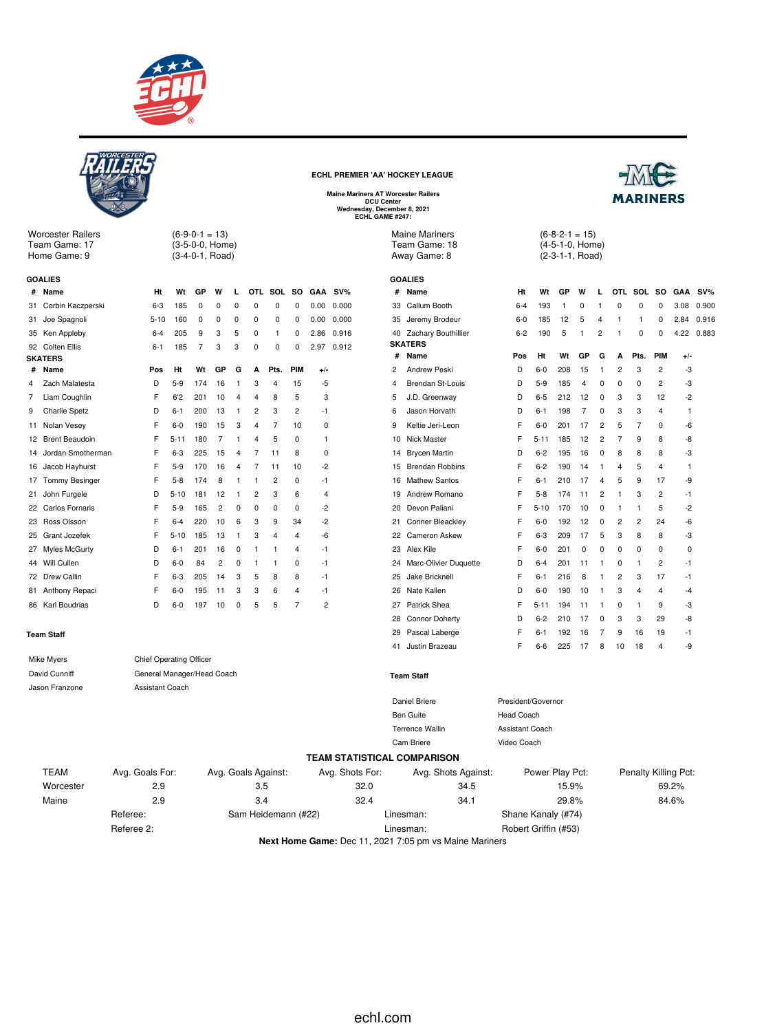## ECHL PREMIER 'AA' HOCKEY LEAGUE

**Maine Mariners AT Worcester Railers**
**DCU Center**
**Wednesday, December 8, 2021**
**ECHL GAME #247:**

Worcester Railers (6-9-0-1 = 13)
Team Game: 17 (3-5-0-0, Home)
Home Game: 9 (3-4-0-1, Road)

### GOALIES

| # | Name | Ht | Wt | GP | W | L | OTL | SOL | SO | GAA | SV% |
|---|---|---|---|---|---|---|---|---|---|---|---|
| 31 | Corbin Kaczperski | 6-3 | 185 | 0 | 0 | 0 | 0 | 0 | 0 | 0.00 | 0.000 |
| 31 | Joe Spagnoli | 5-10 | 160 | 0 | 0 | 0 | 0 | 0 | 0 | 0.00 | 0.000 |
| 35 | Ken Appleby | 6-4 | 205 | 9 | 3 | 5 | 0 | 1 | 0 | 2.86 | 0.916 |
| 92 | Colten Ellis | 6-1 | 185 | 7 | 3 | 3 | 0 | 0 | 0 | 2.97 | 0.912 |

### SKATERS

| # | Name | Pos | Ht | Wt | GP | G | A | Pts. | PIM | +/- |
|---|---|---|---|---|---|---|---|---|---|---|
| 4 | Zach Malatesta | D | 5-9 | 174 | 16 | 1 | 3 | 4 | 15 | -5 |
| 7 | Liam Coughlin | F | 6'2 | 201 | 10 | 4 | 4 | 8 | 5 | 3 |
| 9 | Charlie Spetz | D | 6-1 | 200 | 13 | 1 | 2 | 3 | 2 | -1 |
| 11 | Nolan Vesey | F | 6-0 | 190 | 15 | 3 | 4 | 7 | 10 | 0 |
| 12 | Brent Beaudoin | F | 5-11 | 180 | 7 | 1 | 4 | 5 | 0 | 1 |
| 14 | Jordan Smotherman | F | 6-3 | 225 | 15 | 4 | 7 | 11 | 8 | 0 |
| 16 | Jacob Hayhurst | F | 5-9 | 170 | 16 | 4 | 7 | 11 | 10 | -2 |
| 17 | Tommy Besinger | F | 5-8 | 174 | 8 | 1 | 1 | 2 | 0 | -1 |
| 21 | John Furgele | D | 5-10 | 181 | 12 | 1 | 2 | 3 | 6 | 4 |
| 22 | Carlos Fornaris | F | 5-9 | 165 | 2 | 0 | 0 | 0 | 0 | -2 |
| 23 | Ross Olsson | F | 6-4 | 220 | 10 | 6 | 3 | 9 | 34 | -2 |
| 25 | Grant Jozefek | F | 5-10 | 185 | 13 | 1 | 3 | 4 | 4 | -6 |
| 27 | Myles McGurty | D | 6-1 | 201 | 16 | 0 | 1 | 1 | 4 | -1 |
| 44 | Will Cullen | D | 6-0 | 84 | 2 | 0 | 1 | 1 | 0 | -1 |
| 72 | Drew Callin | F | 6-3 | 205 | 14 | 3 | 5 | 8 | 8 | -1 |
| 81 | Anthony Repaci | F | 6-0 | 195 | 11 | 3 | 3 | 6 | 4 | -1 |
| 86 | Karl Boudrias | D | 6-0 | 197 | 10 | 0 | 5 | 5 | 7 | 2 |

### Team Staff

| | |
|---|---|
| Mike Myers | Chief Operating Officer |
| David Cunniff | General Manager/Head Coach |
| Jason Franzone | Assistant Coach |

Maine Mariners (6-8-2-1 = 15)
Team Game: 18 (4-5-1-0, Home)
Away Game: 8 (2-3-1-1, Road)

### GOALIES

| # | Name | Ht | Wt | GP | W | L | OTL | SOL | SO | GAA | SV% |
|---|---|---|---|---|---|---|---|---|---|---|---|
| 33 | Callum Booth | 6-4 | 193 | 1 | 0 | 1 | 0 | 0 | 0 | 3.08 | 0.900 |
| 35 | Jeremy Brodeur | 6-0 | 185 | 12 | 5 | 4 | 1 | 1 | 0 | 2.84 | 0.916 |
| 40 | Zachary Bouthillier | 6-2 | 190 | 5 | 1 | 2 | 1 | 0 | 0 | 4.22 | 0.883 |

### SKATERS

| # | Name | Pos | Ht | Wt | GP | G | A | Pts. | PIM | +/- |
|---|---|---|---|---|---|---|---|---|---|---|
| 2 | Andrew Peski | D | 6-0 | 208 | 15 | 1 | 2 | 3 | 2 | -3 |
| 4 | Brendan St-Louis | D | 5-9 | 185 | 4 | 0 | 0 | 0 | 2 | -3 |
| 5 | J.D. Greenway | D | 6-5 | 212 | 12 | 0 | 3 | 3 | 12 | -2 |
| 6 | Jason Horvath | D | 6-1 | 198 | 7 | 0 | 3 | 3 | 4 | 1 |
| 9 | Keltie Jeri-Leon | F | 6-0 | 201 | 17 | 2 | 5 | 7 | 0 | -6 |
| 10 | Nick Master | F | 5-11 | 185 | 12 | 2 | 7 | 9 | 8 | -8 |
| 14 | Brycen Martin | D | 6-2 | 195 | 16 | 0 | 8 | 8 | 8 | -3 |
| 15 | Brendan Robbins | F | 6-2 | 190 | 14 | 1 | 4 | 5 | 4 | 1 |
| 16 | Mathew Santos | F | 6-1 | 210 | 17 | 4 | 5 | 9 | 17 | -9 |
| 19 | Andrew Romano | F | 5-8 | 174 | 11 | 2 | 1 | 3 | 2 | -1 |
| 20 | Devon Paliani | F | 5-10 | 170 | 10 | 0 | 1 | 1 | 5 | -2 |
| 21 | Conner Bleackley | F | 6-0 | 192 | 12 | 0 | 2 | 2 | 24 | -6 |
| 22 | Cameron Askew | F | 6-3 | 209 | 17 | 5 | 3 | 8 | 8 | -3 |
| 23 | Alex Kile | F | 6-0 | 201 | 0 | 0 | 0 | 0 | 0 | 0 |
| 24 | Marc-Olivier Duquette | D | 6-4 | 201 | 11 | 1 | 0 | 1 | 2 | -1 |
| 25 | Jake Bricknell | F | 6-1 | 216 | 8 | 1 | 2 | 3 | 17 | -1 |
| 26 | Nate Kallen | D | 6-0 | 190 | 10 | 1 | 3 | 4 | 4 | -4 |
| 27 | Patrick Shea | F | 5-11 | 194 | 11 | 1 | 0 | 1 | 9 | -3 |
| 28 | Connor Doherty | D | 6-2 | 210 | 17 | 0 | 3 | 3 | 29 | -8 |
| 29 | Pascal Laberge | F | 6-1 | 192 | 16 | 7 | 9 | 16 | 19 | -1 |
| 41 | Justin Brazeau | F | 6-6 | 225 | 17 | 8 | 10 | 18 | 4 | -9 |

### Team Staff

| | |
|---|---|
| Daniel Briere | President/Governor |
| Ben Guite | Head Coach |
| Terrence Wallin | Assistant Coach |
| Cam Briere | Video Coach |

### TEAM STATISTICAL COMPARISON

| TEAM | Avg. Goals For: | Avg. Goals Against: | Avg. Shots For: | Avg. Shots Against: | Power Play Pct: | Penalty Killing Pct: |
|---|---|---|---|---|---|---|
| Worcester | 2.9 | 3.5 | 32.0 | 34.5 | 15.9% | 69.2% |
| Maine | 2.9 | 3.4 | 32.4 | 34.1 | 29.8% | 84.6% |

Referee: Sam Heidemann (#22) Linesman: Shane Kanaly (#74)
Referee 2: Linesman: Robert Griffin (#53)

**Next Home Game:** Dec 11, 2021 7:05 pm vs Maine Mariners

echl.com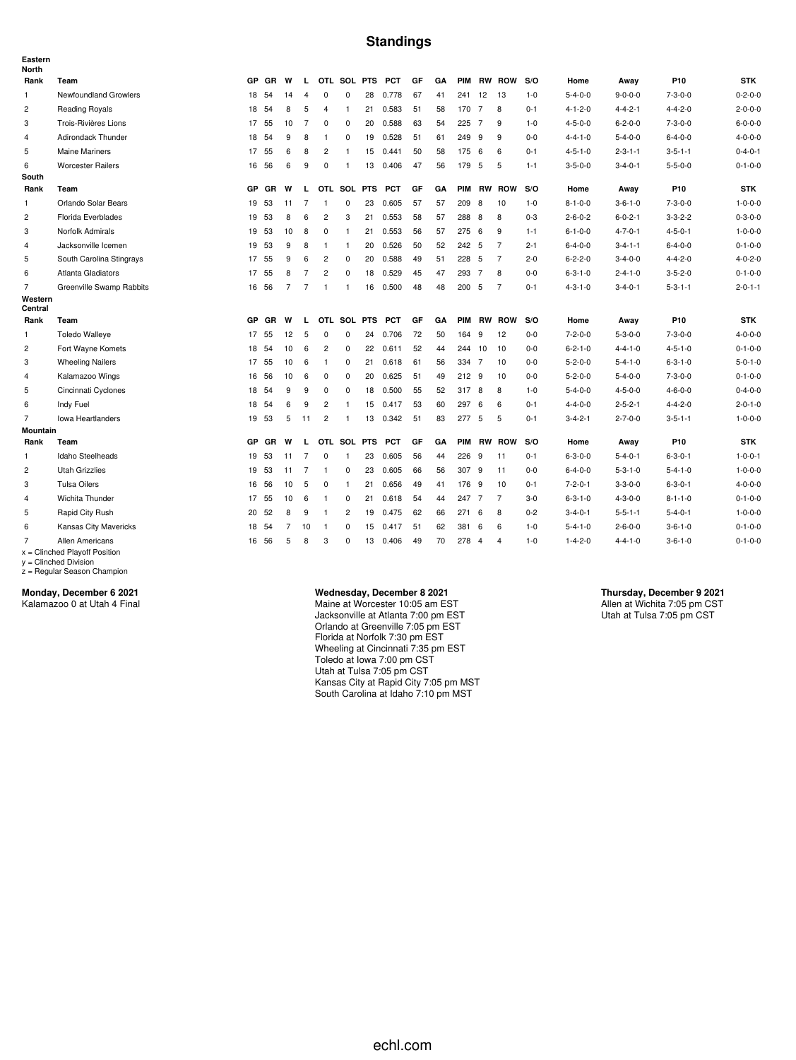# Standings

**Eastern**

**North**

| Rank | Team | GP | GR | W | L | OTL | SOL | PTS | PCT | GF | GA | PIM | RW | ROW | S/O | Home | Away | P10 | STK |
|---|---|---|---|---|---|---|---|---|---|---|---|---|---|---|---|---|---|---|---|
| 1 | Newfoundland Growlers | 18 | 54 | 14 | 4 | 0 | 0 | 28 | 0.778 | 67 | 41 | 241 | 12 | 13 | 1-0 | 5-4-0-0 | 9-0-0-0 | 7-3-0-0 | 0-2-0-0 |
| 2 | Reading Royals | 18 | 54 | 8 | 5 | 4 | 1 | 21 | 0.583 | 51 | 58 | 170 | 7 | 8 | 0-1 | 4-1-2-0 | 4-4-2-1 | 4-4-2-0 | 2-0-0-0 |
| 3 | Trois-Rivières Lions | 17 | 55 | 10 | 7 | 0 | 0 | 20 | 0.588 | 63 | 54 | 225 | 7 | 9 | 1-0 | 4-5-0-0 | 6-2-0-0 | 7-3-0-0 | 6-0-0-0 |
| 4 | Adirondack Thunder | 18 | 54 | 9 | 8 | 1 | 0 | 19 | 0.528 | 51 | 61 | 249 | 9 | 9 | 0-0 | 4-4-1-0 | 5-4-0-0 | 6-4-0-0 | 4-0-0-0 |
| 5 | Maine Mariners | 17 | 55 | 6 | 8 | 2 | 1 | 15 | 0.441 | 50 | 58 | 175 | 6 | 6 | 0-1 | 4-5-1-0 | 2-3-1-1 | 3-5-1-1 | 0-4-0-1 |
| 6 | Worcester Railers | 16 | 56 | 6 | 9 | 0 | 1 | 13 | 0.406 | 47 | 56 | 179 | 5 | 5 | 1-1 | 3-5-0-0 | 3-4-0-1 | 5-5-0-0 | 0-1-0-0 |

**South**

| Rank | Team | GP | GR | W | L | OTL | SOL | PTS | PCT | GF | GA | PIM | RW | ROW | S/O | Home | Away | P10 | STK |
|---|---|---|---|---|---|---|---|---|---|---|---|---|---|---|---|---|---|---|---|
| 1 | Orlando Solar Bears | 19 | 53 | 11 | 7 | 1 | 0 | 23 | 0.605 | 57 | 57 | 209 | 8 | 10 | 1-0 | 8-1-0-0 | 3-6-1-0 | 7-3-0-0 | 1-0-0-0 |
| 2 | Florida Everblades | 19 | 53 | 8 | 6 | 2 | 3 | 21 | 0.553 | 58 | 57 | 288 | 8 | 8 | 0-3 | 2-6-0-2 | 6-0-2-1 | 3-3-2-2 | 0-3-0-0 |
| 3 | Norfolk Admirals | 19 | 53 | 10 | 8 | 0 | 1 | 21 | 0.553 | 56 | 57 | 275 | 6 | 9 | 1-1 | 6-1-0-0 | 4-7-0-1 | 4-5-0-1 | 1-0-0-0 |
| 4 | Jacksonville Icemen | 19 | 53 | 9 | 8 | 1 | 1 | 20 | 0.526 | 50 | 52 | 242 | 5 | 7 | 2-1 | 6-4-0-0 | 3-4-1-1 | 6-4-0-0 | 0-1-0-0 |
| 5 | South Carolina Stingrays | 17 | 55 | 9 | 6 | 2 | 0 | 20 | 0.588 | 49 | 51 | 228 | 5 | 7 | 2-0 | 6-2-2-0 | 3-4-0-0 | 4-4-2-0 | 4-0-2-0 |
| 6 | Atlanta Gladiators | 17 | 55 | 8 | 7 | 2 | 0 | 18 | 0.529 | 45 | 47 | 293 | 7 | 8 | 0-0 | 6-3-1-0 | 2-4-1-0 | 3-5-2-0 | 0-1-0-0 |
| 7 | Greenville Swamp Rabbits | 16 | 56 | 7 | 7 | 1 | 1 | 16 | 0.500 | 48 | 48 | 200 | 5 | 7 | 0-1 | 4-3-1-0 | 3-4-0-1 | 5-3-1-1 | 2-0-1-1 |

**Western**

**Central**

| Rank | Team | GP | GR | W | L | OTL | SOL | PTS | PCT | GF | GA | PIM | RW | ROW | S/O | Home | Away | P10 | STK |
|---|---|---|---|---|---|---|---|---|---|---|---|---|---|---|---|---|---|---|---|
| 1 | Toledo Walleye | 17 | 55 | 12 | 5 | 0 | 0 | 24 | 0.706 | 72 | 50 | 164 | 9 | 12 | 0-0 | 7-2-0-0 | 5-3-0-0 | 7-3-0-0 | 4-0-0-0 |
| 2 | Fort Wayne Komets | 18 | 54 | 10 | 6 | 2 | 0 | 22 | 0.611 | 52 | 44 | 244 | 10 | 10 | 0-0 | 6-2-1-0 | 4-4-1-0 | 4-5-1-0 | 0-1-0-0 |
| 3 | Wheeling Nailers | 17 | 55 | 10 | 6 | 1 | 0 | 21 | 0.618 | 61 | 56 | 334 | 7 | 10 | 0-0 | 5-2-0-0 | 5-4-1-0 | 6-3-1-0 | 5-0-1-0 |
| 4 | Kalamazoo Wings | 16 | 56 | 10 | 6 | 0 | 0 | 20 | 0.625 | 51 | 49 | 212 | 9 | 10 | 0-0 | 5-2-0-0 | 5-4-0-0 | 7-3-0-0 | 0-1-0-0 |
| 5 | Cincinnati Cyclones | 18 | 54 | 9 | 9 | 0 | 0 | 18 | 0.500 | 55 | 52 | 317 | 8 | 8 | 1-0 | 5-4-0-0 | 4-5-0-0 | 4-6-0-0 | 0-4-0-0 |
| 6 | Indy Fuel | 18 | 54 | 6 | 9 | 2 | 1 | 15 | 0.417 | 53 | 60 | 297 | 6 | 6 | 0-1 | 4-4-0-0 | 2-5-2-1 | 4-4-2-0 | 2-0-1-0 |
| 7 | Iowa Heartlanders | 19 | 53 | 5 | 11 | 2 | 1 | 13 | 0.342 | 51 | 83 | 277 | 5 | 5 | 0-1 | 3-4-2-1 | 2-7-0-0 | 3-5-1-1 | 1-0-0-0 |

**Mountain**

| Rank | Team | GP | GR | W | L | OTL | SOL | PTS | PCT | GF | GA | PIM | RW | ROW | S/O | Home | Away | P10 | STK |
|---|---|---|---|---|---|---|---|---|---|---|---|---|---|---|---|---|---|---|---|
| 1 | Idaho Steelheads | 19 | 53 | 11 | 7 | 0 | 1 | 23 | 0.605 | 56 | 44 | 226 | 9 | 11 | 0-1 | 6-3-0-0 | 5-4-0-1 | 6-3-0-1 | 1-0-0-1 |
| 2 | Utah Grizzlies | 19 | 53 | 11 | 7 | 1 | 0 | 23 | 0.605 | 66 | 56 | 307 | 9 | 11 | 0-0 | 6-4-0-0 | 5-3-1-0 | 5-4-1-0 | 1-0-0-0 |
| 3 | Tulsa Oilers | 16 | 56 | 10 | 5 | 0 | 1 | 21 | 0.656 | 49 | 41 | 176 | 9 | 10 | 0-1 | 7-2-0-1 | 3-3-0-0 | 6-3-0-1 | 4-0-0-0 |
| 4 | Wichita Thunder | 17 | 55 | 10 | 6 | 1 | 0 | 21 | 0.618 | 54 | 44 | 247 | 7 | 7 | 3-0 | 6-3-1-0 | 4-3-0-0 | 8-1-1-0 | 0-1-0-0 |
| 5 | Rapid City Rush | 20 | 52 | 8 | 9 | 1 | 2 | 19 | 0.475 | 62 | 66 | 271 | 6 | 8 | 0-2 | 3-4-0-1 | 5-5-1-1 | 5-4-0-1 | 1-0-0-0 |
| 6 | Kansas City Mavericks | 18 | 54 | 7 | 10 | 1 | 0 | 15 | 0.417 | 51 | 62 | 381 | 6 | 6 | 1-0 | 5-4-1-0 | 2-6-0-0 | 3-6-1-0 | 0-1-0-0 |
| 7 | Allen Americans | 16 | 56 | 5 | 8 | 3 | 0 | 13 | 0.406 | 49 | 70 | 278 | 4 | 4 | 1-0 | 1-4-2-0 | 4-4-1-0 | 3-6-1-0 | 0-1-0-0 |

x = Clinched Playoff Position
y = Clinched Division
z = Regular Season Champion

**Monday, December 6 2021**
Kalamazoo 0 at Utah 4 Final

**Wednesday, December 8 2021**
Maine at Worcester 10:05 am EST
Jacksonville at Atlanta 7:00 pm EST
Orlando at Greenville 7:05 pm EST
Florida at Norfolk 7:30 pm EST
Wheeling at Cincinnati 7:35 pm EST
Toledo at Iowa 7:00 pm CST
Utah at Tulsa 7:05 pm CST
Kansas City at Rapid City 7:05 pm MST
South Carolina at Idaho 7:10 pm MST

**Thursday, December 9 2021**
Allen at Wichita 7:05 pm CST
Utah at Tulsa 7:05 pm CST

echl.com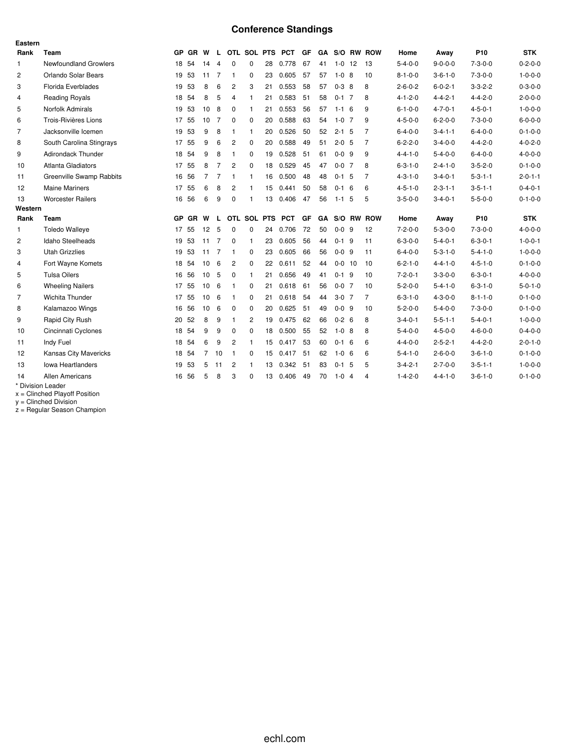# Conference Standings

**Eastern**

| Rank | Team | GP | GR | W | L | OTL | SOL | PTS | PCT | GF | GA | S/O | RW | ROW | Home | Away | P10 | STK |
|---|---|---|---|---|---|---|---|---|---|---|---|---|---|---|---|---|---|---|
| 1 | Newfoundland Growlers | 18 | 54 | 14 | 4 | 0 | 0 | 28 | 0.778 | 67 | 41 | 1-0 | 12 | 13 | 5-4-0-0 | 9-0-0-0 | 7-3-0-0 | 0-2-0-0 |
| 2 | Orlando Solar Bears | 19 | 53 | 11 | 7 | 1 | 0 | 23 | 0.605 | 57 | 57 | 1-0 | 8 | 10 | 8-1-0-0 | 3-6-1-0 | 7-3-0-0 | 1-0-0-0 |
| 3 | Florida Everblades | 19 | 53 | 8 | 6 | 2 | 3 | 21 | 0.553 | 58 | 57 | 0-3 | 8 | 8 | 2-6-0-2 | 6-0-2-1 | 3-3-2-2 | 0-3-0-0 |
| 4 | Reading Royals | 18 | 54 | 8 | 5 | 4 | 1 | 21 | 0.583 | 51 | 58 | 0-1 | 7 | 8 | 4-1-2-0 | 4-4-2-1 | 4-4-2-0 | 2-0-0-0 |
| 5 | Norfolk Admirals | 19 | 53 | 10 | 8 | 0 | 1 | 21 | 0.553 | 56 | 57 | 1-1 | 6 | 9 | 6-1-0-0 | 4-7-0-1 | 4-5-0-1 | 1-0-0-0 |
| 6 | Trois-Rivières Lions | 17 | 55 | 10 | 7 | 0 | 0 | 20 | 0.588 | 63 | 54 | 1-0 | 7 | 9 | 4-5-0-0 | 6-2-0-0 | 7-3-0-0 | 6-0-0-0 |
| 7 | Jacksonville Icemen | 19 | 53 | 9 | 8 | 1 | 1 | 20 | 0.526 | 50 | 52 | 2-1 | 5 | 7 | 6-4-0-0 | 3-4-1-1 | 6-4-0-0 | 0-1-0-0 |
| 8 | South Carolina Stingrays | 17 | 55 | 9 | 6 | 2 | 0 | 20 | 0.588 | 49 | 51 | 2-0 | 5 | 7 | 6-2-2-0 | 3-4-0-0 | 4-4-2-0 | 4-0-2-0 |
| 9 | Adirondack Thunder | 18 | 54 | 9 | 8 | 1 | 0 | 19 | 0.528 | 51 | 61 | 0-0 | 9 | 9 | 4-4-1-0 | 5-4-0-0 | 6-4-0-0 | 4-0-0-0 |
| 10 | Atlanta Gladiators | 17 | 55 | 8 | 7 | 2 | 0 | 18 | 0.529 | 45 | 47 | 0-0 | 7 | 8 | 6-3-1-0 | 2-4-1-0 | 3-5-2-0 | 0-1-0-0 |
| 11 | Greenville Swamp Rabbits | 16 | 56 | 7 | 7 | 1 | 1 | 16 | 0.500 | 48 | 48 | 0-1 | 5 | 7 | 4-3-1-0 | 3-4-0-1 | 5-3-1-1 | 2-0-1-1 |
| 12 | Maine Mariners | 17 | 55 | 6 | 8 | 2 | 1 | 15 | 0.441 | 50 | 58 | 0-1 | 6 | 6 | 4-5-1-0 | 2-3-1-1 | 3-5-1-1 | 0-4-0-1 |
| 13 | Worcester Railers | 16 | 56 | 6 | 9 | 0 | 1 | 13 | 0.406 | 47 | 56 | 1-1 | 5 | 5 | 3-5-0-0 | 3-4-0-1 | 5-5-0-0 | 0-1-0-0 |

**Western**

| Rank | Team | GP | GR | W | L | OTL | SOL | PTS | PCT | GF | GA | S/O | RW | ROW | Home | Away | P10 | STK |
|---|---|---|---|---|---|---|---|---|---|---|---|---|---|---|---|---|---|---|
| 1 | Toledo Walleye | 17 | 55 | 12 | 5 | 0 | 0 | 24 | 0.706 | 72 | 50 | 0-0 | 9 | 12 | 7-2-0-0 | 5-3-0-0 | 7-3-0-0 | 4-0-0-0 |
| 2 | Idaho Steelheads | 19 | 53 | 11 | 7 | 0 | 1 | 23 | 0.605 | 56 | 44 | 0-1 | 9 | 11 | 6-3-0-0 | 5-4-0-1 | 6-3-0-1 | 1-0-0-1 |
| 3 | Utah Grizzlies | 19 | 53 | 11 | 7 | 1 | 0 | 23 | 0.605 | 66 | 56 | 0-0 | 9 | 11 | 6-4-0-0 | 5-3-1-0 | 5-4-1-0 | 1-0-0-0 |
| 4 | Fort Wayne Komets | 18 | 54 | 10 | 6 | 2 | 0 | 22 | 0.611 | 52 | 44 | 0-0 | 10 | 10 | 6-2-1-0 | 4-4-1-0 | 4-5-1-0 | 0-1-0-0 |
| 5 | Tulsa Oilers | 16 | 56 | 10 | 5 | 0 | 1 | 21 | 0.656 | 49 | 41 | 0-1 | 9 | 10 | 7-2-0-1 | 3-3-0-0 | 6-3-0-1 | 4-0-0-0 |
| 6 | Wheeling Nailers | 17 | 55 | 10 | 6 | 1 | 0 | 21 | 0.618 | 61 | 56 | 0-0 | 7 | 10 | 5-2-0-0 | 5-4-1-0 | 6-3-1-0 | 5-0-1-0 |
| 7 | Wichita Thunder | 17 | 55 | 10 | 6 | 1 | 0 | 21 | 0.618 | 54 | 44 | 3-0 | 7 | 7 | 6-3-1-0 | 4-3-0-0 | 8-1-1-0 | 0-1-0-0 |
| 8 | Kalamazoo Wings | 16 | 56 | 10 | 6 | 0 | 0 | 20 | 0.625 | 51 | 49 | 0-0 | 9 | 10 | 5-2-0-0 | 5-4-0-0 | 7-3-0-0 | 0-1-0-0 |
| 9 | Rapid City Rush | 20 | 52 | 8 | 9 | 1 | 2 | 19 | 0.475 | 62 | 66 | 0-2 | 6 | 8 | 3-4-0-1 | 5-5-1-1 | 5-4-0-1 | 1-0-0-0 |
| 10 | Cincinnati Cyclones | 18 | 54 | 9 | 9 | 0 | 0 | 18 | 0.500 | 55 | 52 | 1-0 | 8 | 8 | 5-4-0-0 | 4-5-0-0 | 4-6-0-0 | 0-4-0-0 |
| 11 | Indy Fuel | 18 | 54 | 6 | 9 | 2 | 1 | 15 | 0.417 | 53 | 60 | 0-1 | 6 | 6 | 4-4-0-0 | 2-5-2-1 | 4-4-2-0 | 2-0-1-0 |
| 12 | Kansas City Mavericks | 18 | 54 | 7 | 10 | 1 | 0 | 15 | 0.417 | 51 | 62 | 1-0 | 6 | 6 | 5-4-1-0 | 2-6-0-0 | 3-6-1-0 | 0-1-0-0 |
| 13 | Iowa Heartlanders | 19 | 53 | 5 | 11 | 2 | 1 | 13 | 0.342 | 51 | 83 | 0-1 | 5 | 5 | 3-4-2-1 | 2-7-0-0 | 3-5-1-1 | 1-0-0-0 |
| 14 | Allen Americans | 16 | 56 | 5 | 8 | 3 | 0 | 13 | 0.406 | 49 | 70 | 1-0 | 4 | 4 | 1-4-2-0 | 4-4-1-0 | 3-6-1-0 | 0-1-0-0 |

\* Division Leader
x = Clinched Playoff Position
y = Clinched Division
z = Regular Season Champion

echl.com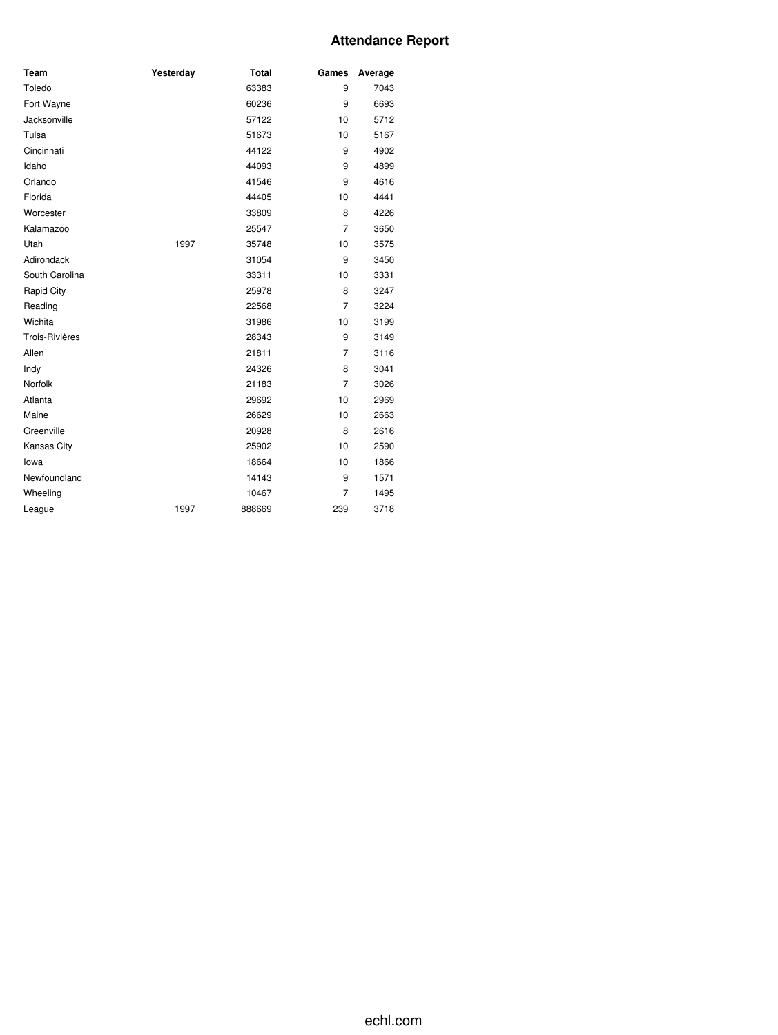# Attendance Report

| Team | Yesterday | Total | Games | Average |
|---|---|---|---|---|
| Toledo | | 63383 | 9 | 7043 |
| Fort Wayne | | 60236 | 9 | 6693 |
| Jacksonville | | 57122 | 10 | 5712 |
| Tulsa | | 51673 | 10 | 5167 |
| Cincinnati | | 44122 | 9 | 4902 |
| Idaho | | 44093 | 9 | 4899 |
| Orlando | | 41546 | 9 | 4616 |
| Florida | | 44405 | 10 | 4441 |
| Worcester | | 33809 | 8 | 4226 |
| Kalamazoo | | 25547 | 7 | 3650 |
| Utah | 1997 | 35748 | 10 | 3575 |
| Adirondack | | 31054 | 9 | 3450 |
| South Carolina | | 33311 | 10 | 3331 |
| Rapid City | | 25978 | 8 | 3247 |
| Reading | | 22568 | 7 | 3224 |
| Wichita | | 31986 | 10 | 3199 |
| Trois-Rivières | | 28343 | 9 | 3149 |
| Allen | | 21811 | 7 | 3116 |
| Indy | | 24326 | 8 | 3041 |
| Norfolk | | 21183 | 7 | 3026 |
| Atlanta | | 29692 | 10 | 2969 |
| Maine | | 26629 | 10 | 2663 |
| Greenville | | 20928 | 8 | 2616 |
| Kansas City | | 25902 | 10 | 2590 |
| Iowa | | 18664 | 10 | 1866 |
| Newfoundland | | 14143 | 9 | 1571 |
| Wheeling | | 10467 | 7 | 1495 |
| League | 1997 | 888669 | 239 | 3718 |

echl.com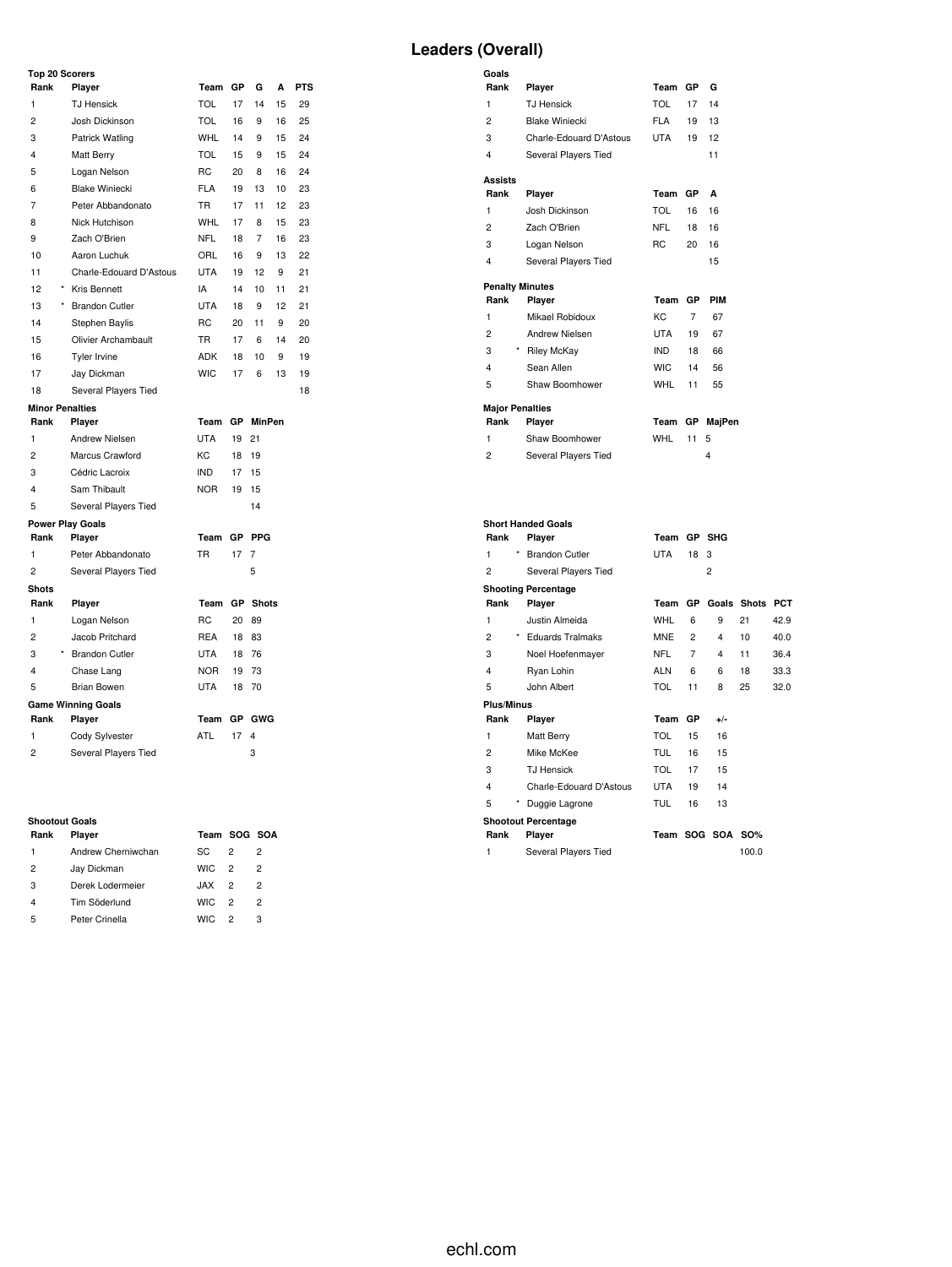# Leaders (Overall)

### Top 20 Scorers

| Rank | | Player | Team | GP | G | A | PTS |
|---|---|---|---|---|---|---|---|
| 1 | | TJ Hensick | TOL | 17 | 14 | 15 | 29 |
| 2 | | Josh Dickinson | TOL | 16 | 9 | 16 | 25 |
| 3 | | Patrick Watling | WHL | 14 | 9 | 15 | 24 |
| 4 | | Matt Berry | TOL | 15 | 9 | 15 | 24 |
| 5 | | Logan Nelson | RC | 20 | 8 | 16 | 24 |
| 6 | | Blake Winiecki | FLA | 19 | 13 | 10 | 23 |
| 7 | | Peter Abbandonato | TR | 17 | 11 | 12 | 23 |
| 8 | | Nick Hutchison | WHL | 17 | 8 | 15 | 23 |
| 9 | | Zach O'Brien | NFL | 18 | 7 | 16 | 23 |
| 10 | | Aaron Luchuk | ORL | 16 | 9 | 13 | 22 |
| 11 | | Charle-Edouard D'Astous | UTA | 19 | 12 | 9 | 21 |
| 12 | * | Kris Bennett | IA | 14 | 10 | 11 | 21 |
| 13 | * | Brandon Cutler | UTA | 18 | 9 | 12 | 21 |
| 14 | | Stephen Baylis | RC | 20 | 11 | 9 | 20 |
| 15 | | Olivier Archambault | TR | 17 | 6 | 14 | 20 |
| 16 | | Tyler Irvine | ADK | 18 | 10 | 9 | 19 |
| 17 | | Jay Dickman | WIC | 17 | 6 | 13 | 19 |
| 18 | | Several Players Tied | | | | | 18 |

### Goals

| Rank | Player | Team | GP | G |
|---|---|---|---|---|
| 1 | TJ Hensick | TOL | 17 | 14 |
| 2 | Blake Winiecki | FLA | 19 | 13 |
| 3 | Charle-Edouard D'Astous | UTA | 19 | 12 |
| 4 | Several Players Tied | | | 11 |

### Assists

| Rank | Player | Team | GP | A |
|---|---|---|---|---|
| 1 | Josh Dickinson | TOL | 16 | 16 |
| 2 | Zach O'Brien | NFL | 18 | 16 |
| 3 | Logan Nelson | RC | 20 | 16 |
| 4 | Several Players Tied | | | 15 |

### Penalty Minutes

| Rank | | Player | Team | GP | PIM |
|---|---|---|---|---|---|
| 1 | | Mikael Robidoux | KC | 7 | 67 |
| 2 | | Andrew Nielsen | UTA | 19 | 67 |
| 3 | * | Riley McKay | IND | 18 | 66 |
| 4 | | Sean Allen | WIC | 14 | 56 |
| 5 | | Shaw Boomhower | WHL | 11 | 55 |

### Minor Penalties

| Rank | Player | Team | GP | MinPen |
|---|---|---|---|---|
| 1 | Andrew Nielsen | UTA | 19 | 21 |
| 2 | Marcus Crawford | KC | 18 | 19 |
| 3 | Cédric Lacroix | IND | 17 | 15 |
| 4 | Sam Thibault | NOR | 19 | 15 |
| 5 | Several Players Tied | | | 14 |

### Major Penalties

| Rank | Player | Team | GP | MajPen |
|---|---|---|---|---|
| 1 | Shaw Boomhower | WHL | 11 | 5 |
| 2 | Several Players Tied | | | 4 |

### Power Play Goals

| Rank | Player | Team | GP | PPG |
|---|---|---|---|---|
| 1 | Peter Abbandonato | TR | 17 | 7 |
| 2 | Several Players Tied | | | 5 |

### Short Handed Goals

| Rank | | Player | Team | GP | SHG |
|---|---|---|---|---|---|
| 1 | * | Brandon Cutler | UTA | 18 | 3 |
| 2 | | Several Players Tied | | | 2 |

### Shots

| Rank | | Player | Team | GP | Shots |
|---|---|---|---|---|---|
| 1 | | Logan Nelson | RC | 20 | 89 |
| 2 | | Jacob Pritchard | REA | 18 | 83 |
| 3 | * | Brandon Cutler | UTA | 18 | 76 |
| 4 | | Chase Lang | NOR | 19 | 73 |
| 5 | | Brian Bowen | UTA | 18 | 70 |

### Shooting Percentage

| Rank | | Player | Team | GP | Goals | Shots | PCT |
|---|---|---|---|---|---|---|---|
| 1 | | Justin Almeida | WHL | 6 | 9 | 21 | 42.9 |
| 2 | * | Eduards Tralmaks | MNE | 2 | 4 | 10 | 40.0 |
| 3 | | Noel Hoefenmayer | NFL | 7 | 4 | 11 | 36.4 |
| 4 | | Ryan Lohin | ALN | 6 | 6 | 18 | 33.3 |
| 5 | | John Albert | TOL | 11 | 8 | 25 | 32.0 |

### Game Winning Goals

| Rank | Player | Team | GP | GWG |
|---|---|---|---|---|
| 1 | Cody Sylvester | ATL | 17 | 4 |
| 2 | Several Players Tied | | | 3 |

### Plus/Minus

| Rank | | Player | Team | GP | +/- |
|---|---|---|---|---|---|
| 1 | | Matt Berry | TOL | 15 | 16 |
| 2 | | Mike McKee | TUL | 16 | 15 |
| 3 | | TJ Hensick | TOL | 17 | 15 |
| 4 | | Charle-Edouard D'Astous | UTA | 19 | 14 |
| 5 | * | Duggie Lagrone | TUL | 16 | 13 |

### Shootout Goals

| Rank | Player | Team | SOG | SOA |
|---|---|---|---|---|
| 1 | Andrew Cherniwchan | SC | 2 | 2 |
| 2 | Jay Dickman | WIC | 2 | 2 |
| 3 | Derek Lodermeier | JAX | 2 | 2 |
| 4 | Tim Söderlund | WIC | 2 | 2 |
| 5 | Peter Crinella | WIC | 2 | 3 |

### Shootout Percentage

| Rank | Player | Team | SOG | SOA | SO% |
|---|---|---|---|---|---|
| 1 | Several Players Tied | | | | 100.0 |

echl.com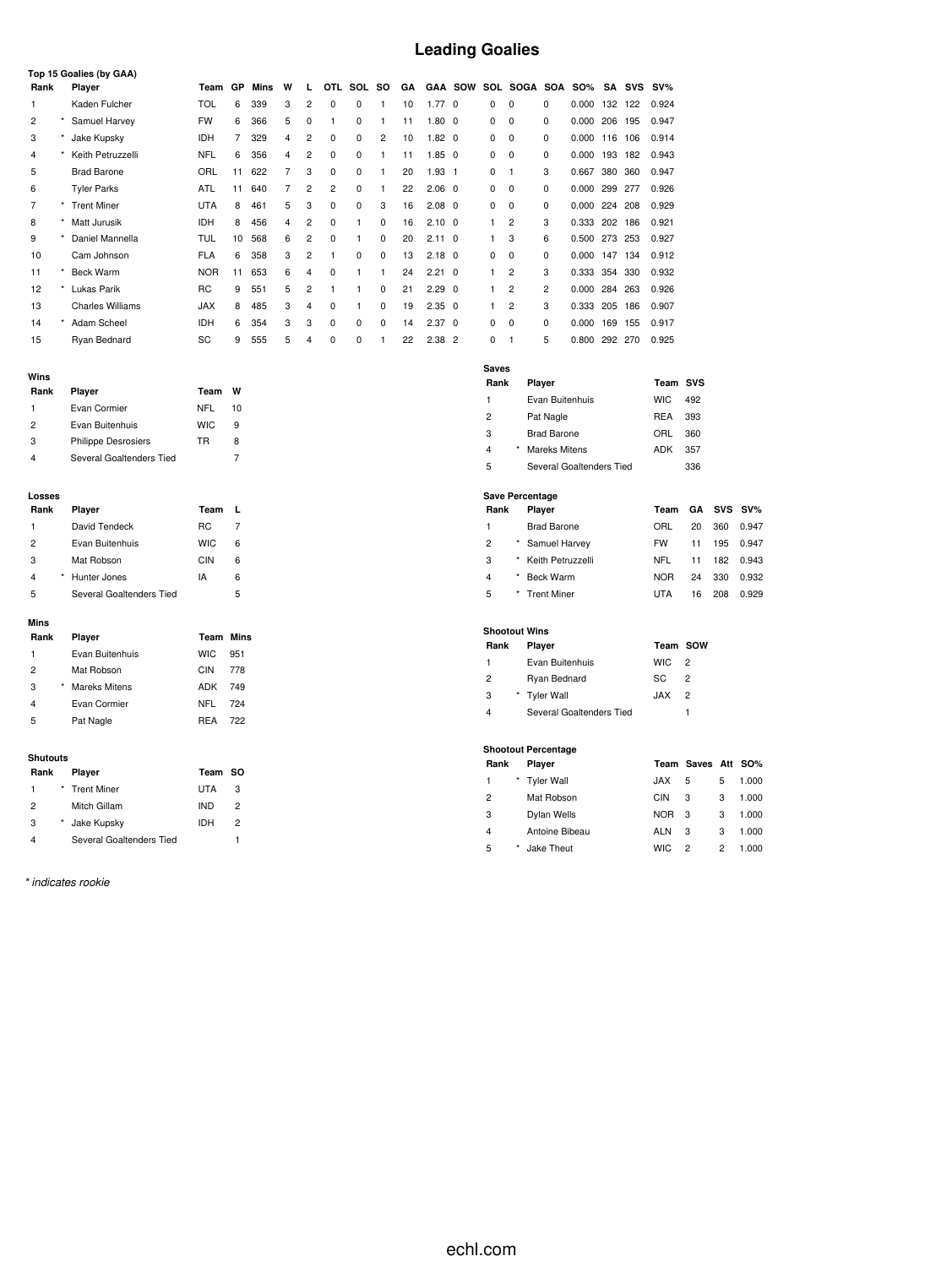# Leading Goalies

### Top 15 Goalies (by GAA)

| Rank | | Player | Team | GP | Mins | W | L | OTL | SOL | SO | GA | GAA | SOW | SOL | SOGA | SOA | SO% | SA | SVS | SV% |
|---|---|---|---|---|---|---|---|---|---|---|---|---|---|---|---|---|---|---|---|---|
| 1 | | Kaden Fulcher | TOL | 6 | 339 | 3 | 2 | 0 | 0 | 1 | 10 | 1.77 | 0 | 0 | 0 | 0 | 0.000 | 132 | 122 | 0.924 |
| 2 | * | Samuel Harvey | FW | 6 | 366 | 5 | 0 | 1 | 0 | 1 | 11 | 1.80 | 0 | 0 | 0 | 0 | 0.000 | 206 | 195 | 0.947 |
| 3 | * | Jake Kupsky | IDH | 7 | 329 | 4 | 2 | 0 | 0 | 2 | 10 | 1.82 | 0 | 0 | 0 | 0 | 0.000 | 116 | 106 | 0.914 |
| 4 | * | Keith Petruzzelli | NFL | 6 | 356 | 4 | 2 | 0 | 0 | 1 | 11 | 1.85 | 0 | 0 | 0 | 0 | 0.000 | 193 | 182 | 0.943 |
| 5 | | Brad Barone | ORL | 11 | 622 | 7 | 3 | 0 | 0 | 1 | 20 | 1.93 | 1 | 0 | 1 | 3 | 0.667 | 380 | 360 | 0.947 |
| 6 | | Tyler Parks | ATL | 11 | 640 | 7 | 2 | 2 | 0 | 1 | 22 | 2.06 | 0 | 0 | 0 | 0 | 0.000 | 299 | 277 | 0.926 |
| 7 | * | Trent Miner | UTA | 8 | 461 | 5 | 3 | 0 | 0 | 3 | 16 | 2.08 | 0 | 0 | 0 | 0 | 0.000 | 224 | 208 | 0.929 |
| 8 | * | Matt Jurusik | IDH | 8 | 456 | 4 | 2 | 0 | 1 | 0 | 16 | 2.10 | 0 | 1 | 2 | 3 | 0.333 | 202 | 186 | 0.921 |
| 9 | * | Daniel Mannella | TUL | 10 | 568 | 6 | 2 | 0 | 1 | 0 | 20 | 2.11 | 0 | 1 | 3 | 6 | 0.500 | 273 | 253 | 0.927 |
| 10 | | Cam Johnson | FLA | 6 | 358 | 3 | 2 | 1 | 0 | 0 | 13 | 2.18 | 0 | 0 | 0 | 0 | 0.000 | 147 | 134 | 0.912 |
| 11 | * | Beck Warm | NOR | 11 | 653 | 6 | 4 | 0 | 1 | 1 | 24 | 2.21 | 0 | 1 | 2 | 3 | 0.333 | 354 | 330 | 0.932 |
| 12 | * | Lukas Parik | RC | 9 | 551 | 5 | 2 | 1 | 1 | 0 | 21 | 2.29 | 0 | 1 | 2 | 2 | 0.000 | 284 | 263 | 0.926 |
| 13 | | Charles Williams | JAX | 8 | 485 | 3 | 4 | 0 | 1 | 0 | 19 | 2.35 | 0 | 1 | 2 | 3 | 0.333 | 205 | 186 | 0.907 |
| 14 | * | Adam Scheel | IDH | 6 | 354 | 3 | 3 | 0 | 0 | 0 | 14 | 2.37 | 0 | 0 | 0 | 0 | 0.000 | 169 | 155 | 0.917 |
| 15 | | Ryan Bednard | SC | 9 | 555 | 5 | 4 | 0 | 0 | 1 | 22 | 2.38 | 2 | 0 | 1 | 5 | 0.800 | 292 | 270 | 0.925 |

### Wins

| Rank | | Player | Team | W |
|---|---|---|---|---|
| 1 | | Evan Cormier | NFL | 10 |
| 2 | | Evan Buitenhuis | WIC | 9 |
| 3 | | Philippe Desrosiers | TR | 8 |
| 4 | | Several Goaltenders Tied | | 7 |

### Losses

| Rank | | Player | Team | L |
|---|---|---|---|---|
| 1 | | David Tendeck | RC | 7 |
| 2 | | Evan Buitenhuis | WIC | 6 |
| 3 | | Mat Robson | CIN | 6 |
| 4 | * | Hunter Jones | IA | 6 |
| 5 | | Several Goaltenders Tied | | 5 |

### Mins

| Rank | | Player | Team | Mins |
|---|---|---|---|---|
| 1 | | Evan Buitenhuis | WIC | 951 |
| 2 | | Mat Robson | CIN | 778 |
| 3 | * | Mareks Mitens | ADK | 749 |
| 4 | | Evan Cormier | NFL | 724 |
| 5 | | Pat Nagle | REA | 722 |

### Shutouts

| Rank | | Player | Team | SO |
|---|---|---|---|---|
| 1 | * | Trent Miner | UTA | 3 |
| 2 | | Mitch Gillam | IND | 2 |
| 3 | * | Jake Kupsky | IDH | 2 |
| 4 | | Several Goaltenders Tied | | 1 |

### Saves

| Rank | | Player | Team | SVS |
|---|---|---|---|---|
| 1 | | Evan Buitenhuis | WIC | 492 |
| 2 | | Pat Nagle | REA | 393 |
| 3 | | Brad Barone | ORL | 360 |
| 4 | * | Mareks Mitens | ADK | 357 |
| 5 | | Several Goaltenders Tied | | 336 |

### Save Percentage

| Rank | | Player | Team | GA | SVS | SV% |
|---|---|---|---|---|---|---|
| 1 | | Brad Barone | ORL | 20 | 360 | 0.947 |
| 2 | * | Samuel Harvey | FW | 11 | 195 | 0.947 |
| 3 | * | Keith Petruzzelli | NFL | 11 | 182 | 0.943 |
| 4 | * | Beck Warm | NOR | 24 | 330 | 0.932 |
| 5 | * | Trent Miner | UTA | 16 | 208 | 0.929 |

### Shootout Wins

| Rank | | Player | Team | SOW |
|---|---|---|---|---|
| 1 | | Evan Buitenhuis | WIC | 2 |
| 2 | | Ryan Bednard | SC | 2 |
| 3 | * | Tyler Wall | JAX | 2 |
| 4 | | Several Goaltenders Tied | | 1 |

### Shootout Percentage

| Rank | | Player | Team | Saves | Att | SO% |
|---|---|---|---|---|---|---|
| 1 | * | Tyler Wall | JAX | 5 | 5 | 1.000 |
| 2 | | Mat Robson | CIN | 3 | 3 | 1.000 |
| 3 | | Dylan Wells | NOR | 3 | 3 | 1.000 |
| 4 | | Antoine Bibeau | ALN | 3 | 3 | 1.000 |
| 5 | * | Jake Theut | WIC | 2 | 2 | 1.000 |

*\* indicates rookie*

echl.com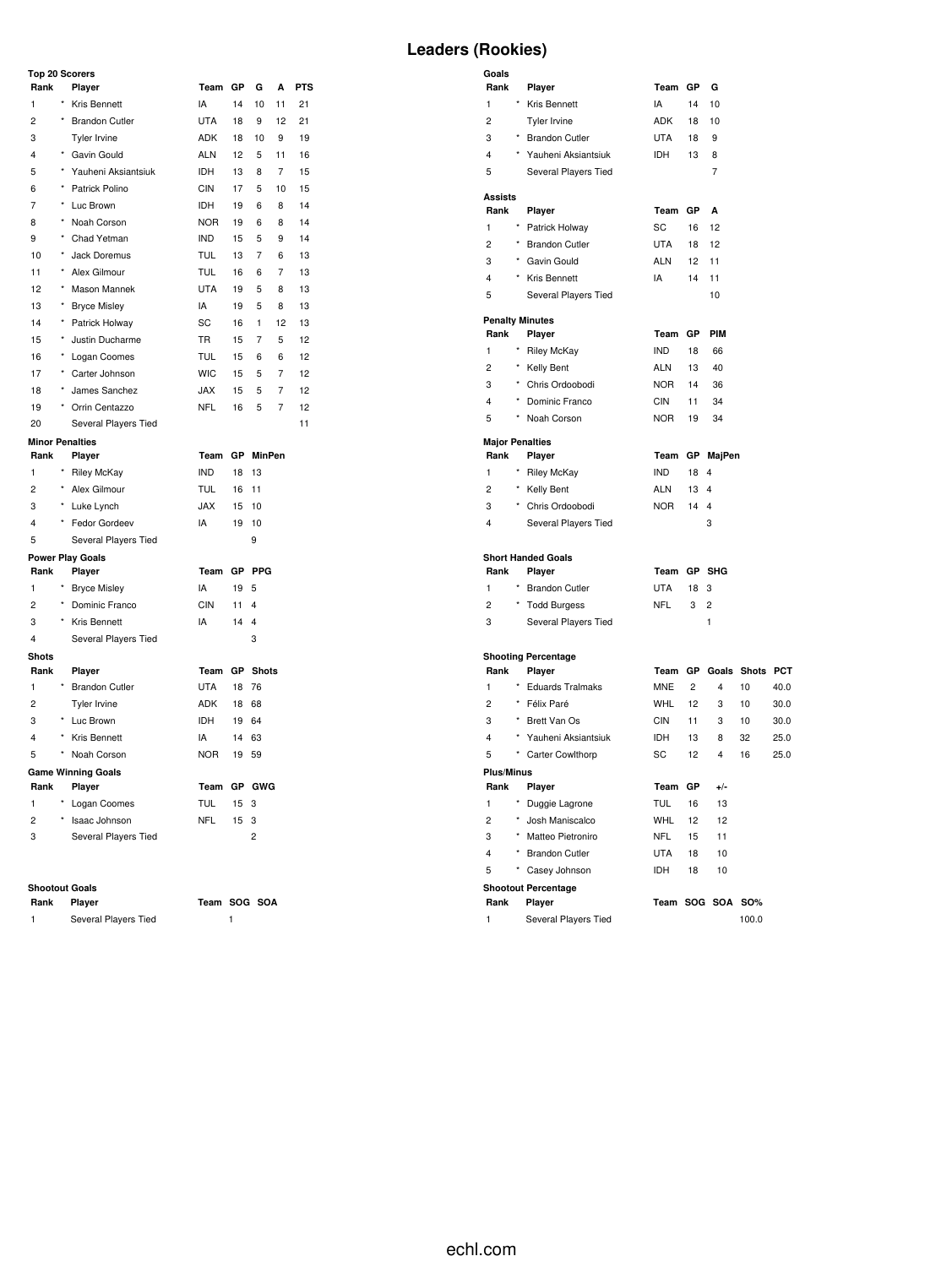# Leaders (Rookies)

### Top 20 Scorers

| Rank | | Player | Team | GP | G | A | PTS |
|---|---|---|---|---|---|---|---|
| 1 | * | Kris Bennett | IA | 14 | 10 | 11 | 21 |
| 2 | * | Brandon Cutler | UTA | 18 | 9 | 12 | 21 |
| 3 | | Tyler Irvine | ADK | 18 | 10 | 9 | 19 |
| 4 | * | Gavin Gould | ALN | 12 | 5 | 11 | 16 |
| 5 | * | Yauheni Aksiantsiuk | IDH | 13 | 8 | 7 | 15 |
| 6 | * | Patrick Polino | CIN | 17 | 5 | 10 | 15 |
| 7 | * | Luc Brown | IDH | 19 | 6 | 8 | 14 |
| 8 | * | Noah Corson | NOR | 19 | 6 | 8 | 14 |
| 9 | * | Chad Yetman | IND | 15 | 5 | 9 | 14 |
| 10 | * | Jack Doremus | TUL | 13 | 7 | 6 | 13 |
| 11 | * | Alex Gilmour | TUL | 16 | 6 | 7 | 13 |
| 12 | * | Mason Mannek | UTA | 19 | 5 | 8 | 13 |
| 13 | * | Bryce Misley | IA | 19 | 5 | 8 | 13 |
| 14 | * | Patrick Holway | SC | 16 | 1 | 12 | 13 |
| 15 | * | Justin Ducharme | TR | 15 | 7 | 5 | 12 |
| 16 | * | Logan Coomes | TUL | 15 | 6 | 6 | 12 |
| 17 | * | Carter Johnson | WIC | 15 | 5 | 7 | 12 |
| 18 | * | James Sanchez | JAX | 15 | 5 | 7 | 12 |
| 19 | * | Orrin Centazzo | NFL | 16 | 5 | 7 | 12 |
| 20 | | Several Players Tied | | | | | 11 |

### Goals

| Rank | | Player | Team | GP | G |
|---|---|---|---|---|---|
| 1 | * | Kris Bennett | IA | 14 | 10 |
| 2 | | Tyler Irvine | ADK | 18 | 10 |
| 3 | * | Brandon Cutler | UTA | 18 | 9 |
| 4 | * | Yauheni Aksiantsiuk | IDH | 13 | 8 |
| 5 | | Several Players Tied | | | 7 |

### Assists

| Rank | | Player | Team | GP | A |
|---|---|---|---|---|---|
| 1 | * | Patrick Holway | SC | 16 | 12 |
| 2 | * | Brandon Cutler | UTA | 18 | 12 |
| 3 | * | Gavin Gould | ALN | 12 | 11 |
| 4 | * | Kris Bennett | IA | 14 | 11 |
| 5 | | Several Players Tied | | | 10 |

### Penalty Minutes

| Rank | | Player | Team | GP | PIM |
|---|---|---|---|---|---|
| 1 | * | Riley McKay | IND | 18 | 66 |
| 2 | * | Kelly Bent | ALN | 13 | 40 |
| 3 | * | Chris Ordoobodi | NOR | 14 | 36 |
| 4 | * | Dominic Franco | CIN | 11 | 34 |
| 5 | * | Noah Corson | NOR | 19 | 34 |

### Minor Penalties

| Rank | | Player | Team | GP | MinPen |
|---|---|---|---|---|---|
| 1 | * | Riley McKay | IND | 18 | 13 |
| 2 | * | Alex Gilmour | TUL | 16 | 11 |
| 3 | * | Luke Lynch | JAX | 15 | 10 |
| 4 | * | Fedor Gordeev | IA | 19 | 10 |
| 5 | | Several Players Tied | | | 9 |

### Major Penalties

| Rank | | Player | Team | GP | MajPen |
|---|---|---|---|---|---|
| 1 | * | Riley McKay | IND | 18 | 4 |
| 2 | * | Kelly Bent | ALN | 13 | 4 |
| 3 | * | Chris Ordoobodi | NOR | 14 | 4 |
| 4 | | Several Players Tied | | | 3 |

### Power Play Goals

| Rank | | Player | Team | GP | PPG |
|---|---|---|---|---|---|
| 1 | * | Bryce Misley | IA | 19 | 5 |
| 2 | * | Dominic Franco | CIN | 11 | 4 |
| 3 | * | Kris Bennett | IA | 14 | 4 |
| 4 | | Several Players Tied | | | 3 |

### Short Handed Goals

| Rank | | Player | Team | GP | SHG |
|---|---|---|---|---|---|
| 1 | * | Brandon Cutler | UTA | 18 | 3 |
| 2 | * | Todd Burgess | NFL | 3 | 2 |
| 3 | | Several Players Tied | | | 1 |

### Shots

| Rank | | Player | Team | GP | Shots |
|---|---|---|---|---|---|
| 1 | * | Brandon Cutler | UTA | 18 | 76 |
| 2 | | Tyler Irvine | ADK | 18 | 68 |
| 3 | * | Luc Brown | IDH | 19 | 64 |
| 4 | * | Kris Bennett | IA | 14 | 63 |
| 5 | * | Noah Corson | NOR | 19 | 59 |

### Shooting Percentage

| Rank | | Player | Team | GP | Goals | Shots | PCT |
|---|---|---|---|---|---|---|---|
| 1 | * | Eduards Tralmaks | MNE | 2 | 4 | 10 | 40.0 |
| 2 | * | Félix Paré | WHL | 12 | 3 | 10 | 30.0 |
| 3 | * | Brett Van Os | CIN | 11 | 3 | 10 | 30.0 |
| 4 | * | Yauheni Aksiantsiuk | IDH | 13 | 8 | 32 | 25.0 |
| 5 | * | Carter Cowlthorp | SC | 12 | 4 | 16 | 25.0 |

### Game Winning Goals

| Rank | | Player | Team | GP | GWG |
|---|---|---|---|---|---|
| 1 | * | Logan Coomes | TUL | 15 | 3 |
| 2 | * | Isaac Johnson | NFL | 15 | 3 |
| 3 | | Several Players Tied | | | 2 |

### Plus/Minus

| Rank | | Player | Team | GP | +/- |
|---|---|---|---|---|---|
| 1 | * | Duggie Lagrone | TUL | 16 | 13 |
| 2 | * | Josh Maniscalco | WHL | 12 | 12 |
| 3 | * | Matteo Pietroniro | NFL | 15 | 11 |
| 4 | * | Brandon Cutler | UTA | 18 | 10 |
| 5 | * | Casey Johnson | IDH | 18 | 10 |

### Shootout Goals

| Rank | Player | Team | SOG | SOA |
|---|---|---|---|---|
| 1 | Several Players Tied | | 1 | |

### Shootout Percentage

| Rank | Player | Team | SOG | SOA | SO% |
|---|---|---|---|---|---|
| 1 | Several Players Tied | | | | 100.0 |

echl.com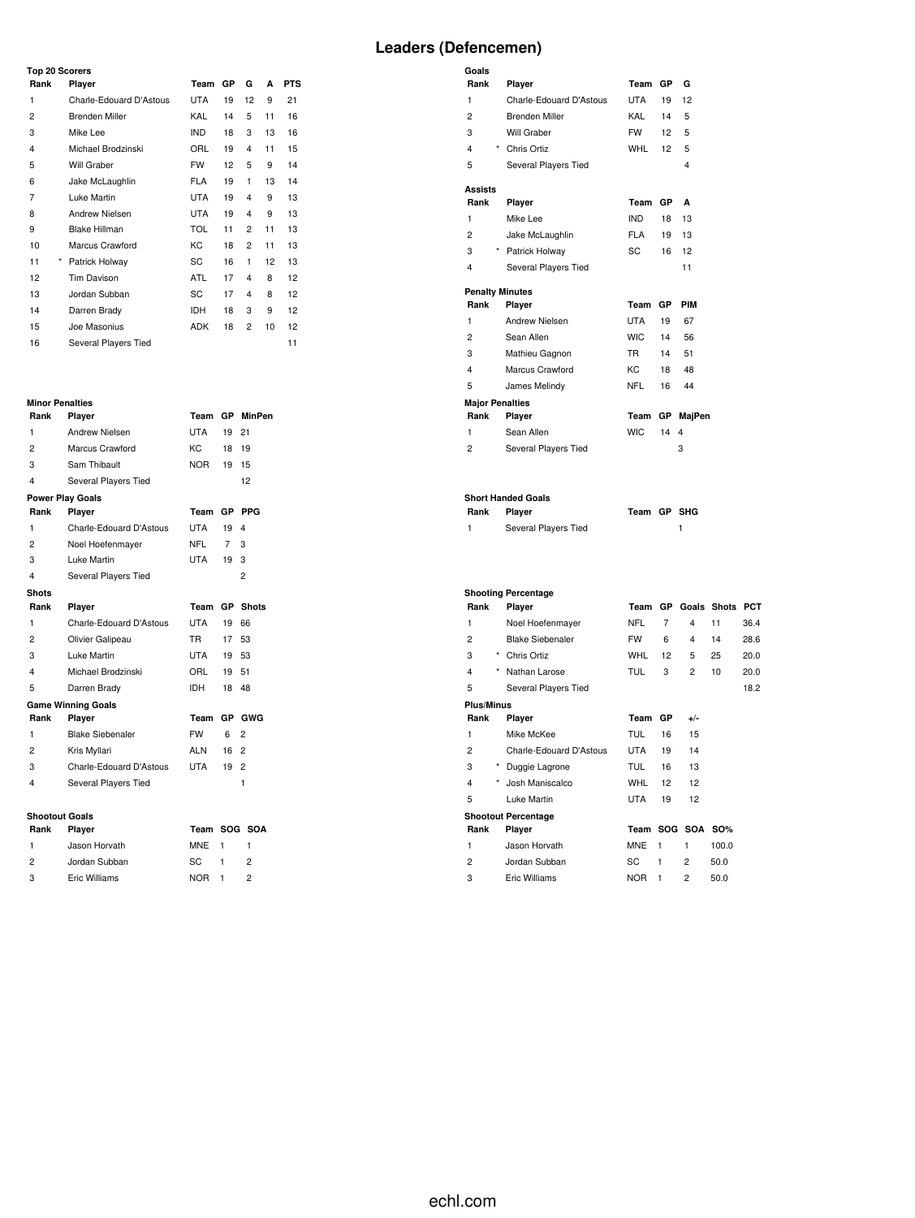# Leaders (Defencemen)

### Top 20 Scorers

| Rank | | Player | Team | GP | G | A | PTS |
|---|---|---|---|---|---|---|---|
| 1 | | Charle-Edouard D'Astous | UTA | 19 | 12 | 9 | 21 |
| 2 | | Brenden Miller | KAL | 14 | 5 | 11 | 16 |
| 3 | | Mike Lee | IND | 18 | 3 | 13 | 16 |
| 4 | | Michael Brodzinski | ORL | 19 | 4 | 11 | 15 |
| 5 | | Will Graber | FW | 12 | 5 | 9 | 14 |
| 6 | | Jake McLaughlin | FLA | 19 | 1 | 13 | 14 |
| 7 | | Luke Martin | UTA | 19 | 4 | 9 | 13 |
| 8 | | Andrew Nielsen | UTA | 19 | 4 | 9 | 13 |
| 9 | | Blake Hillman | TOL | 11 | 2 | 11 | 13 |
| 10 | | Marcus Crawford | KC | 18 | 2 | 11 | 13 |
| 11 | * | Patrick Holway | SC | 16 | 1 | 12 | 13 |
| 12 | | Tim Davison | ATL | 17 | 4 | 8 | 12 |
| 13 | | Jordan Subban | SC | 17 | 4 | 8 | 12 |
| 14 | | Darren Brady | IDH | 18 | 3 | 9 | 12 |
| 15 | | Joe Masonius | ADK | 18 | 2 | 10 | 12 |
| 16 | | Several Players Tied | | | | | 11 |

### Goals

| Rank | | Player | Team | GP | G |
|---|---|---|---|---|---|
| 1 | | Charle-Edouard D'Astous | UTA | 19 | 12 |
| 2 | | Brenden Miller | KAL | 14 | 5 |
| 3 | | Will Graber | FW | 12 | 5 |
| 4 | * | Chris Ortiz | WHL | 12 | 5 |
| 5 | | Several Players Tied | | | 4 |

### Assists

| Rank | | Player | Team | GP | A |
|---|---|---|---|---|---|
| 1 | | Mike Lee | IND | 18 | 13 |
| 2 | | Jake McLaughlin | FLA | 19 | 13 |
| 3 | * | Patrick Holway | SC | 16 | 12 |
| 4 | | Several Players Tied | | | 11 |

### Penalty Minutes

| Rank | Player | Team | GP | PIM |
|---|---|---|---|---|
| 1 | Andrew Nielsen | UTA | 19 | 67 |
| 2 | Sean Allen | WIC | 14 | 56 |
| 3 | Mathieu Gagnon | TR | 14 | 51 |
| 4 | Marcus Crawford | KC | 18 | 48 |
| 5 | James Melindy | NFL | 16 | 44 |

### Minor Penalties

| Rank | Player | Team | GP | MinPen |
|---|---|---|---|---|
| 1 | Andrew Nielsen | UTA | 19 | 21 |
| 2 | Marcus Crawford | KC | 18 | 19 |
| 3 | Sam Thibault | NOR | 19 | 15 |
| 4 | Several Players Tied | | | 12 |

### Major Penalties

| Rank | Player | Team | GP | MajPen |
|---|---|---|---|---|
| 1 | Sean Allen | WIC | 14 | 4 |
| 2 | Several Players Tied | | | 3 |

### Power Play Goals

| Rank | Player | Team | GP | PPG |
|---|---|---|---|---|
| 1 | Charle-Edouard D'Astous | UTA | 19 | 4 |
| 2 | Noel Hoefenmayer | NFL | 7 | 3 |
| 3 | Luke Martin | UTA | 19 | 3 |
| 4 | Several Players Tied | | | 2 |

### Short Handed Goals

| Rank | Player | Team | GP | SHG |
|---|---|---|---|---|
| 1 | Several Players Tied | | | 1 |

### Shots

| Rank | Player | Team | GP | Shots |
|---|---|---|---|---|
| 1 | Charle-Edouard D'Astous | UTA | 19 | 66 |
| 2 | Olivier Galipeau | TR | 17 | 53 |
| 3 | Luke Martin | UTA | 19 | 53 |
| 4 | Michael Brodzinski | ORL | 19 | 51 |
| 5 | Darren Brady | IDH | 18 | 48 |

### Shooting Percentage

| Rank | | Player | Team | GP | Goals | Shots | PCT |
|---|---|---|---|---|---|---|---|
| 1 | | Noel Hoefenmayer | NFL | 7 | 4 | 11 | 36.4 |
| 2 | | Blake Siebenaler | FW | 6 | 4 | 14 | 28.6 |
| 3 | * | Chris Ortiz | WHL | 12 | 5 | 25 | 20.0 |
| 4 | * | Nathan Larose | TUL | 3 | 2 | 10 | 20.0 |
| 5 | | Several Players Tied | | | | | 18.2 |

### Game Winning Goals

| Rank | Player | Team | GP | GWG |
|---|---|---|---|---|
| 1 | Blake Siebenaler | FW | 6 | 2 |
| 2 | Kris Myllari | ALN | 16 | 2 |
| 3 | Charle-Edouard D'Astous | UTA | 19 | 2 |
| 4 | Several Players Tied | | | 1 |

### Plus/Minus

| Rank | | Player | Team | GP | +/- |
|---|---|---|---|---|---|
| 1 | | Mike McKee | TUL | 16 | 15 |
| 2 | | Charle-Edouard D'Astous | UTA | 19 | 14 |
| 3 | * | Duggie Lagrone | TUL | 16 | 13 |
| 4 | * | Josh Maniscalco | WHL | 12 | 12 |
| 5 | | Luke Martin | UTA | 19 | 12 |

### Shootout Goals

| Rank | Player | Team | SOG | SOA |
|---|---|---|---|---|
| 1 | Jason Horvath | MNE | 1 | 1 |
| 2 | Jordan Subban | SC | 1 | 2 |
| 3 | Eric Williams | NOR | 1 | 2 |

### Shootout Percentage

| Rank | Player | Team | SOG | SOA | SO% |
|---|---|---|---|---|---|
| 1 | Jason Horvath | MNE | 1 | 1 | 100.0 |
| 2 | Jordan Subban | SC | 1 | 2 | 50.0 |
| 3 | Eric Williams | NOR | 1 | 2 | 50.0 |

echl.com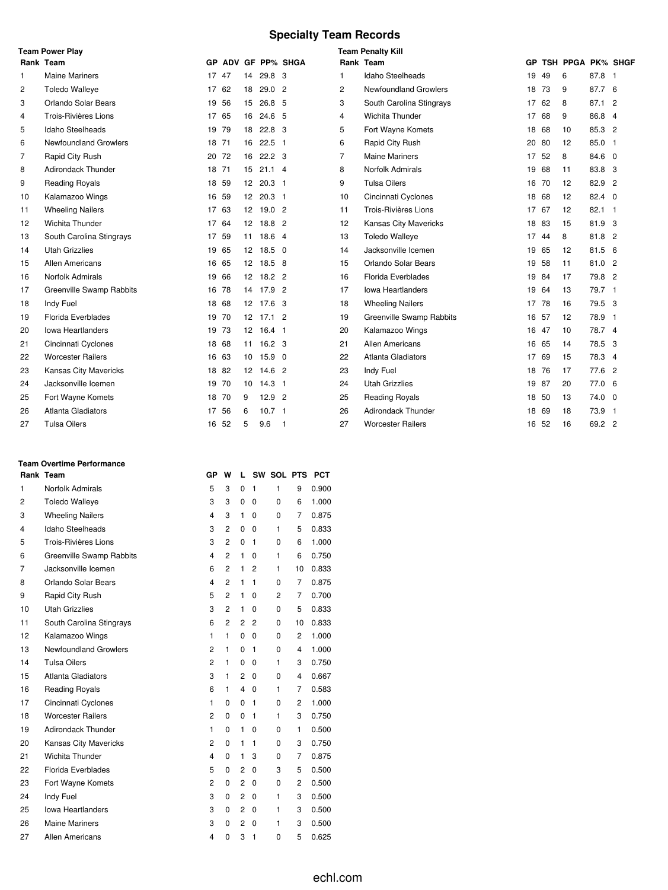# Specialty Team Records

### Team Power Play

| Rank | Team | GP | ADV | GF | PP% | SHGA |
|---|---|---|---|---|---|---|
| 1 | Maine Mariners | 17 | 47 | 14 | 29.8 | 3 |
| 2 | Toledo Walleye | 17 | 62 | 18 | 29.0 | 2 |
| 3 | Orlando Solar Bears | 19 | 56 | 15 | 26.8 | 5 |
| 4 | Trois-Rivières Lions | 17 | 65 | 16 | 24.6 | 5 |
| 5 | Idaho Steelheads | 19 | 79 | 18 | 22.8 | 3 |
| 6 | Newfoundland Growlers | 18 | 71 | 16 | 22.5 | 1 |
| 7 | Rapid City Rush | 20 | 72 | 16 | 22.2 | 3 |
| 8 | Adirondack Thunder | 18 | 71 | 15 | 21.1 | 4 |
| 9 | Reading Royals | 18 | 59 | 12 | 20.3 | 1 |
| 10 | Kalamazoo Wings | 16 | 59 | 12 | 20.3 | 1 |
| 11 | Wheeling Nailers | 17 | 63 | 12 | 19.0 | 2 |
| 12 | Wichita Thunder | 17 | 64 | 12 | 18.8 | 2 |
| 13 | South Carolina Stingrays | 17 | 59 | 11 | 18.6 | 4 |
| 14 | Utah Grizzlies | 19 | 65 | 12 | 18.5 | 0 |
| 15 | Allen Americans | 16 | 65 | 12 | 18.5 | 8 |
| 16 | Norfolk Admirals | 19 | 66 | 12 | 18.2 | 2 |
| 17 | Greenville Swamp Rabbits | 16 | 78 | 14 | 17.9 | 2 |
| 18 | Indy Fuel | 18 | 68 | 12 | 17.6 | 3 |
| 19 | Florida Everblades | 19 | 70 | 12 | 17.1 | 2 |
| 20 | Iowa Heartlanders | 19 | 73 | 12 | 16.4 | 1 |
| 21 | Cincinnati Cyclones | 18 | 68 | 11 | 16.2 | 3 |
| 22 | Worcester Railers | 16 | 63 | 10 | 15.9 | 0 |
| 23 | Kansas City Mavericks | 18 | 82 | 12 | 14.6 | 2 |
| 24 | Jacksonville Icemen | 19 | 70 | 10 | 14.3 | 1 |
| 25 | Fort Wayne Komets | 18 | 70 | 9 | 12.9 | 2 |
| 26 | Atlanta Gladiators | 17 | 56 | 6 | 10.7 | 1 |
| 27 | Tulsa Oilers | 16 | 52 | 5 | 9.6 | 1 |

### Team Penalty Kill

| Rank | Team | GP | TSH | PPGA | PK% | SHGF |
|---|---|---|---|---|---|---|
| 1 | Idaho Steelheads | 19 | 49 | 6 | 87.8 | 1 |
| 2 | Newfoundland Growlers | 18 | 73 | 9 | 87.7 | 6 |
| 3 | South Carolina Stingrays | 17 | 62 | 8 | 87.1 | 2 |
| 4 | Wichita Thunder | 17 | 68 | 9 | 86.8 | 4 |
| 5 | Fort Wayne Komets | 18 | 68 | 10 | 85.3 | 2 |
| 6 | Rapid City Rush | 20 | 80 | 12 | 85.0 | 1 |
| 7 | Maine Mariners | 17 | 52 | 8 | 84.6 | 0 |
| 8 | Norfolk Admirals | 19 | 68 | 11 | 83.8 | 3 |
| 9 | Tulsa Oilers | 16 | 70 | 12 | 82.9 | 2 |
| 10 | Cincinnati Cyclones | 18 | 68 | 12 | 82.4 | 0 |
| 11 | Trois-Rivières Lions | 17 | 67 | 12 | 82.1 | 1 |
| 12 | Kansas City Mavericks | 18 | 83 | 15 | 81.9 | 3 |
| 13 | Toledo Walleye | 17 | 44 | 8 | 81.8 | 2 |
| 14 | Jacksonville Icemen | 19 | 65 | 12 | 81.5 | 6 |
| 15 | Orlando Solar Bears | 19 | 58 | 11 | 81.0 | 2 |
| 16 | Florida Everblades | 19 | 84 | 17 | 79.8 | 2 |
| 17 | Iowa Heartlanders | 19 | 64 | 13 | 79.7 | 1 |
| 18 | Wheeling Nailers | 17 | 78 | 16 | 79.5 | 3 |
| 19 | Greenville Swamp Rabbits | 16 | 57 | 12 | 78.9 | 1 |
| 20 | Kalamazoo Wings | 16 | 47 | 10 | 78.7 | 4 |
| 21 | Allen Americans | 16 | 65 | 14 | 78.5 | 3 |
| 22 | Atlanta Gladiators | 17 | 69 | 15 | 78.3 | 4 |
| 23 | Indy Fuel | 18 | 76 | 17 | 77.6 | 2 |
| 24 | Utah Grizzlies | 19 | 87 | 20 | 77.0 | 6 |
| 25 | Reading Royals | 18 | 50 | 13 | 74.0 | 0 |
| 26 | Adirondack Thunder | 18 | 69 | 18 | 73.9 | 1 |
| 27 | Worcester Railers | 16 | 52 | 16 | 69.2 | 2 |

### Team Overtime Performance

| Rank | Team | GP | W | L | SW | SOL | PTS | PCT |
|---|---|---|---|---|---|---|---|---|
| 1 | Norfolk Admirals | 5 | 3 | 0 | 1 | 1 | 9 | 0.900 |
| 2 | Toledo Walleye | 3 | 3 | 0 | 0 | 0 | 6 | 1.000 |
| 3 | Wheeling Nailers | 4 | 3 | 1 | 0 | 0 | 7 | 0.875 |
| 4 | Idaho Steelheads | 3 | 2 | 0 | 0 | 1 | 5 | 0.833 |
| 5 | Trois-Rivières Lions | 3 | 2 | 0 | 1 | 0 | 6 | 1.000 |
| 6 | Greenville Swamp Rabbits | 4 | 2 | 1 | 0 | 1 | 6 | 0.750 |
| 7 | Jacksonville Icemen | 6 | 2 | 1 | 2 | 1 | 10 | 0.833 |
| 8 | Orlando Solar Bears | 4 | 2 | 1 | 1 | 0 | 7 | 0.875 |
| 9 | Rapid City Rush | 5 | 2 | 1 | 0 | 2 | 7 | 0.700 |
| 10 | Utah Grizzlies | 3 | 2 | 1 | 0 | 0 | 5 | 0.833 |
| 11 | South Carolina Stingrays | 6 | 2 | 2 | 2 | 0 | 10 | 0.833 |
| 12 | Kalamazoo Wings | 1 | 1 | 0 | 0 | 0 | 2 | 1.000 |
| 13 | Newfoundland Growlers | 2 | 1 | 0 | 1 | 0 | 4 | 1.000 |
| 14 | Tulsa Oilers | 2 | 1 | 0 | 0 | 1 | 3 | 0.750 |
| 15 | Atlanta Gladiators | 3 | 1 | 2 | 0 | 0 | 4 | 0.667 |
| 16 | Reading Royals | 6 | 1 | 4 | 0 | 1 | 7 | 0.583 |
| 17 | Cincinnati Cyclones | 1 | 0 | 0 | 1 | 0 | 2 | 1.000 |
| 18 | Worcester Railers | 2 | 0 | 0 | 1 | 1 | 3 | 0.750 |
| 19 | Adirondack Thunder | 1 | 0 | 1 | 0 | 0 | 1 | 0.500 |
| 20 | Kansas City Mavericks | 2 | 0 | 1 | 1 | 0 | 3 | 0.750 |
| 21 | Wichita Thunder | 4 | 0 | 1 | 3 | 0 | 7 | 0.875 |
| 22 | Florida Everblades | 5 | 0 | 2 | 0 | 3 | 5 | 0.500 |
| 23 | Fort Wayne Komets | 2 | 0 | 2 | 0 | 0 | 2 | 0.500 |
| 24 | Indy Fuel | 3 | 0 | 2 | 0 | 1 | 3 | 0.500 |
| 25 | Iowa Heartlanders | 3 | 0 | 2 | 0 | 1 | 3 | 0.500 |
| 26 | Maine Mariners | 3 | 0 | 2 | 0 | 1 | 3 | 0.500 |
| 27 | Allen Americans | 4 | 0 | 3 | 1 | 0 | 5 | 0.625 |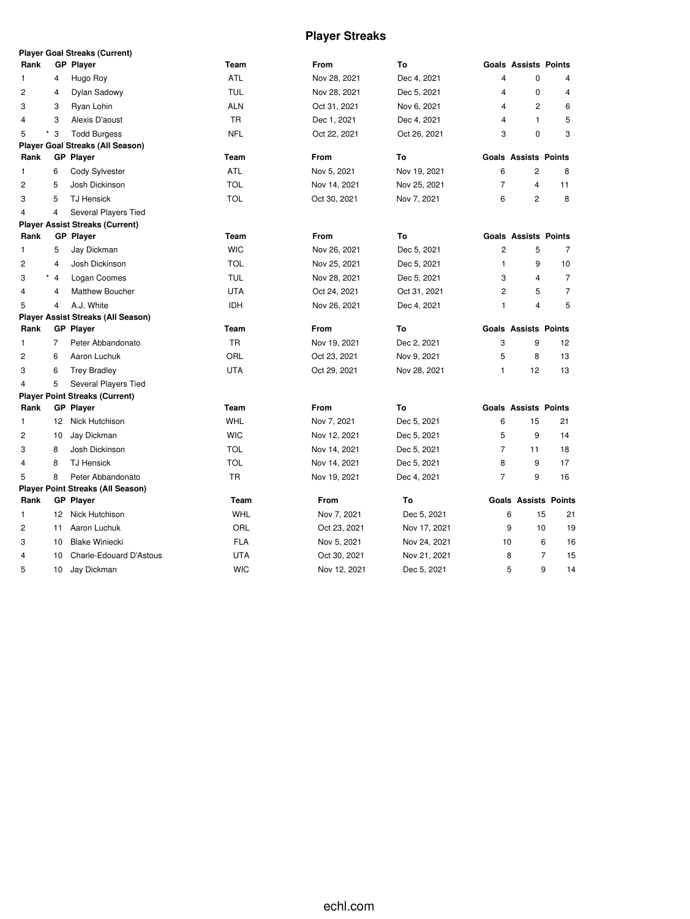# Player Streaks

**Player Goal Streaks (Current)**

| Rank | GP | Player | Team | From | To | Goals | Assists | Points |
|---|---|---|---|---|---|---|---|---|
| 1 | 4 | Hugo Roy | ATL | Nov 28, 2021 | Dec 4, 2021 | 4 | 0 | 4 |
| 2 | 4 | Dylan Sadowy | TUL | Nov 28, 2021 | Dec 5, 2021 | 4 | 0 | 4 |
| 3 | 3 | Ryan Lohin | ALN | Oct 31, 2021 | Nov 6, 2021 | 4 | 2 | 6 |
| 4 | 3 | Alexis D'aoust | TR | Dec 1, 2021 | Dec 4, 2021 | 4 | 1 | 5 |
| 5 | * 3 | Todd Burgess | NFL | Oct 22, 2021 | Oct 26, 2021 | 3 | 0 | 3 |

**Player Goal Streaks (All Season)**

| Rank | GP | Player | Team | From | To | Goals | Assists | Points |
|---|---|---|---|---|---|---|---|---|
| 1 | 6 | Cody Sylvester | ATL | Nov 5, 2021 | Nov 19, 2021 | 6 | 2 | 8 |
| 2 | 5 | Josh Dickinson | TOL | Nov 14, 2021 | Nov 25, 2021 | 7 | 4 | 11 |
| 3 | 5 | TJ Hensick | TOL | Oct 30, 2021 | Nov 7, 2021 | 6 | 2 | 8 |
| 4 | 4 | Several Players Tied | | | | | | |

**Player Assist Streaks (Current)**

| Rank | GP | Player | Team | From | To | Goals | Assists | Points |
|---|---|---|---|---|---|---|---|---|
| 1 | 5 | Jay Dickman | WIC | Nov 26, 2021 | Dec 5, 2021 | 2 | 5 | 7 |
| 2 | 4 | Josh Dickinson | TOL | Nov 25, 2021 | Dec 5, 2021 | 1 | 9 | 10 |
| 3 | * 4 | Logan Coomes | TUL | Nov 28, 2021 | Dec 5, 2021 | 3 | 4 | 7 |
| 4 | 4 | Matthew Boucher | UTA | Oct 24, 2021 | Oct 31, 2021 | 2 | 5 | 7 |
| 5 | 4 | A.J. White | IDH | Nov 26, 2021 | Dec 4, 2021 | 1 | 4 | 5 |

**Player Assist Streaks (All Season)**

| Rank | GP | Player | Team | From | To | Goals | Assists | Points |
|---|---|---|---|---|---|---|---|---|
| 1 | 7 | Peter Abbandonato | TR | Nov 19, 2021 | Dec 2, 2021 | 3 | 9 | 12 |
| 2 | 6 | Aaron Luchuk | ORL | Oct 23, 2021 | Nov 9, 2021 | 5 | 8 | 13 |
| 3 | 6 | Trey Bradley | UTA | Oct 29, 2021 | Nov 28, 2021 | 1 | 12 | 13 |
| 4 | 5 | Several Players Tied | | | | | | |

**Player Point Streaks (Current)**

| Rank | GP | Player | Team | From | To | Goals | Assists | Points |
|---|---|---|---|---|---|---|---|---|
| 1 | 12 | Nick Hutchison | WHL | Nov 7, 2021 | Dec 5, 2021 | 6 | 15 | 21 |
| 2 | 10 | Jay Dickman | WIC | Nov 12, 2021 | Dec 5, 2021 | 5 | 9 | 14 |
| 3 | 8 | Josh Dickinson | TOL | Nov 14, 2021 | Dec 5, 2021 | 7 | 11 | 18 |
| 4 | 8 | TJ Hensick | TOL | Nov 14, 2021 | Dec 5, 2021 | 8 | 9 | 17 |
| 5 | 8 | Peter Abbandonato | TR | Nov 19, 2021 | Dec 4, 2021 | 7 | 9 | 16 |

**Player Point Streaks (All Season)**

| Rank | GP | Player | Team | From | To | Goals | Assists | Points |
|---|---|---|---|---|---|---|---|---|
| 1 | 12 | Nick Hutchison | WHL | Nov 7, 2021 | Dec 5, 2021 | 6 | 15 | 21 |
| 2 | 11 | Aaron Luchuk | ORL | Oct 23, 2021 | Nov 17, 2021 | 9 | 10 | 19 |
| 3 | 10 | Blake Winiecki | FLA | Nov 5, 2021 | Nov 24, 2021 | 10 | 6 | 16 |
| 4 | 10 | Charle-Edouard D'Astous | UTA | Oct 30, 2021 | Nov 21, 2021 | 8 | 7 | 15 |
| 5 | 10 | Jay Dickman | WIC | Nov 12, 2021 | Dec 5, 2021 | 5 | 9 | 14 |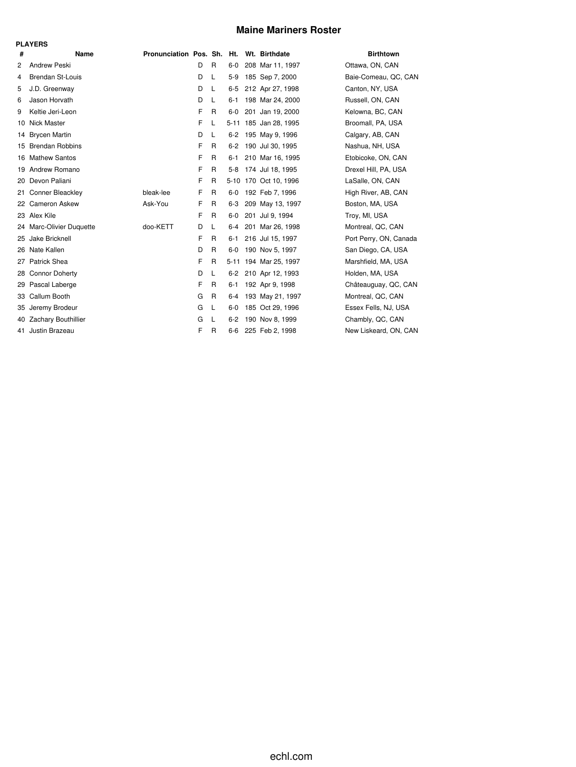# Maine Mariners Roster

**PLAYERS**

| # | Name | Pronunciation | Pos. | Sh. | Ht. | Wt. | Birthdate | Birthtown |
|---|---|---|---|---|---|---|---|---|
| 2 | Andrew Peski | | D | R | 6-0 | 208 | Mar 11, 1997 | Ottawa, ON, CAN |
| 4 | Brendan St-Louis | | D | L | 5-9 | 185 | Sep 7, 2000 | Baie-Comeau, QC, CAN |
| 5 | J.D. Greenway | | D | L | 6-5 | 212 | Apr 27, 1998 | Canton, NY, USA |
| 6 | Jason Horvath | | D | L | 6-1 | 198 | Mar 24, 2000 | Russell, ON, CAN |
| 9 | Keltie Jeri-Leon | | F | R | 6-0 | 201 | Jan 19, 2000 | Kelowna, BC, CAN |
| 10 | Nick Master | | F | L | 5-11 | 185 | Jan 28, 1995 | Broomall, PA, USA |
| 14 | Brycen Martin | | D | L | 6-2 | 195 | May 9, 1996 | Calgary, AB, CAN |
| 15 | Brendan Robbins | | F | R | 6-2 | 190 | Jul 30, 1995 | Nashua, NH, USA |
| 16 | Mathew Santos | | F | R | 6-1 | 210 | Mar 16, 1995 | Etobicoke, ON, CAN |
| 19 | Andrew Romano | | F | R | 5-8 | 174 | Jul 18, 1995 | Drexel Hill, PA, USA |
| 20 | Devon Paliani | | F | R | 5-10 | 170 | Oct 10, 1996 | LaSalle, ON, CAN |
| 21 | Conner Bleackley | bleak-lee | F | R | 6-0 | 192 | Feb 7, 1996 | High River, AB, CAN |
| 22 | Cameron Askew | Ask-You | F | R | 6-3 | 209 | May 13, 1997 | Boston, MA, USA |
| 23 | Alex Kile | | F | R | 6-0 | 201 | Jul 9, 1994 | Troy, MI, USA |
| 24 | Marc-Olivier Duquette | doo-KETT | D | L | 6-4 | 201 | Mar 26, 1998 | Montreal, QC, CAN |
| 25 | Jake Bricknell | | F | R | 6-1 | 216 | Jul 15, 1997 | Port Perry, ON, Canada |
| 26 | Nate Kallen | | D | R | 6-0 | 190 | Nov 5, 1997 | San Diego, CA, USA |
| 27 | Patrick Shea | | F | R | 5-11 | 194 | Mar 25, 1997 | Marshfield, MA, USA |
| 28 | Connor Doherty | | D | L | 6-2 | 210 | Apr 12, 1993 | Holden, MA, USA |
| 29 | Pascal Laberge | | F | R | 6-1 | 192 | Apr 9, 1998 | Châteauguay, QC, CAN |
| 33 | Callum Booth | | G | R | 6-4 | 193 | May 21, 1997 | Montreal, QC, CAN |
| 35 | Jeremy Brodeur | | G | L | 6-0 | 185 | Oct 29, 1996 | Essex Fells, NJ, USA |
| 40 | Zachary Bouthillier | | G | L | 6-2 | 190 | Nov 8, 1999 | Chambly, QC, CAN |
| 41 | Justin Brazeau | | F | R | 6-6 | 225 | Feb 2, 1998 | New Liskeard, ON, CAN |

echl.com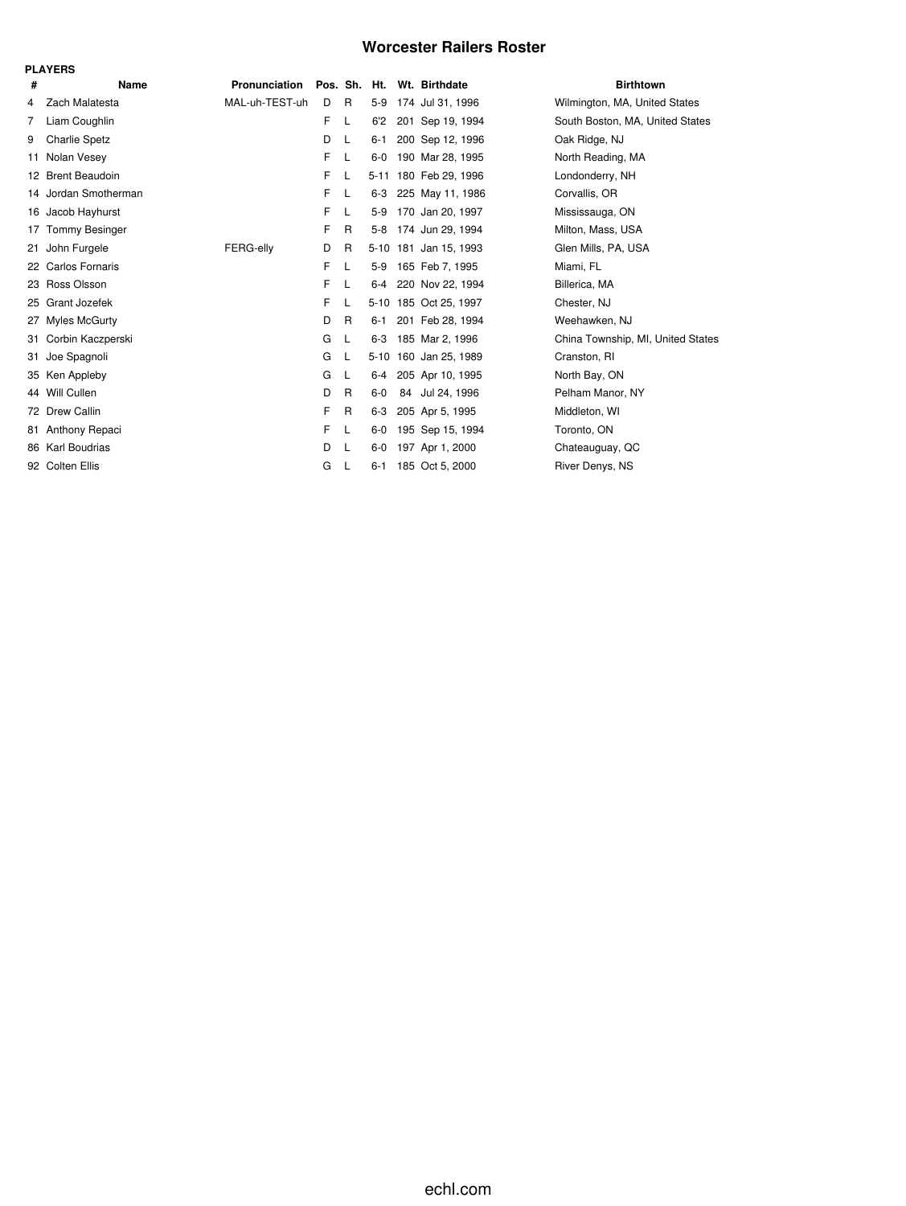# Worcester Railers Roster

**PLAYERS**

| # | Name | Pronunciation | Pos. | Sh. | Ht. | Wt. | Birthdate | Birthtown |
|---|---|---|---|---|---|---|---|---|
| 4 | Zach Malatesta | MAL-uh-TEST-uh | D | R | 5-9 | 174 | Jul 31, 1996 | Wilmington, MA, United States |
| 7 | Liam Coughlin | | F | L | 6'2 | 201 | Sep 19, 1994 | South Boston, MA, United States |
| 9 | Charlie Spetz | | D | L | 6-1 | 200 | Sep 12, 1996 | Oak Ridge, NJ |
| 11 | Nolan Vesey | | F | L | 6-0 | 190 | Mar 28, 1995 | North Reading, MA |
| 12 | Brent Beaudoin | | F | L | 5-11 | 180 | Feb 29, 1996 | Londonderry, NH |
| 14 | Jordan Smotherman | | F | L | 6-3 | 225 | May 11, 1986 | Corvallis, OR |
| 16 | Jacob Hayhurst | | F | L | 5-9 | 170 | Jan 20, 1997 | Mississauga, ON |
| 17 | Tommy Besinger | | F | R | 5-8 | 174 | Jun 29, 1994 | Milton, Mass, USA |
| 21 | John Furgele | FERG-elly | D | R | 5-10 | 181 | Jan 15, 1993 | Glen Mills, PA, USA |
| 22 | Carlos Fornaris | | F | L | 5-9 | 165 | Feb 7, 1995 | Miami, FL |
| 23 | Ross Olsson | | F | L | 6-4 | 220 | Nov 22, 1994 | Billerica, MA |
| 25 | Grant Jozefek | | F | L | 5-10 | 185 | Oct 25, 1997 | Chester, NJ |
| 27 | Myles McGurty | | D | R | 6-1 | 201 | Feb 28, 1994 | Weehawken, NJ |
| 31 | Corbin Kaczperski | | G | L | 6-3 | 185 | Mar 2, 1996 | China Township, MI, United States |
| 31 | Joe Spagnoli | | G | L | 5-10 | 160 | Jan 25, 1989 | Cranston, RI |
| 35 | Ken Appleby | | G | L | 6-4 | 205 | Apr 10, 1995 | North Bay, ON |
| 44 | Will Cullen | | D | R | 6-0 | 84 | Jul 24, 1996 | Pelham Manor, NY |
| 72 | Drew Callin | | F | R | 6-3 | 205 | Apr 5, 1995 | Middleton, WI |
| 81 | Anthony Repaci | | F | L | 6-0 | 195 | Sep 15, 1994 | Toronto, ON |
| 86 | Karl Boudrias | | D | L | 6-0 | 197 | Apr 1, 2000 | Chateauguay, QC |
| 92 | Colten Ellis | | G | L | 6-1 | 185 | Oct 5, 2000 | River Denys, NS |

echl.com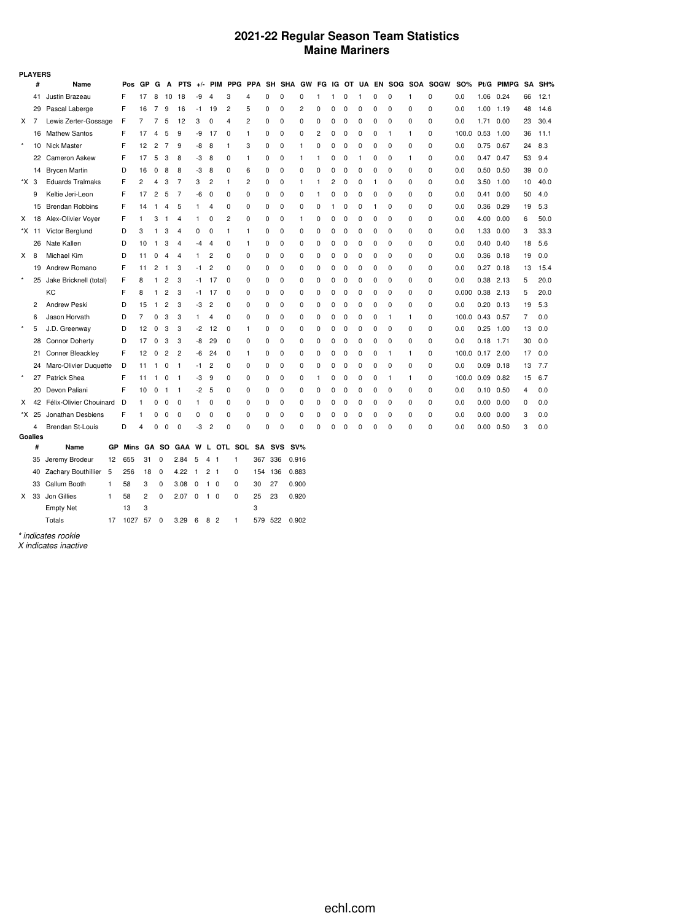# 2021-22 Regular Season Team Statistics
## Maine Mariners

**PLAYERS**

| | # | Name | Pos | GP | G | A | PTS | +/- | PIM | PPG | PPA | SH | SHA | GW | FG | IG | OT | UA | EN | SOG | SOA | SOGW | SO% | Pt/G | PIMPG | SA | SH% |
|---|---|---|---|---|---|---|---|---|---|---|---|---|---|---|---|---|---|---|---|---|---|---|---|---|---|---|---|
| | 41 | Justin Brazeau | F | 17 | 8 | 10 | 18 | -9 | 4 | 3 | 4 | 0 | 0 | 0 | 1 | 1 | 0 | 1 | 0 | 0 | 1 | 0 | 0.0 | 1.06 | 0.24 | 66 | 12.1 |
| | 29 | Pascal Laberge | F | 16 | 7 | 9 | 16 | -1 | 19 | 2 | 5 | 0 | 0 | 2 | 0 | 0 | 0 | 0 | 0 | 0 | 0 | 0 | 0.0 | 1.00 | 1.19 | 48 | 14.6 |
| X | 7 | Lewis Zerter-Gossage | F | 7 | 7 | 5 | 12 | 3 | 0 | 4 | 2 | 0 | 0 | 0 | 0 | 0 | 0 | 0 | 0 | 0 | 0 | 0 | 0.0 | 1.71 | 0.00 | 23 | 30.4 |
| | 16 | Mathew Santos | F | 17 | 4 | 5 | 9 | -9 | 17 | 0 | 1 | 0 | 0 | 0 | 2 | 0 | 0 | 0 | 0 | 1 | 1 | 0 | 100.0 | 0.53 | 1.00 | 36 | 11.1 |
| * | 10 | Nick Master | F | 12 | 2 | 7 | 9 | -8 | 8 | 1 | 3 | 0 | 0 | 1 | 0 | 0 | 0 | 0 | 0 | 0 | 0 | 0 | 0.0 | 0.75 | 0.67 | 24 | 8.3 |
| | 22 | Cameron Askew | F | 17 | 5 | 3 | 8 | -3 | 8 | 0 | 1 | 0 | 0 | 1 | 1 | 0 | 0 | 1 | 0 | 0 | 1 | 0 | 0.0 | 0.47 | 0.47 | 53 | 9.4 |
| | 14 | Brycen Martin | D | 16 | 0 | 8 | 8 | -3 | 8 | 0 | 6 | 0 | 0 | 0 | 0 | 0 | 0 | 0 | 0 | 0 | 0 | 0 | 0.0 | 0.50 | 0.50 | 39 | 0.0 |
| *X | 3 | Eduards Tralmaks | F | 2 | 4 | 3 | 7 | 3 | 2 | 1 | 2 | 0 | 0 | 1 | 1 | 2 | 0 | 0 | 1 | 0 | 0 | 0 | 0.0 | 3.50 | 1.00 | 10 | 40.0 |
| | 9 | Keltie Jeri-Leon | F | 17 | 2 | 5 | 7 | -6 | 0 | 0 | 0 | 0 | 0 | 0 | 1 | 0 | 0 | 0 | 0 | 0 | 0 | 0 | 0.0 | 0.41 | 0.00 | 50 | 4.0 |
| | 15 | Brendan Robbins | F | 14 | 1 | 4 | 5 | 1 | 4 | 0 | 0 | 0 | 0 | 0 | 0 | 1 | 0 | 0 | 1 | 0 | 0 | 0 | 0.0 | 0.36 | 0.29 | 19 | 5.3 |
| X | 18 | Alex-Olivier Voyer | F | 1 | 3 | 1 | 4 | 1 | 0 | 2 | 0 | 0 | 0 | 1 | 0 | 0 | 0 | 0 | 0 | 0 | 0 | 0 | 0.0 | 4.00 | 0.00 | 6 | 50.0 |
| *X | 11 | Victor Berglund | D | 3 | 1 | 3 | 4 | 0 | 0 | 1 | 1 | 0 | 0 | 0 | 0 | 0 | 0 | 0 | 0 | 0 | 0 | 0 | 0.0 | 1.33 | 0.00 | 3 | 33.3 |
| | 26 | Nate Kallen | D | 10 | 1 | 3 | 4 | -4 | 4 | 0 | 1 | 0 | 0 | 0 | 0 | 0 | 0 | 0 | 0 | 0 | 0 | 0 | 0.0 | 0.40 | 0.40 | 18 | 5.6 |
| X | 8 | Michael Kim | D | 11 | 0 | 4 | 4 | 1 | 2 | 0 | 0 | 0 | 0 | 0 | 0 | 0 | 0 | 0 | 0 | 0 | 0 | 0 | 0.0 | 0.36 | 0.18 | 19 | 0.0 |
| | 19 | Andrew Romano | F | 11 | 2 | 1 | 3 | -1 | 2 | 0 | 0 | 0 | 0 | 0 | 0 | 0 | 0 | 0 | 0 | 0 | 0 | 0 | 0.0 | 0.27 | 0.18 | 13 | 15.4 |
| * | 25 | Jake Bricknell (total) | F | 8 | 1 | 2 | 3 | -1 | 17 | 0 | 0 | 0 | 0 | 0 | 0 | 0 | 0 | 0 | 0 | 0 | 0 | 0 | 0.0 | 0.38 | 2.13 | 5 | 20.0 |
| | | KC | F | 8 | 1 | 2 | 3 | -1 | 17 | 0 | 0 | 0 | 0 | 0 | 0 | 0 | 0 | 0 | 0 | 0 | 0 | 0 | 0.000 | 0.38 | 2.13 | 5 | 20.0 |
| | 2 | Andrew Peski | D | 15 | 1 | 2 | 3 | -3 | 2 | 0 | 0 | 0 | 0 | 0 | 0 | 0 | 0 | 0 | 0 | 0 | 0 | 0 | 0.0 | 0.20 | 0.13 | 19 | 5.3 |
| | 6 | Jason Horvath | D | 7 | 0 | 3 | 3 | 1 | 4 | 0 | 0 | 0 | 0 | 0 | 0 | 0 | 0 | 0 | 0 | 1 | 1 | 0 | 100.0 | 0.43 | 0.57 | 7 | 0.0 |
| * | 5 | J.D. Greenway | D | 12 | 0 | 3 | 3 | -2 | 12 | 0 | 1 | 0 | 0 | 0 | 0 | 0 | 0 | 0 | 0 | 0 | 0 | 0 | 0.0 | 0.25 | 1.00 | 13 | 0.0 |
| | 28 | Connor Doherty | D | 17 | 0 | 3 | 3 | -8 | 29 | 0 | 0 | 0 | 0 | 0 | 0 | 0 | 0 | 0 | 0 | 0 | 0 | 0 | 0.0 | 0.18 | 1.71 | 30 | 0.0 |
| | 21 | Conner Bleackley | F | 12 | 0 | 2 | 2 | -6 | 24 | 0 | 1 | 0 | 0 | 0 | 0 | 0 | 0 | 0 | 0 | 1 | 1 | 0 | 100.0 | 0.17 | 2.00 | 17 | 0.0 |
| | 24 | Marc-Olivier Duquette | D | 11 | 1 | 0 | 1 | -1 | 2 | 0 | 0 | 0 | 0 | 0 | 0 | 0 | 0 | 0 | 0 | 0 | 0 | 0 | 0.0 | 0.09 | 0.18 | 13 | 7.7 |
| * | 27 | Patrick Shea | F | 11 | 1 | 0 | 1 | -3 | 9 | 0 | 0 | 0 | 0 | 0 | 1 | 0 | 0 | 0 | 0 | 1 | 1 | 0 | 100.0 | 0.09 | 0.82 | 15 | 6.7 |
| | 20 | Devon Paliani | F | 10 | 0 | 1 | 1 | -2 | 5 | 0 | 0 | 0 | 0 | 0 | 0 | 0 | 0 | 0 | 0 | 0 | 0 | 0 | 0.0 | 0.10 | 0.50 | 4 | 0.0 |
| X | 42 | Félix-Olivier Chouinard | D | 1 | 0 | 0 | 0 | 1 | 0 | 0 | 0 | 0 | 0 | 0 | 0 | 0 | 0 | 0 | 0 | 0 | 0 | 0 | 0.0 | 0.00 | 0.00 | 0 | 0.0 |
| *X | 25 | Jonathan Desbiens | F | 1 | 0 | 0 | 0 | 0 | 0 | 0 | 0 | 0 | 0 | 0 | 0 | 0 | 0 | 0 | 0 | 0 | 0 | 0 | 0.0 | 0.00 | 0.00 | 3 | 0.0 |
| | 4 | Brendan St-Louis | D | 4 | 0 | 0 | 0 | -3 | 2 | 0 | 0 | 0 | 0 | 0 | 0 | 0 | 0 | 0 | 0 | 0 | 0 | 0 | 0.0 | 0.00 | 0.50 | 3 | 0.0 |

**Goalies**

| | # | Name | GP | Mins | GA | SO | GAA | W | L | OTL | SOL | SA | SVS | SV% |
|---|---|---|---|---|---|---|---|---|---|---|---|---|---|---|
| | 35 | Jeremy Brodeur | 12 | 655 | 31 | 0 | 2.84 | 5 | 4 | 1 | 1 | 367 | 336 | 0.916 |
| | 40 | Zachary Bouthillier | 5 | 256 | 18 | 0 | 4.22 | 1 | 2 | 1 | 0 | 154 | 136 | 0.883 |
| | 33 | Callum Booth | 1 | 58 | 3 | 0 | 3.08 | 0 | 1 | 0 | 0 | 30 | 27 | 0.900 |
| X | 33 | Jon Gillies | 1 | 58 | 2 | 0 | 2.07 | 0 | 1 | 0 | 0 | 25 | 23 | 0.920 |
| | | Empty Net | | 13 | 3 | | | | | | | 3 | | |
| | | Totals | 17 | 1027 | 57 | 0 | 3.29 | 6 | 8 | 2 | 1 | 579 | 522 | 0.902 |

*\* indicates rookie*
*X indicates inactive*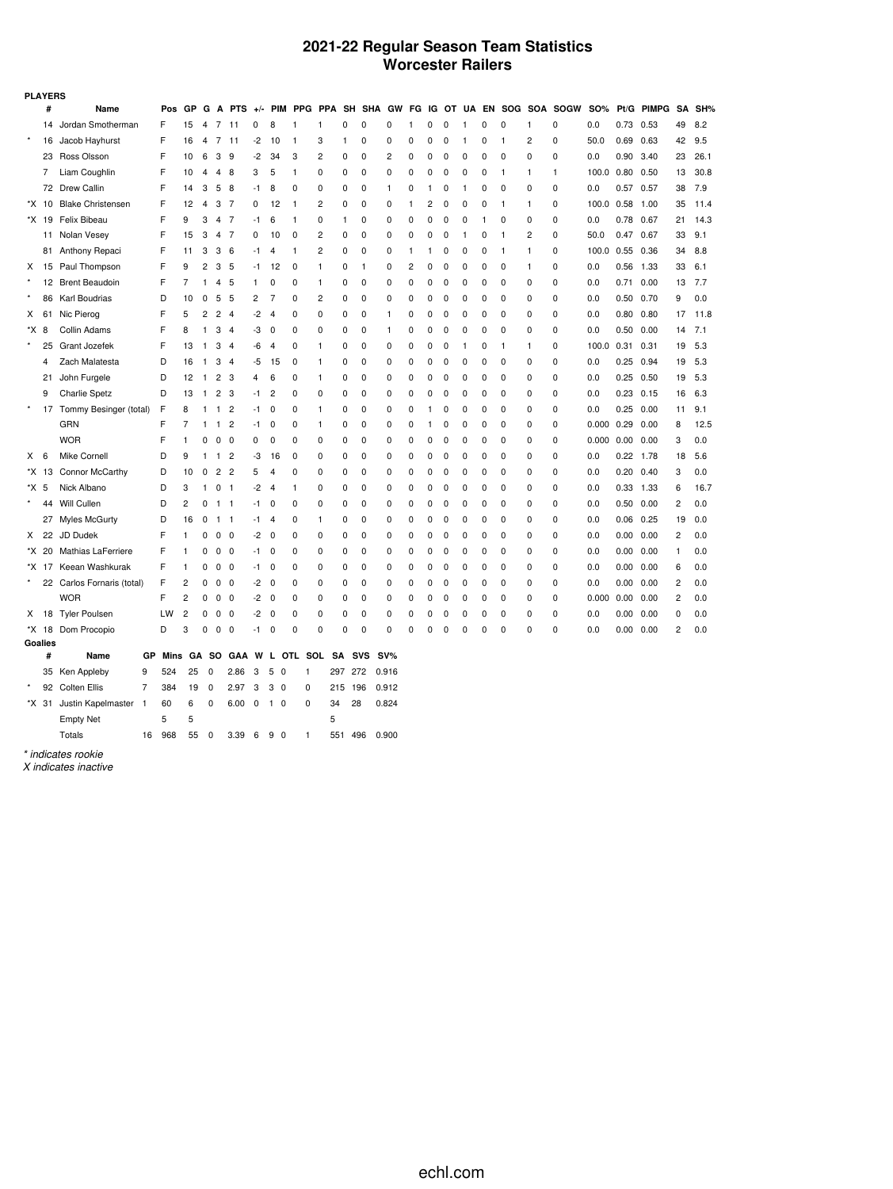# 2021-22 Regular Season Team Statistics
# Worcester Railers

**PLAYERS**

| | # | Name | Pos | GP | G | A | PTS | +/- | PIM | PPG | PPA | SH | SHA | GW | FG | IG | OT | UA | EN | SOG | SOA | SOGW | SO% | Pt/G | PIMPG | SA | SH% |
|---|---|---|---|---|---|---|---|---|---|---|---|---|---|---|---|---|---|---|---|---|---|---|---|---|---|---|---|
| | 14 | Jordan Smotherman | F | 15 | 4 | 7 | 11 | 0 | 8 | 1 | 1 | 0 | 0 | 0 | 1 | 0 | 0 | 1 | 0 | 0 | 1 | 0 | 0.0 | 0.73 | 0.53 | 49 | 8.2 |
| * | 16 | Jacob Hayhurst | F | 16 | 4 | 7 | 11 | -2 | 10 | 1 | 3 | 1 | 0 | 0 | 0 | 0 | 0 | 1 | 0 | 1 | 2 | 0 | 50.0 | 0.69 | 0.63 | 42 | 9.5 |
| | 23 | Ross Olsson | F | 10 | 6 | 3 | 9 | -2 | 34 | 3 | 2 | 0 | 0 | 2 | 0 | 0 | 0 | 0 | 0 | 0 | 0 | 0 | 0.0 | 0.90 | 3.40 | 23 | 26.1 |
| | 7 | Liam Coughlin | F | 10 | 4 | 4 | 8 | 3 | 5 | 1 | 0 | 0 | 0 | 0 | 0 | 0 | 0 | 0 | 0 | 1 | 1 | 1 | 100.0 | 0.80 | 0.50 | 13 | 30.8 |
| | 72 | Drew Callin | F | 14 | 3 | 5 | 8 | -1 | 8 | 0 | 0 | 0 | 0 | 1 | 0 | 1 | 0 | 1 | 0 | 0 | 0 | 0 | 0.0 | 0.57 | 0.57 | 38 | 7.9 |
| *X | 10 | Blake Christensen | F | 12 | 4 | 3 | 7 | 0 | 12 | 1 | 2 | 0 | 0 | 0 | 1 | 2 | 0 | 0 | 0 | 1 | 1 | 0 | 100.0 | 0.58 | 1.00 | 35 | 11.4 |
| *X | 19 | Felix Bibeau | F | 9 | 3 | 4 | 7 | -1 | 6 | 1 | 0 | 1 | 0 | 0 | 0 | 0 | 0 | 0 | 1 | 0 | 0 | 0 | 0.0 | 0.78 | 0.67 | 21 | 14.3 |
| | 11 | Nolan Vesey | F | 15 | 3 | 4 | 7 | 0 | 10 | 0 | 2 | 0 | 0 | 0 | 0 | 0 | 0 | 1 | 0 | 1 | 2 | 0 | 50.0 | 0.47 | 0.67 | 33 | 9.1 |
| | 81 | Anthony Repaci | F | 11 | 3 | 3 | 6 | -1 | 4 | 1 | 2 | 0 | 0 | 0 | 1 | 1 | 0 | 0 | 0 | 1 | 1 | 0 | 100.0 | 0.55 | 0.36 | 34 | 8.8 |
| X | 15 | Paul Thompson | F | 9 | 2 | 3 | 5 | -1 | 12 | 0 | 1 | 0 | 1 | 0 | 2 | 0 | 0 | 0 | 0 | 0 | 1 | 0 | 0.0 | 0.56 | 1.33 | 33 | 6.1 |
| * | 12 | Brent Beaudoin | F | 7 | 1 | 4 | 5 | 1 | 0 | 0 | 1 | 0 | 0 | 0 | 0 | 0 | 0 | 0 | 0 | 0 | 0 | 0 | 0.0 | 0.71 | 0.00 | 13 | 7.7 |
| * | 86 | Karl Boudrias | D | 10 | 0 | 5 | 5 | 2 | 7 | 0 | 2 | 0 | 0 | 0 | 0 | 0 | 0 | 0 | 0 | 0 | 0 | 0 | 0.0 | 0.50 | 0.70 | 9 | 0.0 |
| X | 61 | Nic Pierog | F | 5 | 2 | 2 | 4 | -2 | 4 | 0 | 0 | 0 | 0 | 1 | 0 | 0 | 0 | 0 | 0 | 0 | 0 | 0 | 0.0 | 0.80 | 0.80 | 17 | 11.8 |
| *X | 8 | Collin Adams | F | 8 | 1 | 3 | 4 | -3 | 0 | 0 | 0 | 0 | 0 | 1 | 0 | 0 | 0 | 0 | 0 | 0 | 0 | 0 | 0.0 | 0.50 | 0.00 | 14 | 7.1 |
| * | 25 | Grant Jozefek | F | 13 | 1 | 3 | 4 | -6 | 4 | 0 | 1 | 0 | 0 | 0 | 0 | 0 | 0 | 1 | 0 | 1 | 1 | 0 | 100.0 | 0.31 | 0.31 | 19 | 5.3 |
| | 4 | Zach Malatesta | D | 16 | 1 | 3 | 4 | -5 | 15 | 0 | 1 | 0 | 0 | 0 | 0 | 0 | 0 | 0 | 0 | 0 | 0 | 0 | 0.0 | 0.25 | 0.94 | 19 | 5.3 |
| | 21 | John Furgele | D | 12 | 1 | 2 | 3 | 4 | 6 | 0 | 1 | 0 | 0 | 0 | 0 | 0 | 0 | 0 | 0 | 0 | 0 | 0 | 0.0 | 0.25 | 0.50 | 19 | 5.3 |
| | 9 | Charlie Spetz | D | 13 | 1 | 2 | 3 | -1 | 2 | 0 | 0 | 0 | 0 | 0 | 0 | 0 | 0 | 0 | 0 | 0 | 0 | 0 | 0.0 | 0.23 | 0.15 | 16 | 6.3 |
| * | 17 | Tommy Besinger (total) | F | 8 | 1 | 1 | 2 | -1 | 0 | 0 | 1 | 0 | 0 | 0 | 0 | 1 | 0 | 0 | 0 | 0 | 0 | 0 | 0.0 | 0.25 | 0.00 | 11 | 9.1 |
| | | GRN | F | 7 | 1 | 1 | 2 | -1 | 0 | 0 | 1 | 0 | 0 | 0 | 0 | 1 | 0 | 0 | 0 | 0 | 0 | 0 | 0.000 | 0.29 | 0.00 | 8 | 12.5 |
| | | WOR | F | 1 | 0 | 0 | 0 | 0 | 0 | 0 | 0 | 0 | 0 | 0 | 0 | 0 | 0 | 0 | 0 | 0 | 0 | 0 | 0.000 | 0.00 | 0.00 | 3 | 0.0 |
| X | 6 | Mike Cornell | D | 9 | 1 | 1 | 2 | -3 | 16 | 0 | 0 | 0 | 0 | 0 | 0 | 0 | 0 | 0 | 0 | 0 | 0 | 0 | 0.0 | 0.22 | 1.78 | 18 | 5.6 |
| *X | 13 | Connor McCarthy | D | 10 | 0 | 2 | 2 | 5 | 4 | 0 | 0 | 0 | 0 | 0 | 0 | 0 | 0 | 0 | 0 | 0 | 0 | 0 | 0.0 | 0.20 | 0.40 | 3 | 0.0 |
| *X | 5 | Nick Albano | D | 3 | 1 | 0 | 1 | -2 | 4 | 1 | 0 | 0 | 0 | 0 | 0 | 0 | 0 | 0 | 0 | 0 | 0 | 0 | 0.0 | 0.33 | 1.33 | 6 | 16.7 |
| * | 44 | Will Cullen | D | 2 | 0 | 1 | 1 | -1 | 0 | 0 | 0 | 0 | 0 | 0 | 0 | 0 | 0 | 0 | 0 | 0 | 0 | 0 | 0.0 | 0.50 | 0.00 | 2 | 0.0 |
| | 27 | Myles McGurty | D | 16 | 0 | 1 | 1 | -1 | 4 | 0 | 1 | 0 | 0 | 0 | 0 | 0 | 0 | 0 | 0 | 0 | 0 | 0 | 0.0 | 0.06 | 0.25 | 19 | 0.0 |
| X | 22 | JD Dudek | F | 1 | 0 | 0 | 0 | -2 | 0 | 0 | 0 | 0 | 0 | 0 | 0 | 0 | 0 | 0 | 0 | 0 | 0 | 0 | 0.0 | 0.00 | 0.00 | 2 | 0.0 |
| *X | 20 | Mathias LaFerriere | F | 1 | 0 | 0 | 0 | -1 | 0 | 0 | 0 | 0 | 0 | 0 | 0 | 0 | 0 | 0 | 0 | 0 | 0 | 0 | 0.0 | 0.00 | 0.00 | 1 | 0.0 |
| *X | 17 | Keean Washkurak | F | 1 | 0 | 0 | 0 | -1 | 0 | 0 | 0 | 0 | 0 | 0 | 0 | 0 | 0 | 0 | 0 | 0 | 0 | 0 | 0.0 | 0.00 | 0.00 | 6 | 0.0 |
| * | 22 | Carlos Fornaris (total) | F | 2 | 0 | 0 | 0 | -2 | 0 | 0 | 0 | 0 | 0 | 0 | 0 | 0 | 0 | 0 | 0 | 0 | 0 | 0 | 0.0 | 0.00 | 0.00 | 2 | 0.0 |
| | | WOR | F | 2 | 0 | 0 | 0 | -2 | 0 | 0 | 0 | 0 | 0 | 0 | 0 | 0 | 0 | 0 | 0 | 0 | 0 | 0 | 0.000 | 0.00 | 0.00 | 2 | 0.0 |
| X | 18 | Tyler Poulsen | LW | 2 | 0 | 0 | 0 | -2 | 0 | 0 | 0 | 0 | 0 | 0 | 0 | 0 | 0 | 0 | 0 | 0 | 0 | 0 | 0.0 | 0.00 | 0.00 | 0 | 0.0 |
| *X | 18 | Dom Procopio | D | 3 | 0 | 0 | 0 | -1 | 0 | 0 | 0 | 0 | 0 | 0 | 0 | 0 | 0 | 0 | 0 | 0 | 0 | 0 | 0.0 | 0.00 | 0.00 | 2 | 0.0 |

**Goalies**

| | # | Name | GP | Mins | GA | SO | GAA | W | L | OTL | SOL | SA | SVS | SV% |
|---|---|---|---|---|---|---|---|---|---|---|---|---|---|---|
| | 35 | Ken Appleby | 9 | 524 | 25 | 0 | 2.86 | 3 | 5 | 0 | 1 | 297 | 272 | 0.916 |
| * | 92 | Colten Ellis | 7 | 384 | 19 | 0 | 2.97 | 3 | 3 | 0 | 0 | 215 | 196 | 0.912 |
| *X | 31 | Justin Kapelmaster | 1 | 60 | 6 | 0 | 6.00 | 0 | 1 | 0 | 0 | 34 | 28 | 0.824 |
| | | Empty Net | | 5 | 5 | | | | | | | 5 | | |
| | | Totals | 16 | 968 | 55 | 0 | 3.39 | 6 | 9 | 0 | 1 | 551 | 496 | 0.900 |

*\* indicates rookie*
*X indicates inactive*

echl.com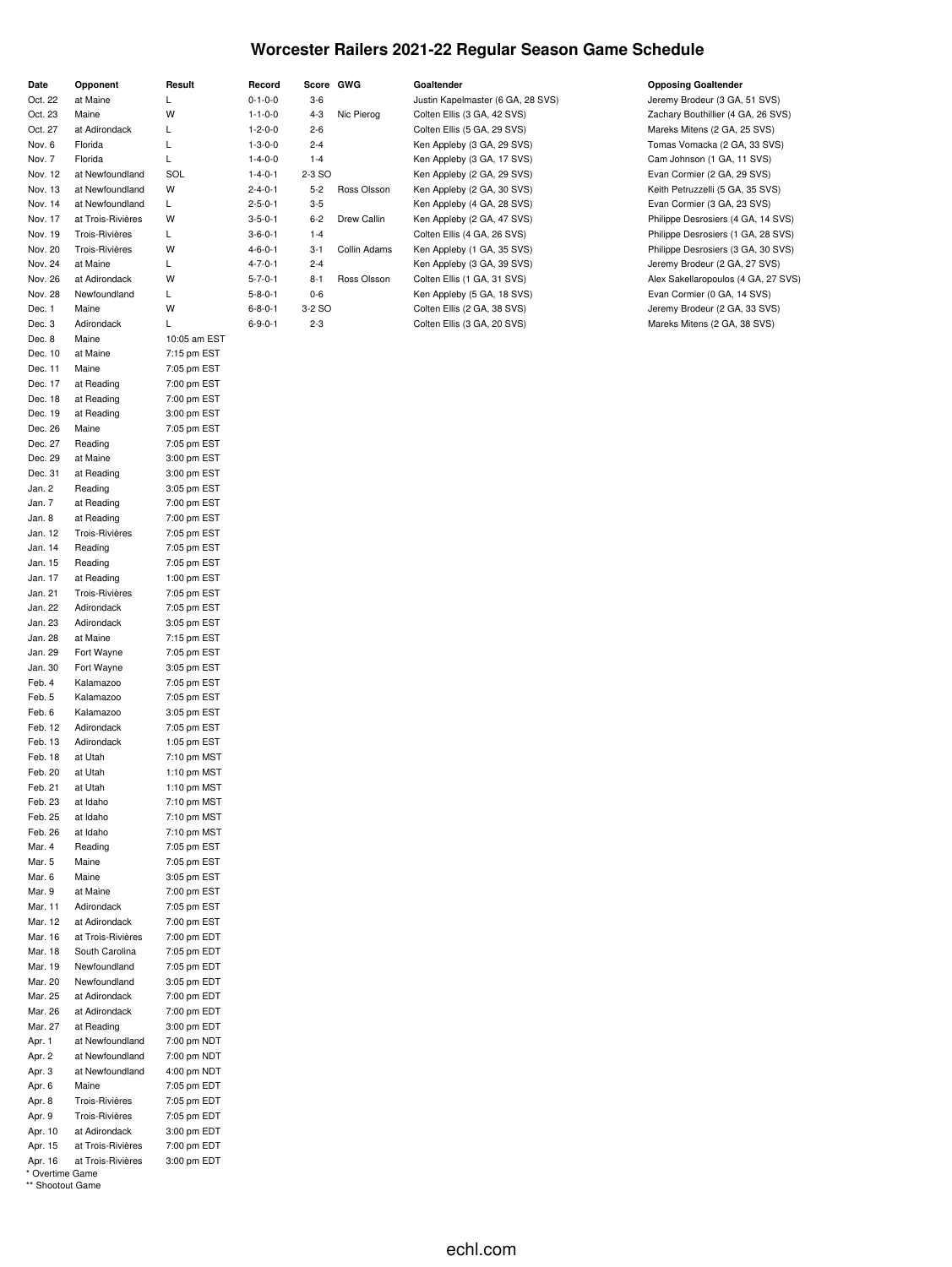# Worcester Railers 2021-22 Regular Season Game Schedule

| Date | Opponent | Result | Record | Score | GWG | Goaltender | Opposing Goaltender |
|---|---|---|---|---|---|---|---|
| Oct. 22 | at Maine | L | 0-1-0-0 | 3-6 | | Justin Kapelmaster (6 GA, 28 SVS) | Jeremy Brodeur (3 GA, 51 SVS) |
| Oct. 23 | Maine | W | 1-1-0-0 | 4-3 | Nic Pierog | Colten Ellis (3 GA, 42 SVS) | Zachary Bouthillier (4 GA, 26 SVS) |
| Oct. 27 | at Adirondack | L | 1-2-0-0 | 2-6 | | Colten Ellis (5 GA, 29 SVS) | Mareks Mitens (2 GA, 25 SVS) |
| Nov. 6 | Florida | L | 1-3-0-0 | 2-4 | | Ken Appleby (3 GA, 29 SVS) | Tomas Vomacka (2 GA, 33 SVS) |
| Nov. 7 | Florida | L | 1-4-0-0 | 1-4 | | Ken Appleby (3 GA, 17 SVS) | Cam Johnson (1 GA, 11 SVS) |
| Nov. 12 | at Newfoundland | SOL | 1-4-0-1 | 2-3 SO | | Ken Appleby (2 GA, 29 SVS) | Evan Cormier (2 GA, 29 SVS) |
| Nov. 13 | at Newfoundland | W | 2-4-0-1 | 5-2 | Ross Olsson | Ken Appleby (2 GA, 30 SVS) | Keith Petruzzelli (5 GA, 35 SVS) |
| Nov. 14 | at Newfoundland | L | 2-5-0-1 | 3-5 | | Ken Appleby (4 GA, 28 SVS) | Evan Cormier (3 GA, 23 SVS) |
| Nov. 17 | at Trois-Rivières | W | 3-5-0-1 | 6-2 | Drew Callin | Ken Appleby (2 GA, 47 SVS) | Philippe Desrosiers (4 GA, 14 SVS) |
| Nov. 19 | Trois-Rivières | L | 3-6-0-1 | 1-4 | | Colten Ellis (4 GA, 26 SVS) | Philippe Desrosiers (1 GA, 28 SVS) |
| Nov. 20 | Trois-Rivières | W | 4-6-0-1 | 3-1 | Collin Adams | Ken Appleby (1 GA, 35 SVS) | Philippe Desrosiers (3 GA, 30 SVS) |
| Nov. 24 | at Maine | L | 4-7-0-1 | 2-4 | | Ken Appleby (3 GA, 39 SVS) | Jeremy Brodeur (2 GA, 27 SVS) |
| Nov. 26 | at Adirondack | W | 5-7-0-1 | 8-1 | Ross Olsson | Colten Ellis (1 GA, 31 SVS) | Alex Sakellaropoulos (4 GA, 27 SVS) |
| Nov. 28 | Newfoundland | L | 5-8-0-1 | 0-6 | | Ken Appleby (5 GA, 18 SVS) | Evan Cormier (0 GA, 14 SVS) |
| Dec. 1 | Maine | W | 6-8-0-1 | 3-2 SO | | Colten Ellis (2 GA, 38 SVS) | Jeremy Brodeur (2 GA, 33 SVS) |
| Dec. 3 | Adirondack | L | 6-9-0-1 | 2-3 | | Colten Ellis (3 GA, 20 SVS) | Mareks Mitens (2 GA, 38 SVS) |
| Dec. 8 | Maine | 10:05 am EST | | | | | |
| Dec. 10 | at Maine | 7:15 pm EST | | | | | |
| Dec. 11 | Maine | 7:05 pm EST | | | | | |
| Dec. 17 | at Reading | 7:00 pm EST | | | | | |
| Dec. 18 | at Reading | 7:00 pm EST | | | | | |
| Dec. 19 | at Reading | 3:00 pm EST | | | | | |
| Dec. 26 | Maine | 7:05 pm EST | | | | | |
| Dec. 27 | Reading | 7:05 pm EST | | | | | |
| Dec. 29 | at Maine | 3:00 pm EST | | | | | |
| Dec. 31 | at Reading | 3:00 pm EST | | | | | |
| Jan. 2 | Reading | 3:05 pm EST | | | | | |
| Jan. 7 | at Reading | 7:00 pm EST | | | | | |
| Jan. 8 | at Reading | 7:00 pm EST | | | | | |
| Jan. 12 | Trois-Rivières | 7:05 pm EST | | | | | |
| Jan. 14 | Reading | 7:05 pm EST | | | | | |
| Jan. 15 | Reading | 7:05 pm EST | | | | | |
| Jan. 17 | at Reading | 1:00 pm EST | | | | | |
| Jan. 21 | Trois-Rivières | 7:05 pm EST | | | | | |
| Jan. 22 | Adirondack | 7:05 pm EST | | | | | |
| Jan. 23 | Adirondack | 3:05 pm EST | | | | | |
| Jan. 28 | at Maine | 7:15 pm EST | | | | | |
| Jan. 29 | Fort Wayne | 7:05 pm EST | | | | | |
| Jan. 30 | Fort Wayne | 3:05 pm EST | | | | | |
| Feb. 4 | Kalamazoo | 7:05 pm EST | | | | | |
| Feb. 5 | Kalamazoo | 7:05 pm EST | | | | | |
| Feb. 6 | Kalamazoo | 3:05 pm EST | | | | | |
| Feb. 12 | Adirondack | 7:05 pm EST | | | | | |
| Feb. 13 | Adirondack | 1:05 pm EST | | | | | |
| Feb. 18 | at Utah | 7:10 pm MST | | | | | |
| Feb. 20 | at Utah | 1:10 pm MST | | | | | |
| Feb. 21 | at Utah | 1:10 pm MST | | | | | |
| Feb. 23 | at Idaho | 7:10 pm MST | | | | | |
| Feb. 25 | at Idaho | 7:10 pm MST | | | | | |
| Feb. 26 | at Idaho | 7:10 pm MST | | | | | |
| Mar. 4 | Reading | 7:05 pm EST | | | | | |
| Mar. 5 | Maine | 7:05 pm EST | | | | | |
| Mar. 6 | Maine | 3:05 pm EST | | | | | |
| Mar. 9 | at Maine | 7:00 pm EST | | | | | |
| Mar. 11 | Adirondack | 7:05 pm EST | | | | | |
| Mar. 12 | at Adirondack | 7:00 pm EST | | | | | |
| Mar. 16 | at Trois-Rivières | 7:00 pm EDT | | | | | |
| Mar. 18 | South Carolina | 7:05 pm EDT | | | | | |
| Mar. 19 | Newfoundland | 7:05 pm EDT | | | | | |
| Mar. 20 | Newfoundland | 3:05 pm EDT | | | | | |
| Mar. 25 | at Adirondack | 7:00 pm EDT | | | | | |
| Mar. 26 | at Adirondack | 7:00 pm EDT | | | | | |
| Mar. 27 | at Reading | 3:00 pm EDT | | | | | |
| Apr. 1 | at Newfoundland | 7:00 pm NDT | | | | | |
| Apr. 2 | at Newfoundland | 7:00 pm NDT | | | | | |
| Apr. 3 | at Newfoundland | 4:00 pm NDT | | | | | |
| Apr. 6 | Maine | 7:05 pm EDT | | | | | |
| Apr. 8 | Trois-Rivières | 7:05 pm EDT | | | | | |
| Apr. 9 | Trois-Rivières | 7:05 pm EDT | | | | | |
| Apr. 10 | at Adirondack | 3:00 pm EDT | | | | | |
| Apr. 15 | at Trois-Rivières | 7:00 pm EDT | | | | | |
| Apr. 16 | at Trois-Rivières | 3:00 pm EDT | | | | | |

* Overtime Game
** Shootout Game

echl.com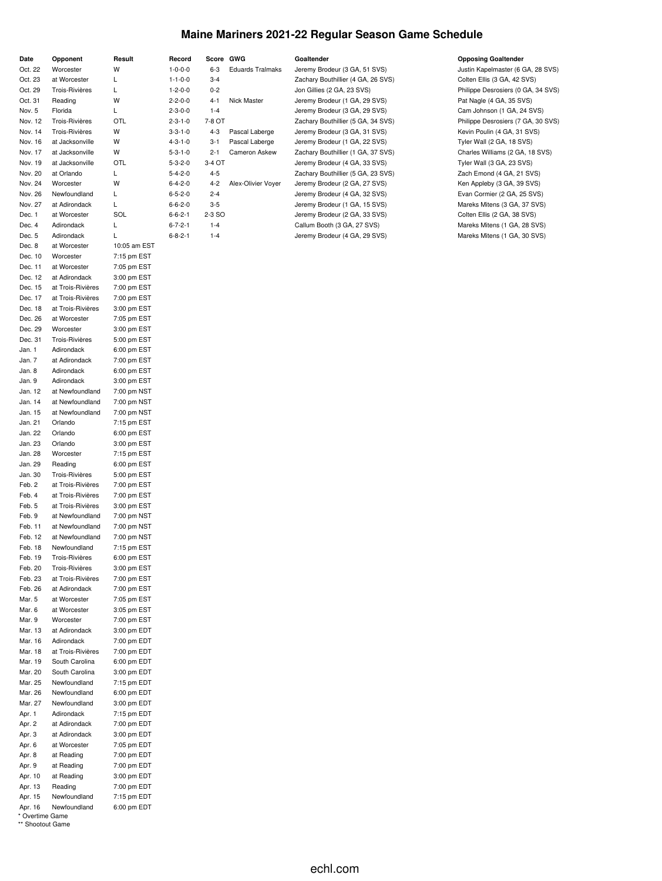# Maine Mariners 2021-22 Regular Season Game Schedule

| Date | Opponent | Result | Record | Score | GWG | Goaltender | Opposing Goaltender |
|---|---|---|---|---|---|---|---|
| Oct. 22 | Worcester | W | 1-0-0-0 | 6-3 | Eduards Tralmaks | Jeremy Brodeur (3 GA, 51 SVS) | Justin Kapelmaster (6 GA, 28 SVS) |
| Oct. 23 | at Worcester | L | 1-1-0-0 | 3-4 | | Zachary Bouthillier (4 GA, 26 SVS) | Colten Ellis (3 GA, 42 SVS) |
| Oct. 29 | Trois-Rivières | L | 1-2-0-0 | 0-2 | | Jon Gillies (2 GA, 23 SVS) | Philippe Desrosiers (0 GA, 34 SVS) |
| Oct. 31 | Reading | W | 2-2-0-0 | 4-1 | Nick Master | Jeremy Brodeur (1 GA, 29 SVS) | Pat Nagle (4 GA, 35 SVS) |
| Nov. 5 | Florida | L | 2-3-0-0 | 1-4 | | Jeremy Brodeur (3 GA, 29 SVS) | Cam Johnson (1 GA, 24 SVS) |
| Nov. 12 | Trois-Rivières | OTL | 2-3-1-0 | 7-8 OT | | Zachary Bouthillier (5 GA, 34 SVS) | Philippe Desrosiers (7 GA, 30 SVS) |
| Nov. 14 | Trois-Rivières | W | 3-3-1-0 | 4-3 | Pascal Laberge | Jeremy Brodeur (3 GA, 31 SVS) | Kevin Poulin (4 GA, 31 SVS) |
| Nov. 16 | at Jacksonville | W | 4-3-1-0 | 3-1 | Pascal Laberge | Jeremy Brodeur (1 GA, 22 SVS) | Tyler Wall (2 GA, 18 SVS) |
| Nov. 17 | at Jacksonville | W | 5-3-1-0 | 2-1 | Cameron Askew | Zachary Bouthillier (1 GA, 37 SVS) | Charles Williams (2 GA, 18 SVS) |
| Nov. 19 | at Jacksonville | OTL | 5-3-2-0 | 3-4 OT | | Jeremy Brodeur (4 GA, 33 SVS) | Tyler Wall (3 GA, 23 SVS) |
| Nov. 20 | at Orlando | L | 5-4-2-0 | 4-5 | | Zachary Bouthillier (5 GA, 23 SVS) | Zach Emond (4 GA, 21 SVS) |
| Nov. 24 | Worcester | W | 6-4-2-0 | 4-2 | Alex-Olivier Voyer | Jeremy Brodeur (2 GA, 27 SVS) | Ken Appleby (3 GA, 39 SVS) |
| Nov. 26 | Newfoundland | L | 6-5-2-0 | 2-4 | | Jeremy Brodeur (4 GA, 32 SVS) | Evan Cormier (2 GA, 25 SVS) |
| Nov. 27 | at Adirondack | L | 6-6-2-0 | 3-5 | | Jeremy Brodeur (1 GA, 15 SVS) | Mareks Mitens (3 GA, 37 SVS) |
| Dec. 1 | at Worcester | SOL | 6-6-2-1 | 2-3 SO | | Jeremy Brodeur (2 GA, 33 SVS) | Colten Ellis (2 GA, 38 SVS) |
| Dec. 4 | Adirondack | L | 6-7-2-1 | 1-4 | | Callum Booth (3 GA, 27 SVS) | Mareks Mitens (1 GA, 28 SVS) |
| Dec. 5 | Adirondack | L | 6-8-2-1 | 1-4 | | Jeremy Brodeur (4 GA, 29 SVS) | Mareks Mitens (1 GA, 30 SVS) |
| Dec. 8 | at Worcester | 10:05 am EST | | | | | |
| Dec. 10 | Worcester | 7:15 pm EST | | | | | |
| Dec. 11 | at Worcester | 7:05 pm EST | | | | | |
| Dec. 12 | at Adirondack | 3:00 pm EST | | | | | |
| Dec. 15 | at Trois-Rivières | 7:00 pm EST | | | | | |
| Dec. 17 | at Trois-Rivières | 7:00 pm EST | | | | | |
| Dec. 18 | at Trois-Rivières | 3:00 pm EST | | | | | |
| Dec. 26 | at Worcester | 7:05 pm EST | | | | | |
| Dec. 29 | Worcester | 3:00 pm EST | | | | | |
| Dec. 31 | Trois-Rivières | 5:00 pm EST | | | | | |
| Jan. 1 | Adirondack | 6:00 pm EST | | | | | |
| Jan. 7 | at Adirondack | 7:00 pm EST | | | | | |
| Jan. 8 | Adirondack | 6:00 pm EST | | | | | |
| Jan. 9 | Adirondack | 3:00 pm EST | | | | | |
| Jan. 12 | at Newfoundland | 7:00 pm NST | | | | | |
| Jan. 14 | at Newfoundland | 7:00 pm NST | | | | | |
| Jan. 15 | at Newfoundland | 7:00 pm NST | | | | | |
| Jan. 21 | Orlando | 7:15 pm EST | | | | | |
| Jan. 22 | Orlando | 6:00 pm EST | | | | | |
| Jan. 23 | Orlando | 3:00 pm EST | | | | | |
| Jan. 28 | Worcester | 7:15 pm EST | | | | | |
| Jan. 29 | Reading | 6:00 pm EST | | | | | |
| Jan. 30 | Trois-Rivières | 5:00 pm EST | | | | | |
| Feb. 2 | at Trois-Rivières | 7:00 pm EST | | | | | |
| Feb. 4 | at Trois-Rivières | 7:00 pm EST | | | | | |
| Feb. 5 | at Trois-Rivières | 3:00 pm EST | | | | | |
| Feb. 9 | at Newfoundland | 7:00 pm NST | | | | | |
| Feb. 11 | at Newfoundland | 7:00 pm NST | | | | | |
| Feb. 12 | at Newfoundland | 7:00 pm NST | | | | | |
| Feb. 18 | Newfoundland | 7:15 pm EST | | | | | |
| Feb. 19 | Trois-Rivières | 6:00 pm EST | | | | | |
| Feb. 20 | Trois-Rivières | 3:00 pm EST | | | | | |
| Feb. 23 | at Trois-Rivières | 7:00 pm EST | | | | | |
| Feb. 26 | at Adirondack | 7:00 pm EST | | | | | |
| Mar. 5 | at Worcester | 7:05 pm EST | | | | | |
| Mar. 6 | at Worcester | 3:05 pm EST | | | | | |
| Mar. 9 | Worcester | 7:00 pm EST | | | | | |
| Mar. 13 | at Adirondack | 3:00 pm EDT | | | | | |
| Mar. 16 | Adirondack | 7:00 pm EDT | | | | | |
| Mar. 18 | at Trois-Rivières | 7:00 pm EDT | | | | | |
| Mar. 19 | South Carolina | 6:00 pm EDT | | | | | |
| Mar. 20 | South Carolina | 3:00 pm EDT | | | | | |
| Mar. 25 | Newfoundland | 7:15 pm EDT | | | | | |
| Mar. 26 | Newfoundland | 6:00 pm EDT | | | | | |
| Mar. 27 | Newfoundland | 3:00 pm EDT | | | | | |
| Apr. 1 | Adirondack | 7:15 pm EDT | | | | | |
| Apr. 2 | at Adirondack | 7:00 pm EDT | | | | | |
| Apr. 3 | at Adirondack | 3:00 pm EDT | | | | | |
| Apr. 6 | at Worcester | 7:05 pm EDT | | | | | |
| Apr. 8 | at Reading | 7:00 pm EDT | | | | | |
| Apr. 9 | at Reading | 7:00 pm EDT | | | | | |
| Apr. 10 | at Reading | 3:00 pm EDT | | | | | |
| Apr. 13 | Reading | 7:00 pm EDT | | | | | |
| Apr. 15 | Newfoundland | 7:15 pm EDT | | | | | |
| Apr. 16 | Newfoundland | 6:00 pm EDT | | | | | |

* Overtime Game

** Shootout Game

echl.com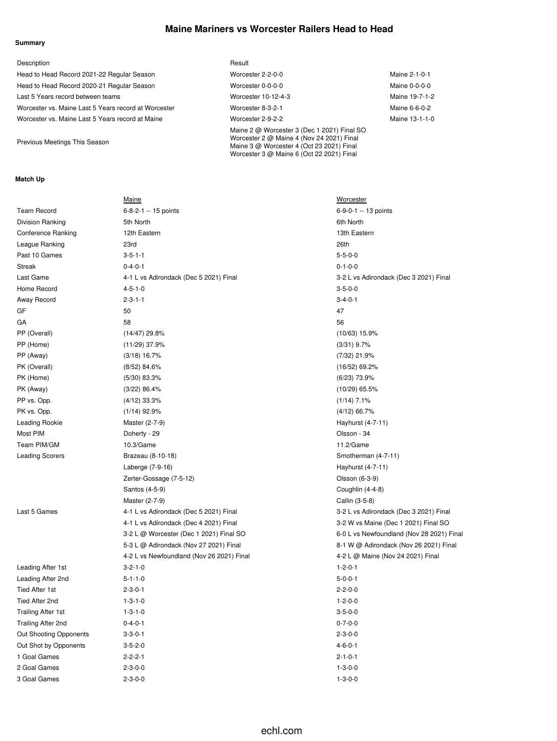# Maine Mariners vs Worcester Railers Head to Head

**Summary**

| Description | Result | |
|---|---|---|
| Head to Head Record 2021-22 Regular Season | Worcester 2-2-0-0 | Maine 2-1-0-1 |
| Head to Head Record 2020-21 Regular Season | Worcester 0-0-0-0 | Maine 0-0-0-0 |
| Last 5 Years record between teams | Worcester 10-12-4-3 | Maine 19-7-1-2 |
| Worcester vs. Maine Last 5 Years record at Worcester | Worcester 8-3-2-1 | Maine 6-6-0-2 |
| Worcester vs. Maine Last 5 Years record at Maine | Worcester 2-9-2-2 | Maine 13-1-1-0 |
| Previous Meetings This Season | Maine 2 @ Worcester 3 (Dec 1 2021) Final SO<br>Worcester 2 @ Maine 4 (Nov 24 2021) Final<br>Maine 3 @ Worcester 4 (Oct 23 2021) Final<br>Worcester 3 @ Maine 6 (Oct 22 2021) Final | |

**Match Up**

| | Maine | Worcester |
|---|---|---|
| Team Record | 6-8-2-1 -- 15 points | 6-9-0-1 -- 13 points |
| Division Ranking | 5th North | 6th North |
| Conference Ranking | 12th Eastern | 13th Eastern |
| League Ranking | 23rd | 26th |
| Past 10 Games | 3-5-1-1 | 5-5-0-0 |
| Streak | 0-4-0-1 | 0-1-0-0 |
| Last Game | 4-1 L vs Adirondack (Dec 5 2021) Final | 3-2 L vs Adirondack (Dec 3 2021) Final |
| Home Record | 4-5-1-0 | 3-5-0-0 |
| Away Record | 2-3-1-1 | 3-4-0-1 |
| GF | 50 | 47 |
| GA | 58 | 56 |
| PP (Overall) | (14/47) 29.8% | (10/63) 15.9% |
| PP (Home) | (11/29) 37.9% | (3/31) 9.7% |
| PP (Away) | (3/18) 16.7% | (7/32) 21.9% |
| PK (Overall) | (8/52) 84.6% | (16/52) 69.2% |
| PK (Home) | (5/30) 83.3% | (6/23) 73.9% |
| PK (Away) | (3/22) 86.4% | (10/29) 65.5% |
| PP vs. Opp. | (4/12) 33.3% | (1/14) 7.1% |
| PK vs. Opp. | (1/14) 92.9% | (4/12) 66.7% |
| Leading Rookie | Master (2-7-9) | Hayhurst (4-7-11) |
| Most PIM | Doherty - 29 | Olsson - 34 |
| Team PIM/GM | 10.3/Game | 11.2/Game |
| Leading Scorers | Brazeau (8-10-18) | Smotherman (4-7-11) |
| | Laberge (7-9-16) | Hayhurst (4-7-11) |
| | Zerter-Gossage (7-5-12) | Olsson (6-3-9) |
| | Santos (4-5-9) | Coughlin (4-4-8) |
| | Master (2-7-9) | Callin (3-5-8) |
| Last 5 Games | 4-1 L vs Adirondack (Dec 5 2021) Final | 3-2 L vs Adirondack (Dec 3 2021) Final |
| | 4-1 L vs Adirondack (Dec 4 2021) Final | 3-2 W vs Maine (Dec 1 2021) Final SO |
| | 3-2 L @ Worcester (Dec 1 2021) Final SO | 6-0 L vs Newfoundland (Nov 28 2021) Final |
| | 5-3 L @ Adirondack (Nov 27 2021) Final | 8-1 W @ Adirondack (Nov 26 2021) Final |
| | 4-2 L vs Newfoundland (Nov 26 2021) Final | 4-2 L @ Maine (Nov 24 2021) Final |
| Leading After 1st | 3-2-1-0 | 1-2-0-1 |
| Leading After 2nd | 5-1-1-0 | 5-0-0-1 |
| Tied After 1st | 2-3-0-1 | 2-2-0-0 |
| Tied After 2nd | 1-3-1-0 | 1-2-0-0 |
| Trailing After 1st | 1-3-1-0 | 3-5-0-0 |
| Trailing After 2nd | 0-4-0-1 | 0-7-0-0 |
| Out Shooting Opponents | 3-3-0-1 | 2-3-0-0 |
| Out Shot by Opponents | 3-5-2-0 | 4-6-0-1 |
| 1 Goal Games | 2-2-2-1 | 2-1-0-1 |
| 2 Goal Games | 2-3-0-0 | 1-3-0-0 |
| 3 Goal Games | 2-3-0-0 | 1-3-0-0 |

echl.com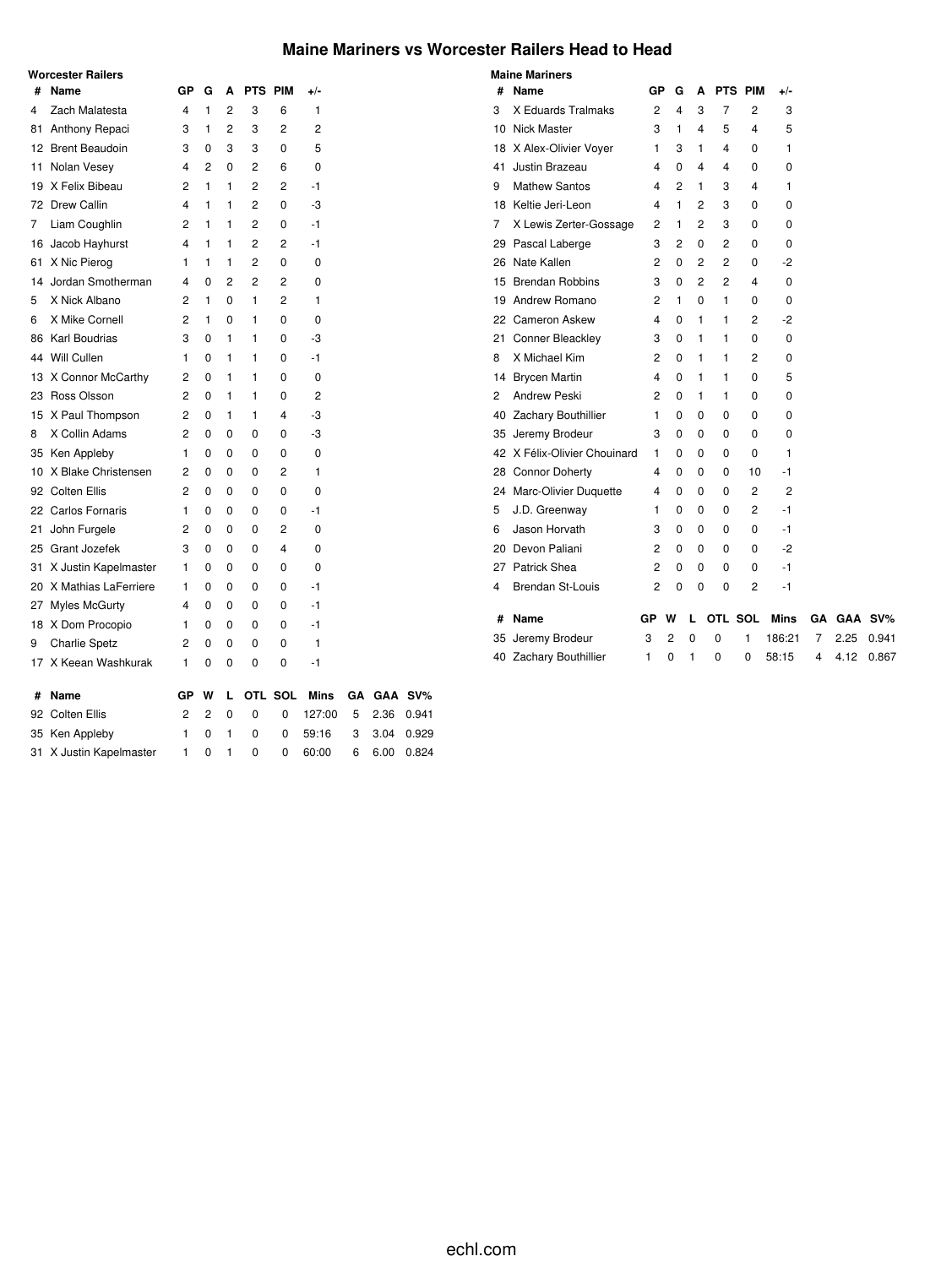# Maine Mariners vs Worcester Railers Head to Head

### Worcester Railers

| # | Name | GP | G | A | PTS | PIM | +/- |
|---|---|---|---|---|---|---|---|
| 4 | Zach Malatesta | 4 | 1 | 2 | 3 | 6 | 1 |
| 81 | Anthony Repaci | 3 | 1 | 2 | 3 | 2 | 2 |
| 12 | Brent Beaudoin | 3 | 0 | 3 | 3 | 0 | 5 |
| 11 | Nolan Vesey | 4 | 2 | 0 | 2 | 6 | 0 |
| 19 | X Felix Bibeau | 2 | 1 | 1 | 2 | 2 | -1 |
| 72 | Drew Callin | 4 | 1 | 1 | 2 | 0 | -3 |
| 7 | Liam Coughlin | 2 | 1 | 1 | 2 | 0 | -1 |
| 16 | Jacob Hayhurst | 4 | 1 | 1 | 2 | 2 | -1 |
| 61 | X Nic Pierog | 1 | 1 | 1 | 2 | 0 | 0 |
| 14 | Jordan Smotherman | 4 | 0 | 2 | 2 | 2 | 0 |
| 5 | X Nick Albano | 2 | 1 | 0 | 1 | 2 | 1 |
| 6 | X Mike Cornell | 2 | 1 | 0 | 1 | 0 | 0 |
| 86 | Karl Boudrias | 3 | 0 | 1 | 1 | 0 | -3 |
| 44 | Will Cullen | 1 | 0 | 1 | 1 | 0 | -1 |
| 13 | X Connor McCarthy | 2 | 0 | 1 | 1 | 0 | 0 |
| 23 | Ross Olsson | 2 | 0 | 1 | 1 | 0 | 2 |
| 15 | X Paul Thompson | 2 | 0 | 1 | 1 | 4 | -3 |
| 8 | X Collin Adams | 2 | 0 | 0 | 0 | 0 | -3 |
| 35 | Ken Appleby | 1 | 0 | 0 | 0 | 0 | 0 |
| 10 | X Blake Christensen | 2 | 0 | 0 | 0 | 2 | 1 |
| 92 | Colten Ellis | 2 | 0 | 0 | 0 | 0 | 0 |
| 22 | Carlos Fornaris | 1 | 0 | 0 | 0 | 0 | -1 |
| 21 | John Furgele | 2 | 0 | 0 | 0 | 2 | 0 |
| 25 | Grant Jozefek | 3 | 0 | 0 | 0 | 4 | 0 |
| 31 | X Justin Kapelmaster | 1 | 0 | 0 | 0 | 0 | 0 |
| 20 | X Mathias LaFerriere | 1 | 0 | 0 | 0 | 0 | -1 |
| 27 | Myles McGurty | 4 | 0 | 0 | 0 | 0 | -1 |
| 18 | X Dom Procopio | 1 | 0 | 0 | 0 | 0 | -1 |
| 9 | Charlie Spetz | 2 | 0 | 0 | 0 | 0 | 1 |
| 17 | X Keean Washkurak | 1 | 0 | 0 | 0 | 0 | -1 |

| # | Name | GP | W | L | OTL | SOL | Mins | GA | GAA | SV% |
|---|---|---|---|---|---|---|---|---|---|---|
| 92 | Colten Ellis | 2 | 2 | 0 | 0 | 0 | 127:00 | 5 | 2.36 | 0.941 |
| 35 | Ken Appleby | 1 | 0 | 1 | 0 | 0 | 59:16 | 3 | 3.04 | 0.929 |
| 31 | X Justin Kapelmaster | 1 | 0 | 1 | 0 | 0 | 60:00 | 6 | 6.00 | 0.824 |

### Maine Mariners

| # | Name | GP | G | A | PTS | PIM | +/- |
|---|---|---|---|---|---|---|---|
| 3 | X Eduards Tralmaks | 2 | 4 | 3 | 7 | 2 | 3 |
| 10 | Nick Master | 3 | 1 | 4 | 5 | 4 | 5 |
| 18 | X Alex-Olivier Voyer | 1 | 3 | 1 | 4 | 0 | 1 |
| 41 | Justin Brazeau | 4 | 0 | 4 | 4 | 0 | 0 |
| 9 | Mathew Santos | 4 | 2 | 1 | 3 | 4 | 1 |
| 18 | Keltie Jeri-Leon | 4 | 1 | 2 | 3 | 0 | 0 |
| 7 | X Lewis Zerter-Gossage | 2 | 1 | 2 | 3 | 0 | 0 |
| 29 | Pascal Laberge | 3 | 2 | 0 | 2 | 0 | 0 |
| 26 | Nate Kallen | 2 | 0 | 2 | 2 | 0 | -2 |
| 15 | Brendan Robbins | 3 | 0 | 2 | 2 | 4 | 0 |
| 19 | Andrew Romano | 2 | 1 | 0 | 1 | 0 | 0 |
| 22 | Cameron Askew | 4 | 0 | 1 | 1 | 2 | -2 |
| 21 | Conner Bleackley | 3 | 0 | 1 | 1 | 0 | 0 |
| 8 | X Michael Kim | 2 | 0 | 1 | 1 | 2 | 0 |
| 14 | Brycen Martin | 4 | 0 | 1 | 1 | 0 | 5 |
| 2 | Andrew Peski | 2 | 0 | 1 | 1 | 0 | 0 |
| 40 | Zachary Bouthillier | 1 | 0 | 0 | 0 | 0 | 0 |
| 35 | Jeremy Brodeur | 3 | 0 | 0 | 0 | 0 | 0 |
| 42 | X Félix-Olivier Chouinard | 1 | 0 | 0 | 0 | 0 | 1 |
| 28 | Connor Doherty | 4 | 0 | 0 | 0 | 10 | -1 |
| 24 | Marc-Olivier Duquette | 4 | 0 | 0 | 0 | 2 | 2 |
| 5 | J.D. Greenway | 1 | 0 | 0 | 0 | 2 | -1 |
| 6 | Jason Horvath | 3 | 0 | 0 | 0 | 0 | -1 |
| 20 | Devon Paliani | 2 | 0 | 0 | 0 | 0 | -2 |
| 27 | Patrick Shea | 2 | 0 | 0 | 0 | 0 | -1 |
| 4 | Brendan St-Louis | 2 | 0 | 0 | 0 | 2 | -1 |

| # | Name | GP | W | L | OTL | SOL | Mins | GA | GAA | SV% |
|---|---|---|---|---|---|---|---|---|---|---|
| 35 | Jeremy Brodeur | 3 | 2 | 0 | 0 | 1 | 186:21 | 7 | 2.25 | 0.941 |
| 40 | Zachary Bouthillier | 1 | 0 | 1 | 0 | 0 | 58:15 | 4 | 4.12 | 0.867 |

echl.com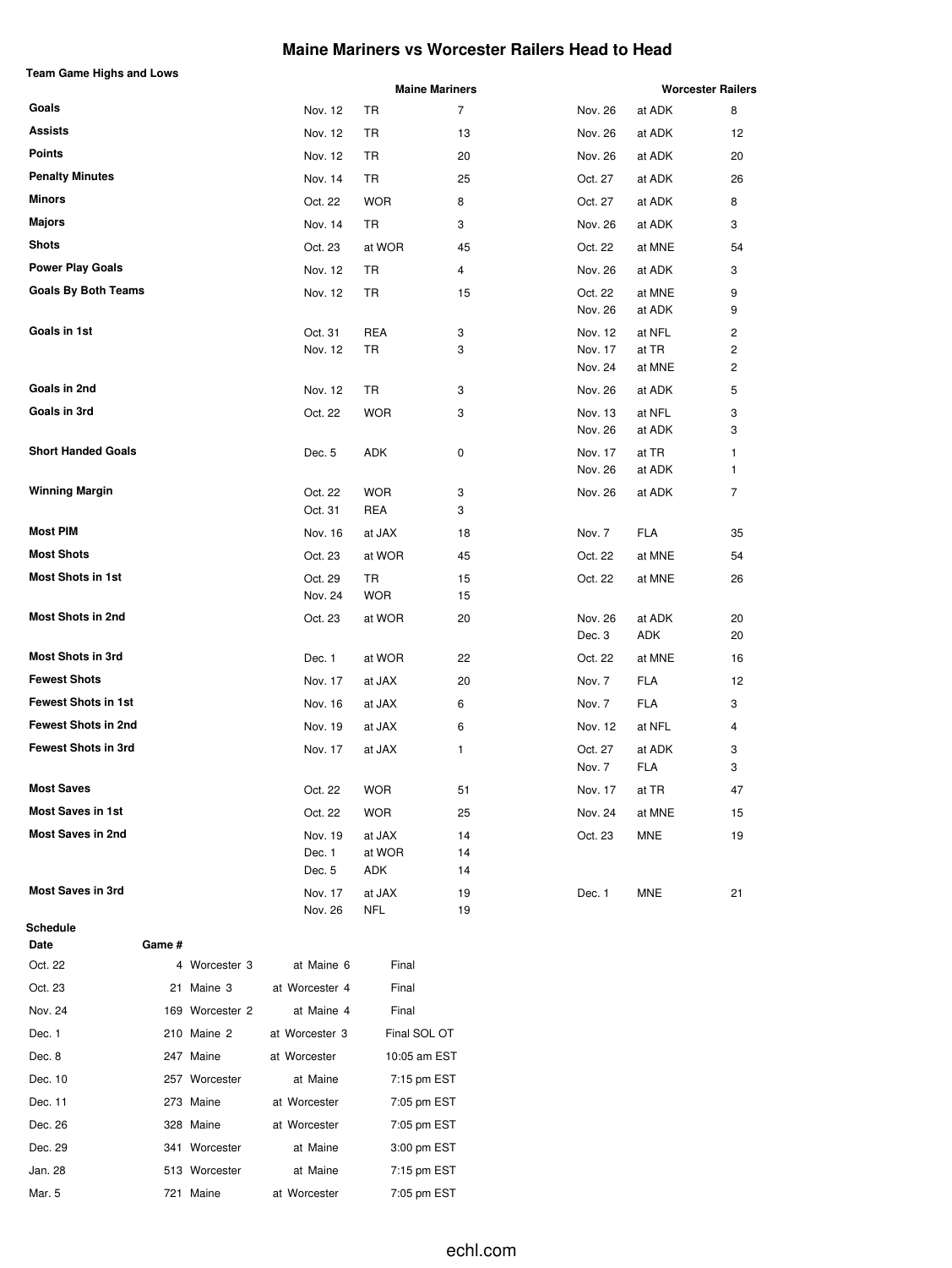# Maine Mariners vs Worcester Railers Head to Head

## Team Game Highs and Lows

| | Maine Mariners | | | Worcester Railers | | |
|---|---|---|---|---|---|---|
| **Goals** | Nov. 12 | TR | 7 | Nov. 26 | at ADK | 8 |
| **Assists** | Nov. 12 | TR | 13 | Nov. 26 | at ADK | 12 |
| **Points** | Nov. 12 | TR | 20 | Nov. 26 | at ADK | 20 |
| **Penalty Minutes** | Nov. 14 | TR | 25 | Oct. 27 | at ADK | 26 |
| **Minors** | Oct. 22 | WOR | 8 | Oct. 27 | at ADK | 8 |
| **Majors** | Nov. 14 | TR | 3 | Nov. 26 | at ADK | 3 |
| **Shots** | Oct. 23 | at WOR | 45 | Oct. 22 | at MNE | 54 |
| **Power Play Goals** | Nov. 12 | TR | 4 | Nov. 26 | at ADK | 3 |
| **Goals By Both Teams** | Nov. 12 | TR | 15 | Oct. 22 | at MNE | 9 |
| | | | | Nov. 26 | at ADK | 9 |
| **Goals in 1st** | Oct. 31 | REA | 3 | Nov. 12 | at NFL | 2 |
| | Nov. 12 | TR | 3 | Nov. 17 | at TR | 2 |
| | | | | Nov. 24 | at MNE | 2 |
| **Goals in 2nd** | Nov. 12 | TR | 3 | Nov. 26 | at ADK | 5 |
| **Goals in 3rd** | Oct. 22 | WOR | 3 | Nov. 13 | at NFL | 3 |
| | | | | Nov. 26 | at ADK | 3 |
| **Short Handed Goals** | Dec. 5 | ADK | 0 | Nov. 17 | at TR | 1 |
| | | | | Nov. 26 | at ADK | 1 |
| **Winning Margin** | Oct. 22 | WOR | 3 | Nov. 26 | at ADK | 7 |
| | Oct. 31 | REA | 3 | | | |
| **Most PIM** | Nov. 16 | at JAX | 18 | Nov. 7 | FLA | 35 |
| **Most Shots** | Oct. 23 | at WOR | 45 | Oct. 22 | at MNE | 54 |
| **Most Shots in 1st** | Oct. 29 | TR | 15 | Oct. 22 | at MNE | 26 |
| | Nov. 24 | WOR | 15 | | | |
| **Most Shots in 2nd** | Oct. 23 | at WOR | 20 | Nov. 26 | at ADK | 20 |
| | | | | Dec. 3 | ADK | 20 |
| **Most Shots in 3rd** | Dec. 1 | at WOR | 22 | Oct. 22 | at MNE | 16 |
| **Fewest Shots** | Nov. 17 | at JAX | 20 | Nov. 7 | FLA | 12 |
| **Fewest Shots in 1st** | Nov. 16 | at JAX | 6 | Nov. 7 | FLA | 3 |
| **Fewest Shots in 2nd** | Nov. 19 | at JAX | 6 | Nov. 12 | at NFL | 4 |
| **Fewest Shots in 3rd** | Nov. 17 | at JAX | 1 | Oct. 27 | at ADK | 3 |
| | | | | Nov. 7 | FLA | 3 |
| **Most Saves** | Oct. 22 | WOR | 51 | Nov. 17 | at TR | 47 |
| **Most Saves in 1st** | Oct. 22 | WOR | 25 | Nov. 24 | at MNE | 15 |
| **Most Saves in 2nd** | Nov. 19 | at JAX | 14 | Oct. 23 | MNE | 19 |
| | Dec. 1 | at WOR | 14 | | | |
| | Dec. 5 | ADK | 14 | | | |
| **Most Saves in 3rd** | Nov. 17 | at JAX | 19 | Dec. 1 | MNE | 21 |
| | Nov. 26 | NFL | 19 | | | |

## Schedule

| Date | Game # | | | |
|---|---|---|---|---|
| Oct. 22 | 4 | Worcester 3 | at Maine 6 | Final |
| Oct. 23 | 21 | Maine 3 | at Worcester 4 | Final |
| Nov. 24 | 169 | Worcester 2 | at Maine 4 | Final |
| Dec. 1 | 210 | Maine 2 | at Worcester 3 | Final SOL OT |
| Dec. 8 | 247 | Maine | at Worcester | 10:05 am EST |
| Dec. 10 | 257 | Worcester | at Maine | 7:15 pm EST |
| Dec. 11 | 273 | Maine | at Worcester | 7:05 pm EST |
| Dec. 26 | 328 | Maine | at Worcester | 7:05 pm EST |
| Dec. 29 | 341 | Worcester | at Maine | 3:00 pm EST |
| Jan. 28 | 513 | Worcester | at Maine | 7:15 pm EST |
| Mar. 5 | 721 | Maine | at Worcester | 7:05 pm EST |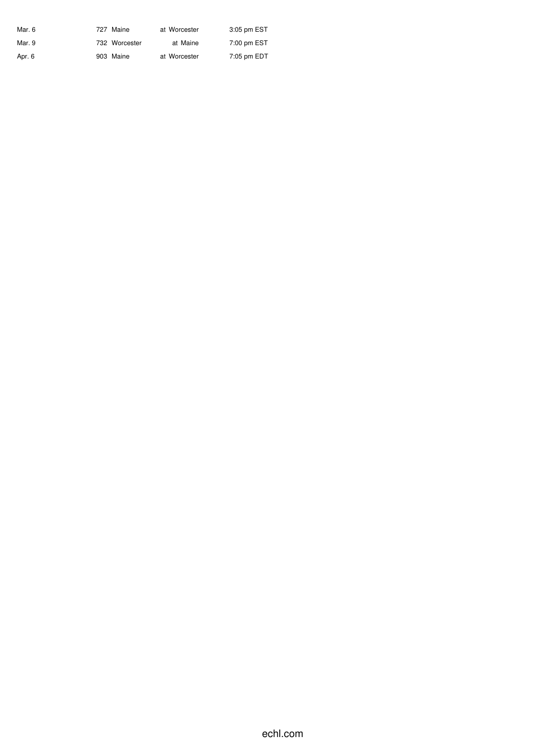| | | | | |
|---|---|---|---|---|
| Mar. 6 | 727 | Maine | at Worcester | 3:05 pm EST |
| Mar. 9 | 732 | Worcester | at Maine | 7:00 pm EST |
| Apr. 6 | 903 | Maine | at Worcester | 7:05 pm EDT |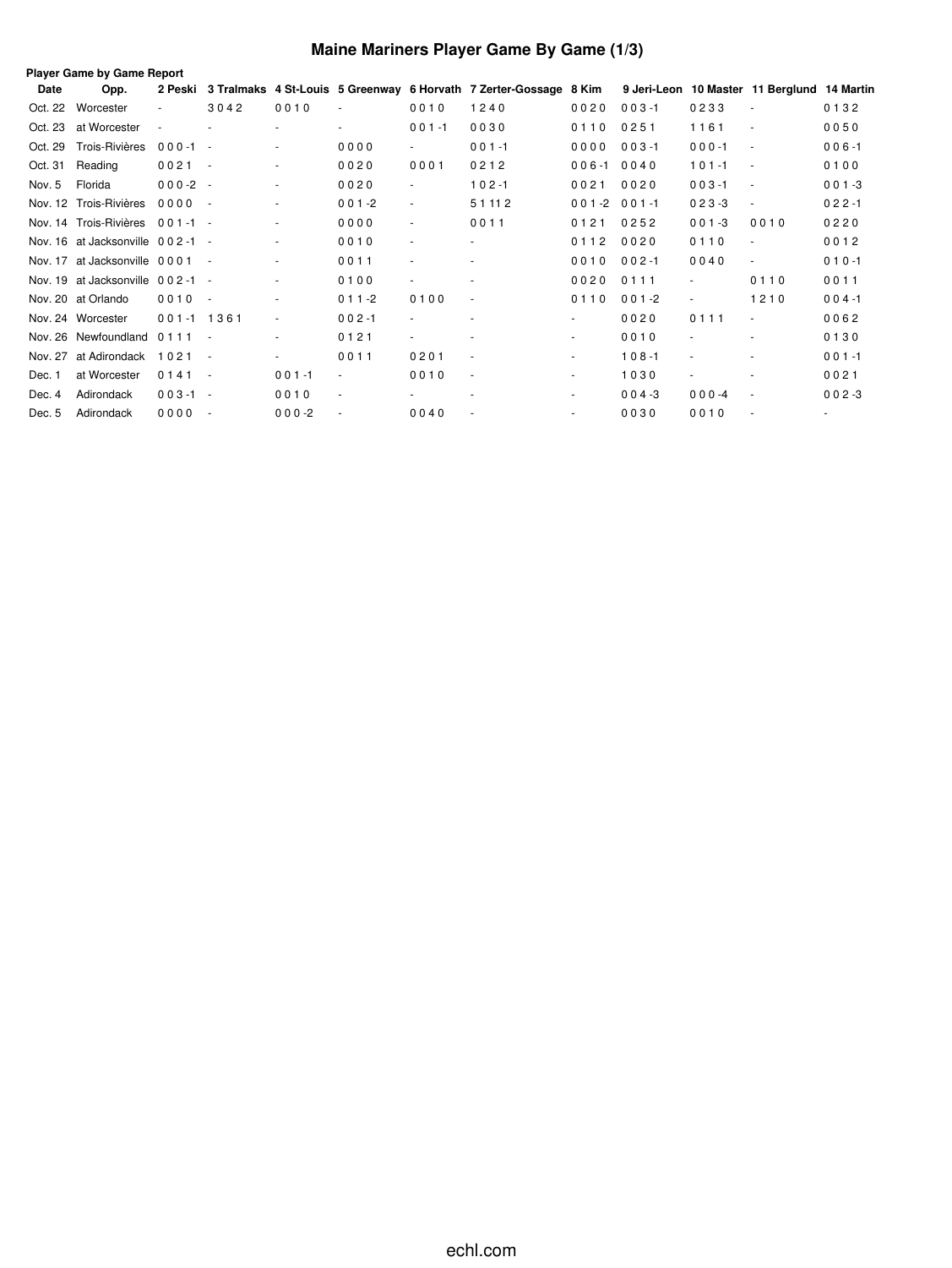# Maine Mariners Player Game By Game (1/3)

**Player Game by Game Report**

| Date | Opp. | 2 Peski | 3 Tralmaks | 4 St-Louis | 5 Greenway | 6 Horvath | 7 Zerter-Gossage | 8 Kim | 9 Jeri-Leon | 10 Master | 11 Berglund | 14 Martin |
|---|---|---|---|---|---|---|---|---|---|---|---|---|
| Oct. 22 | Worcester | - | 3 0 4 2 | 0 0 1 0 | - | 0 0 1 0 | 1 2 4 0 | 0 0 2 0 | 0 0 3 -1 | 0 2 3 3 | - | 0 1 3 2 |
| Oct. 23 | at Worcester | - | - | - | - | 0 0 1 -1 | 0 0 3 0 | 0 1 1 0 | 0 2 5 1 | 1 1 6 1 | - | 0 0 5 0 |
| Oct. 29 | Trois-Rivières | 0 0 0 -1 | - | - | 0 0 0 0 | - | 0 0 1 -1 | 0 0 0 0 | 0 0 3 -1 | 0 0 0 -1 | - | 0 0 6 -1 |
| Oct. 31 | Reading | 0 0 2 1 | - | - | 0 0 2 0 | 0 0 0 1 | 0 2 1 2 | 0 0 6 -1 | 0 0 4 0 | 1 0 1 -1 | - | 0 1 0 0 |
| Nov. 5 | Florida | 0 0 0 -2 | - | - | 0 0 2 0 | - | 1 0 2 -1 | 0 0 2 1 | 0 0 2 0 | 0 0 3 -1 | - | 0 0 1 -3 |
| Nov. 12 | Trois-Rivières | 0 0 0 0 | - | - | 0 0 1 -2 | - | 5 1 11 2 | 0 0 1 -2 | 0 0 1 -1 | 0 2 3 -3 | - | 0 2 2 -1 |
| Nov. 14 | Trois-Rivières | 0 0 1 -1 | - | - | 0 0 0 0 | - | 0 0 1 1 | 0 1 2 1 | 0 2 5 2 | 0 0 1 -3 | 0 0 1 0 | 0 2 2 0 |
| Nov. 16 | at Jacksonville | 0 0 2 -1 | - | - | 0 0 1 0 | - | - | 0 1 1 2 | 0 0 2 0 | 0 1 1 0 | - | 0 0 1 2 |
| Nov. 17 | at Jacksonville | 0 0 0 1 | - | - | 0 0 1 1 | - | - | 0 0 1 0 | 0 0 2 -1 | 0 0 4 0 | - | 0 1 0 -1 |
| Nov. 19 | at Jacksonville | 0 0 2 -1 | - | - | 0 1 0 0 | - | - | 0 0 2 0 | 0 1 1 1 | - | 0 1 1 0 | 0 0 1 1 |
| Nov. 20 | at Orlando | 0 0 1 0 | - | - | 0 1 1 -2 | 0 1 0 0 | - | 0 1 1 0 | 0 0 1 -2 | - | 1 2 1 0 | 0 0 4 -1 |
| Nov. 24 | Worcester | 0 0 1 -1 | 1 3 6 1 | - | 0 0 2 -1 | - | - | - | 0 0 2 0 | 0 1 1 1 | - | 0 0 6 2 |
| Nov. 26 | Newfoundland | 0 1 1 1 | - | - | 0 1 2 1 | - | - | - | 0 0 1 0 | - | - | 0 1 3 0 |
| Nov. 27 | at Adirondack | 1 0 2 1 | - | - | 0 0 1 1 | 0 2 0 1 | - | - | 1 0 8 -1 | - | - | 0 0 1 -1 |
| Dec. 1 | at Worcester | 0 1 4 1 | - | 0 0 1 -1 | - | 0 0 1 0 | - | - | 1 0 3 0 | - | - | 0 0 2 1 |
| Dec. 4 | Adirondack | 0 0 3 -1 | - | 0 0 1 0 | - | - | - | - | 0 0 4 -3 | 0 0 0 -4 | - | 0 0 2 -3 |
| Dec. 5 | Adirondack | 0 0 0 0 | - | 0 0 0 -2 | - | 0 0 4 0 | - | - | 0 0 3 0 | 0 0 1 0 | - | - |

echl.com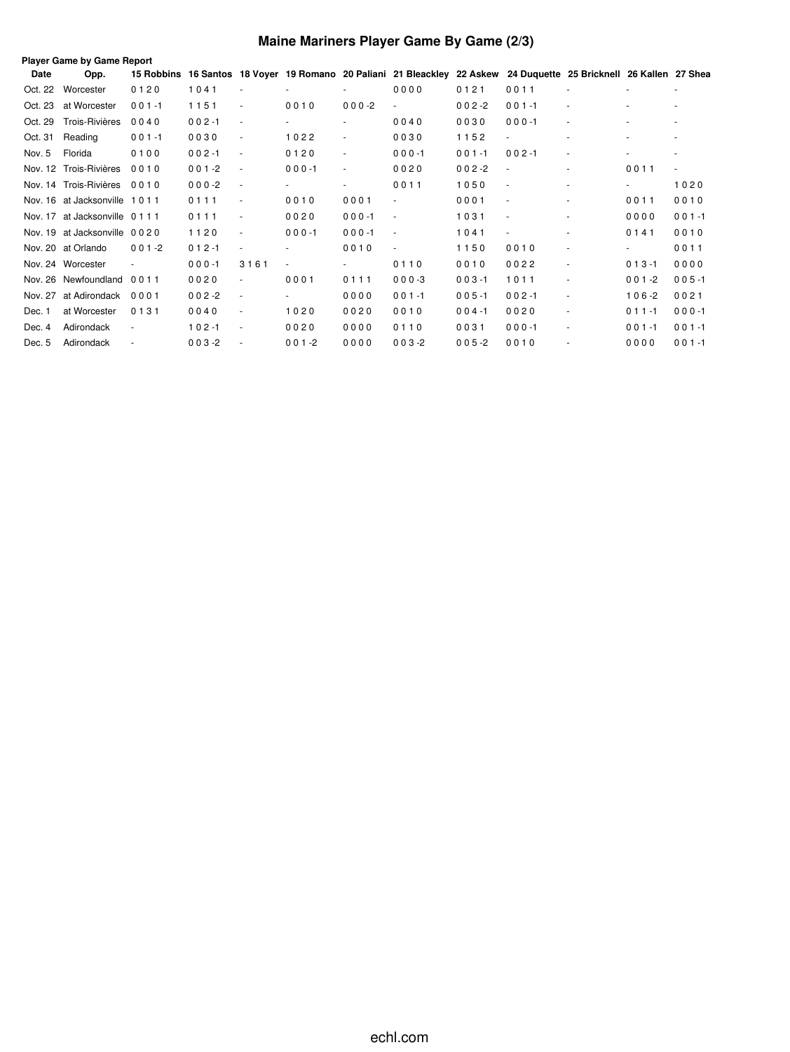# Maine Mariners Player Game By Game (2/3)

**Player Game by Game Report**

| Date | Opp. | 15 Robbins | 16 Santos | 18 Voyer | 19 Romano | 20 Paliani | 21 Bleackley | 22 Askew | 24 Duquette | 25 Bricknell | 26 Kallen | 27 Shea |
|---|---|---|---|---|---|---|---|---|---|---|---|---|
| Oct. 22 | Worcester | 0 1 2 0 | 1 0 4 1 | - | - | - | 0 0 0 0 | 0 1 2 1 | 0 0 1 1 | - | - | - |
| Oct. 23 | at Worcester | 0 0 1 -1 | 1 1 5 1 | - | 0 0 1 0 | 0 0 0 -2 | - | 0 0 2 -2 | 0 0 1 -1 | - | - | - |
| Oct. 29 | Trois-Rivières | 0 0 4 0 | 0 0 2 -1 | - | - | - | 0 0 4 0 | 0 0 3 0 | 0 0 0 -1 | - | - | - |
| Oct. 31 | Reading | 0 0 1 -1 | 0 0 3 0 | - | 1 0 2 2 | - | 0 0 3 0 | 1 1 5 2 | - | - | - | - |
| Nov. 5 | Florida | 0 1 0 0 | 0 0 2 -1 | - | 0 1 2 0 | - | 0 0 0 -1 | 0 0 1 -1 | 0 0 2 -1 | - | - | - |
| Nov. 12 | Trois-Rivières | 0 0 1 0 | 0 0 1 -2 | - | 0 0 0 -1 | - | 0 0 2 0 | 0 0 2 -2 | - | - | 0 0 1 1 | - |
| Nov. 14 | Trois-Rivières | 0 0 1 0 | 0 0 0 -2 | - | - | - | 0 0 1 1 | 1 0 5 0 | - | - | - | 1 0 2 0 |
| Nov. 16 | at Jacksonville | 1 0 1 1 | 0 1 1 1 | - | 0 0 1 0 | 0 0 0 1 | - | 0 0 0 1 | - | - | 0 0 1 1 | 0 0 1 0 |
| Nov. 17 | at Jacksonville | 0 1 1 1 | 0 1 1 1 | - | 0 0 2 0 | 0 0 0 -1 | - | 1 0 3 1 | - | - | 0 0 0 0 | 0 0 1 -1 |
| Nov. 19 | at Jacksonville | 0 0 2 0 | 1 1 2 0 | - | 0 0 0 -1 | 0 0 0 -1 | - | 1 0 4 1 | - | - | 0 1 4 1 | 0 0 1 0 |
| Nov. 20 | at Orlando | 0 0 1 -2 | 0 1 2 -1 | - | - | 0 0 1 0 | - | 1 1 5 0 | 0 0 1 0 | - | - | 0 0 1 1 |
| Nov. 24 | Worcester | - | 0 0 0 -1 | 3 1 6 1 | - | - | 0 1 1 0 | 0 0 1 0 | 0 0 2 2 | - | 0 1 3 -1 | 0 0 0 0 |
| Nov. 26 | Newfoundland | 0 0 1 1 | 0 0 2 0 | - | 0 0 0 1 | 0 1 1 1 | 0 0 0 -3 | 0 0 3 -1 | 1 0 1 1 | - | 0 0 1 -2 | 0 0 5 -1 |
| Nov. 27 | at Adirondack | 0 0 0 1 | 0 0 2 -2 | - | - | 0 0 0 0 | 0 0 1 -1 | 0 0 5 -1 | 0 0 2 -1 | - | 1 0 6 -2 | 0 0 2 1 |
| Dec. 1 | at Worcester | 0 1 3 1 | 0 0 4 0 | - | 1 0 2 0 | 0 0 2 0 | 0 0 1 0 | 0 0 4 -1 | 0 0 2 0 | - | 0 1 1 -1 | 0 0 0 -1 |
| Dec. 4 | Adirondack | - | 1 0 2 -1 | - | 0 0 2 0 | 0 0 0 0 | 0 1 1 0 | 0 0 3 1 | 0 0 0 -1 | - | 0 0 1 -1 | 0 0 1 -1 |
| Dec. 5 | Adirondack | - | 0 0 3 -2 | - | 0 0 1 -2 | 0 0 0 0 | 0 0 3 -2 | 0 0 5 -2 | 0 0 1 0 | - | 0 0 0 0 | 0 0 1 -1 |

echl.com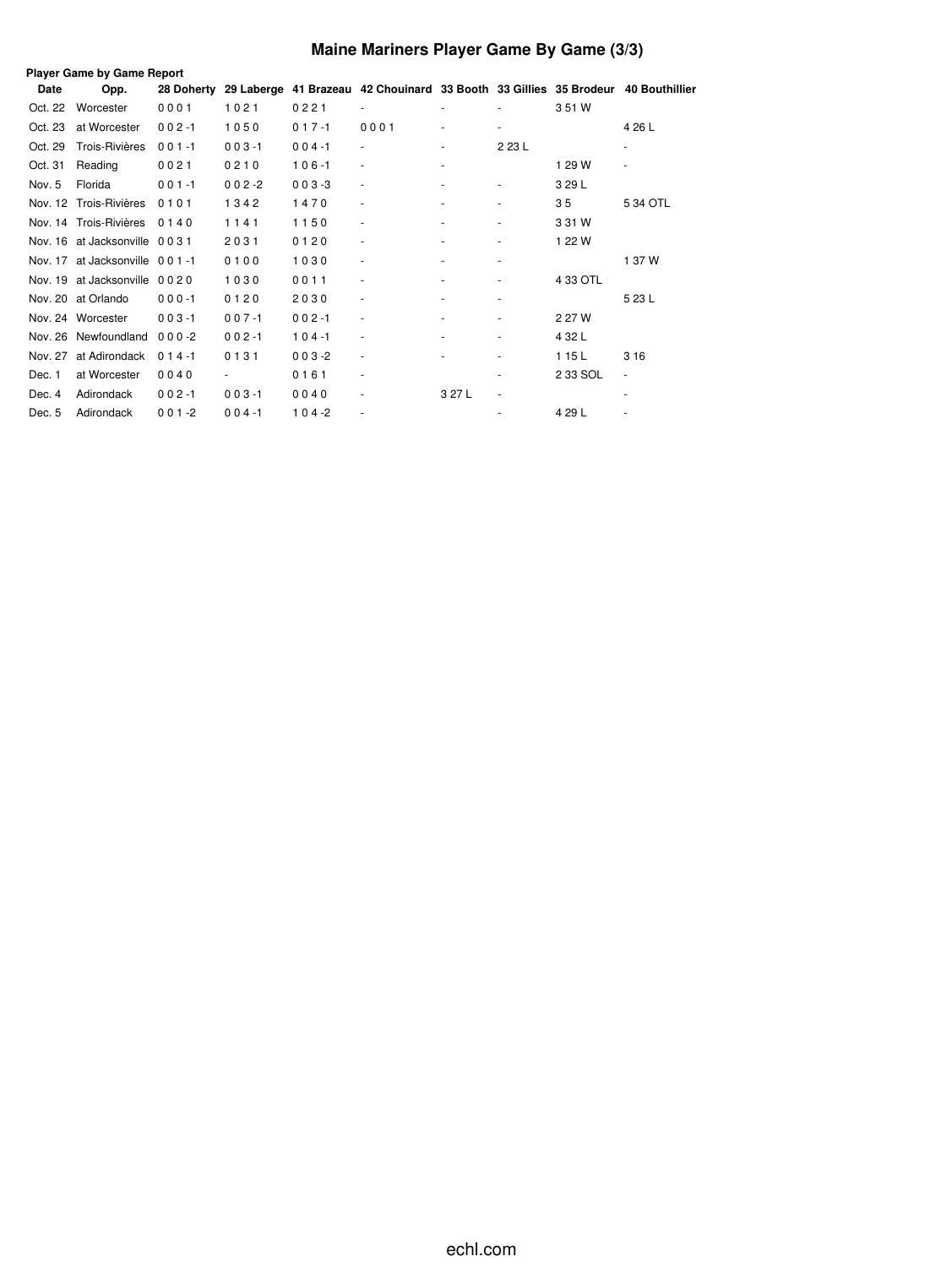# Maine Mariners Player Game By Game (3/3)

**Player Game by Game Report**

| Date | Opp. | 28 Doherty | 29 Laberge | 41 Brazeau | 42 Chouinard | 33 Booth | 33 Gillies | 35 Brodeur | 40 Bouthillier |
|---|---|---|---|---|---|---|---|---|---|
| Oct. 22 | Worcester | 0 0 0 1 | 1 0 2 1 | 0 2 2 1 | - | - | - | 3 51 W | |
| Oct. 23 | at Worcester | 0 0 2 -1 | 1 0 5 0 | 0 1 7 -1 | 0 0 0 1 | - | - | | 4 26 L |
| Oct. 29 | Trois-Rivières | 0 0 1 -1 | 0 0 3 -1 | 0 0 4 -1 | - | - | 2 23 L | | |
| Oct. 31 | Reading | 0 0 2 1 | 0 2 1 0 | 1 0 6 -1 | - | - | | 1 29 W | - |
| Nov. 5 | Florida | 0 0 1 -1 | 0 0 2 -2 | 0 0 3 -3 | - | - | - | 3 29 L | |
| Nov. 12 | Trois-Rivières | 0 1 0 1 | 1 3 4 2 | 1 4 7 0 | - | - | - | 3 5 | 5 34 OTL |
| Nov. 14 | Trois-Rivières | 0 1 4 0 | 1 1 4 1 | 1 1 5 0 | - | - | - | 3 31 W | |
| Nov. 16 | at Jacksonville | 0 0 3 1 | 2 0 3 1 | 0 1 2 0 | - | - | - | 1 22 W | |
| Nov. 17 | at Jacksonville | 0 0 1 -1 | 0 1 0 0 | 1 0 3 0 | - | - | - | | 1 37 W |
| Nov. 19 | at Jacksonville | 0 0 2 0 | 1 0 3 0 | 0 0 1 1 | - | - | - | 4 33 OTL | |
| Nov. 20 | at Orlando | 0 0 0 -1 | 0 1 2 0 | 2 0 3 0 | - | - | - | | 5 23 L |
| Nov. 24 | Worcester | 0 0 3 -1 | 0 0 7 -1 | 0 0 2 -1 | - | - | - | 2 27 W | |
| Nov. 26 | Newfoundland | 0 0 0 -2 | 0 0 2 -1 | 1 0 4 -1 | - | - | - | 4 32 L | |
| Nov. 27 | at Adirondack | 0 1 4 -1 | 0 1 3 1 | 0 0 3 -2 | - | - | - | 1 15 L | 3 16 |
| Dec. 1 | at Worcester | 0 0 4 0 | - | 0 1 6 1 | - | | - | 2 33 SOL | - |
| Dec. 4 | Adirondack | 0 0 2 -1 | 0 0 3 -1 | 0 0 4 0 | - | 3 27 L | - | | - |
| Dec. 5 | Adirondack | 0 0 1 -2 | 0 0 4 -1 | 1 0 4 -2 | - | | - | 4 29 L | - |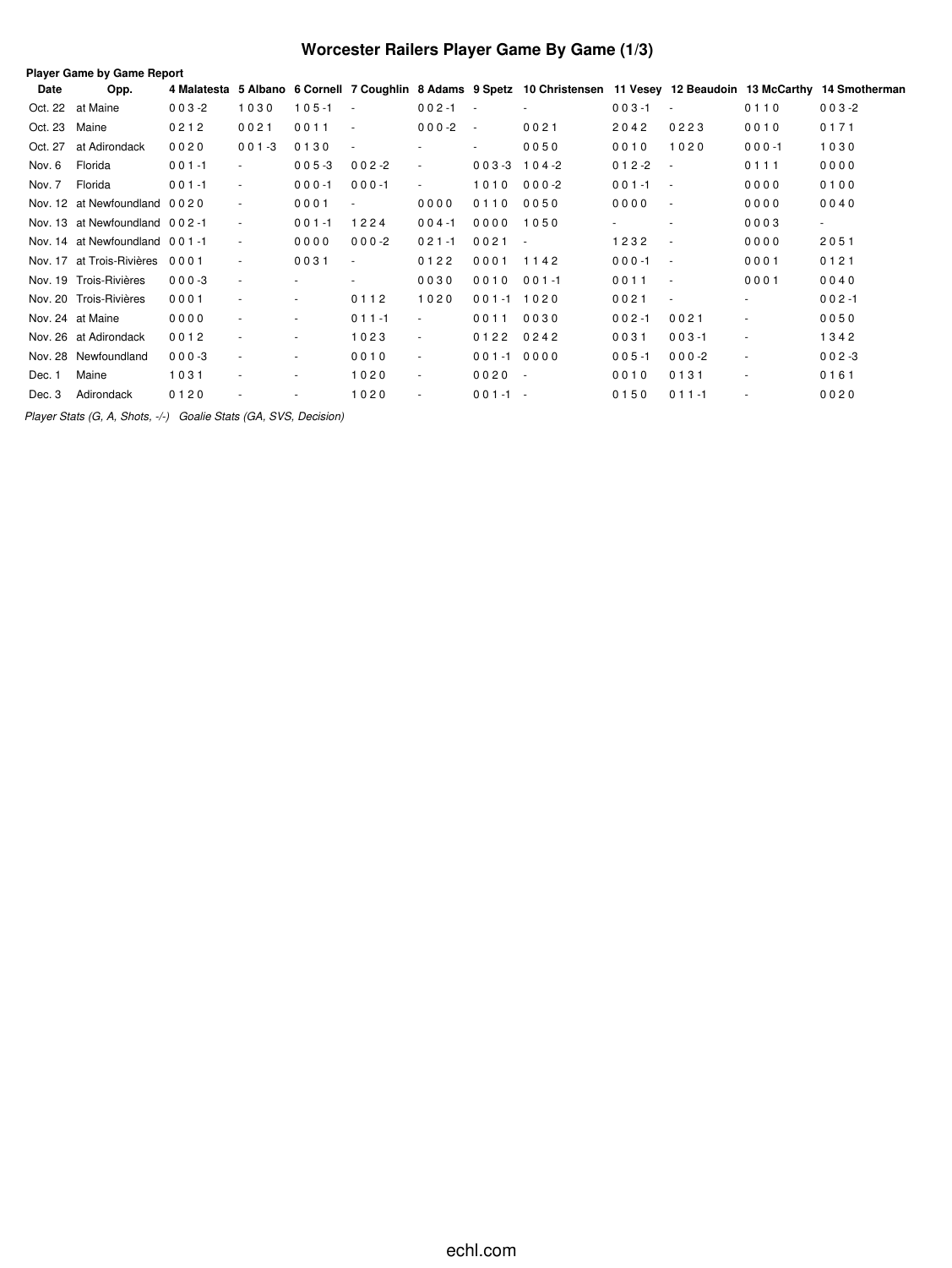# Worcester Railers Player Game By Game (1/3)

**Player Game by Game Report**

| Date | Opp. | 4 Malatesta | 5 Albano | 6 Cornell | 7 Coughlin | 8 Adams | 9 Spetz | 10 Christensen | 11 Vesey | 12 Beaudoin | 13 McCarthy | 14 Smotherman |
|---|---|---|---|---|---|---|---|---|---|---|---|---|
| Oct. 22 | at Maine | 0 0 3 -2 | 1 0 3 0 | 1 0 5 -1 | - | 0 0 2 -1 | - | - | 0 0 3 -1 | - | 0 1 1 0 | 0 0 3 -2 |
| Oct. 23 | Maine | 0 2 1 2 | 0 0 2 1 | 0 0 1 1 | - | 0 0 0 -2 | - | 0 0 2 1 | 2 0 4 2 | 0 2 2 3 | 0 0 1 0 | 0 1 7 1 |
| Oct. 27 | at Adirondack | 0 0 2 0 | 0 0 1 -3 | 0 1 3 0 | - | - | - | 0 0 5 0 | 0 0 1 0 | 1 0 2 0 | 0 0 0 -1 | 1 0 3 0 |
| Nov. 6 | Florida | 0 0 1 -1 | - | 0 0 5 -3 | 0 0 2 -2 | - | 0 0 3 -3 | 1 0 4 -2 | 0 1 2 -2 | - | 0 1 1 1 | 0 0 0 0 |
| Nov. 7 | Florida | 0 0 1 -1 | - | 0 0 0 -1 | 0 0 0 -1 | - | 1 0 1 0 | 0 0 0 -2 | 0 0 1 -1 | - | 0 0 0 0 | 0 1 0 0 |
| Nov. 12 | at Newfoundland | 0 0 2 0 | - | 0 0 0 1 | - | 0 0 0 0 | 0 1 1 0 | 0 0 5 0 | 0 0 0 0 | - | 0 0 0 0 | 0 0 4 0 |
| Nov. 13 | at Newfoundland | 0 0 2 -1 | - | 0 0 1 -1 | 1 2 2 4 | 0 0 4 -1 | 0 0 0 0 | 1 0 5 0 | - | - | 0 0 0 3 | - |
| Nov. 14 | at Newfoundland | 0 0 1 -1 | - | 0 0 0 0 | 0 0 0 -2 | 0 2 1 -1 | 0 0 2 1 | - | 1 2 3 2 | - | 0 0 0 0 | 2 0 5 1 |
| Nov. 17 | at Trois-Rivières | 0 0 0 1 | - | 0 0 3 1 | - | 0 1 2 2 | 0 0 0 1 | 1 1 4 2 | 0 0 0 -1 | - | 0 0 0 1 | 0 1 2 1 |
| Nov. 19 | Trois-Rivières | 0 0 0 -3 | - | - | - | 0 0 3 0 | 0 0 1 0 | 0 0 1 -1 | 0 0 1 1 | - | 0 0 0 1 | 0 0 4 0 |
| Nov. 20 | Trois-Rivières | 0 0 0 1 | - | - | 0 1 1 2 | 1 0 2 0 | 0 0 1 -1 | 1 0 2 0 | 0 0 2 1 | - | - | 0 0 2 -1 |
| Nov. 24 | at Maine | 0 0 0 0 | - | - | 0 1 1 -1 | - | 0 0 1 1 | 0 0 3 0 | 0 0 2 -1 | 0 0 2 1 | - | 0 0 5 0 |
| Nov. 26 | at Adirondack | 0 0 1 2 | - | - | 1 0 2 3 | - | 0 1 2 2 | 0 2 4 2 | 0 0 3 1 | 0 0 3 -1 | - | 1 3 4 2 |
| Nov. 28 | Newfoundland | 0 0 0 -3 | - | - | 0 0 1 0 | - | 0 0 1 -1 | 0 0 0 0 | 0 0 5 -1 | 0 0 0 -2 | - | 0 0 2 -3 |
| Dec. 1 | Maine | 1 0 3 1 | - | - | 1 0 2 0 | - | 0 0 2 0 | - | 0 0 1 0 | 0 1 3 1 | - | 0 1 6 1 |
| Dec. 3 | Adirondack | 0 1 2 0 | - | - | 1 0 2 0 | - | 0 0 1 -1 | - | 0 1 5 0 | 0 1 1 -1 | - | 0 0 2 0 |

*Player Stats (G, A, Shots, -/-)   Goalie Stats (GA, SVS, Decision)*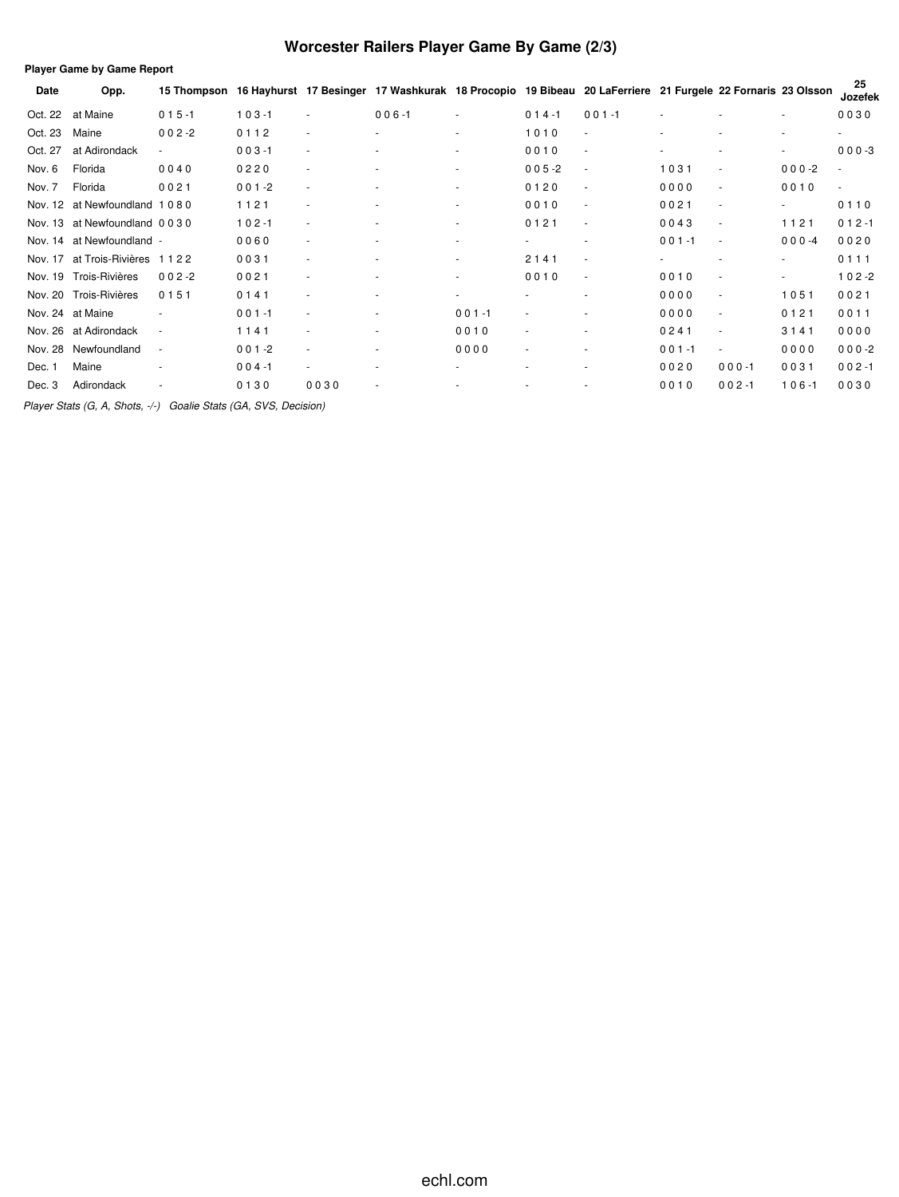# Worcester Railers Player Game By Game (2/3)

**Player Game by Game Report**

| Date | Opp. | 15 Thompson | 16 Hayhurst | 17 Besinger | 17 Washkurak | 18 Procopio | 19 Bibeau | 20 LaFerriere | 21 Furgele | 22 Fornaris | 23 Olsson | 25 Jozefek |
|---|---|---|---|---|---|---|---|---|---|---|---|---|
| Oct. 22 | at Maine | 0 1 5 -1 | 1 0 3 -1 | - | 0 0 6 -1 | - | 0 1 4 -1 | 0 0 1 -1 | - | - | - | 0 0 3 0 |
| Oct. 23 | Maine | 0 0 2 -2 | 0 1 1 2 | - | - | - | 1 0 1 0 | - | - | - | - | - |
| Oct. 27 | at Adirondack | - | 0 0 3 -1 | - | - | - | 0 0 1 0 | - | - | - | - | 0 0 0 -3 |
| Nov. 6 | Florida | 0 0 4 0 | 0 2 2 0 | - | - | - | 0 0 5 -2 | - | 1 0 3 1 | - | 0 0 0 -2 | - |
| Nov. 7 | Florida | 0 0 2 1 | 0 0 1 -2 | - | - | - | 0 1 2 0 | - | 0 0 0 0 | - | 0 0 1 0 | - |
| Nov. 12 | at Newfoundland | 1 0 8 0 | 1 1 2 1 | - | - | - | 0 0 1 0 | - | 0 0 2 1 | - | - | 0 1 1 0 |
| Nov. 13 | at Newfoundland | 0 0 3 0 | 1 0 2 -1 | - | - | - | 0 1 2 1 | - | 0 0 4 3 | - | 1 1 2 1 | 0 1 2 -1 |
| Nov. 14 | at Newfoundland | - | 0 0 6 0 | - | - | - | - | - | 0 0 1 -1 | - | 0 0 0 -4 | 0 0 2 0 |
| Nov. 17 | at Trois-Rivières | 1 1 2 2 | 0 0 3 1 | - | - | - | 2 1 4 1 | - | - | - | - | 0 1 1 1 |
| Nov. 19 | Trois-Rivières | 0 0 2 -2 | 0 0 2 1 | - | - | - | 0 0 1 0 | - | 0 0 1 0 | - | - | 1 0 2 -2 |
| Nov. 20 | Trois-Rivières | 0 1 5 1 | 0 1 4 1 | - | - | - | - | - | 0 0 0 0 | - | 1 0 5 1 | 0 0 2 1 |
| Nov. 24 | at Maine | - | 0 0 1 -1 | - | - | 0 0 1 -1 | - | - | 0 0 0 0 | - | 0 1 2 1 | 0 0 1 1 |
| Nov. 26 | at Adirondack | - | 1 1 4 1 | - | - | 0 0 1 0 | - | - | 0 2 4 1 | - | 3 1 4 1 | 0 0 0 0 |
| Nov. 28 | Newfoundland | - | 0 0 1 -2 | - | - | 0 0 0 0 | - | - | 0 0 1 -1 | - | 0 0 0 0 | 0 0 0 -2 |
| Dec. 1 | Maine | - | 0 0 4 -1 | - | - | - | - | - | 0 0 2 0 | 0 0 0 -1 | 0 0 3 1 | 0 0 2 -1 |
| Dec. 3 | Adirondack | - | 0 1 3 0 | 0 0 3 0 | - | - | - | - | 0 0 1 0 | 0 0 2 -1 | 1 0 6 -1 | 0 0 3 0 |

*Player Stats (G, A, Shots, -/-)   Goalie Stats (GA, SVS, Decision)*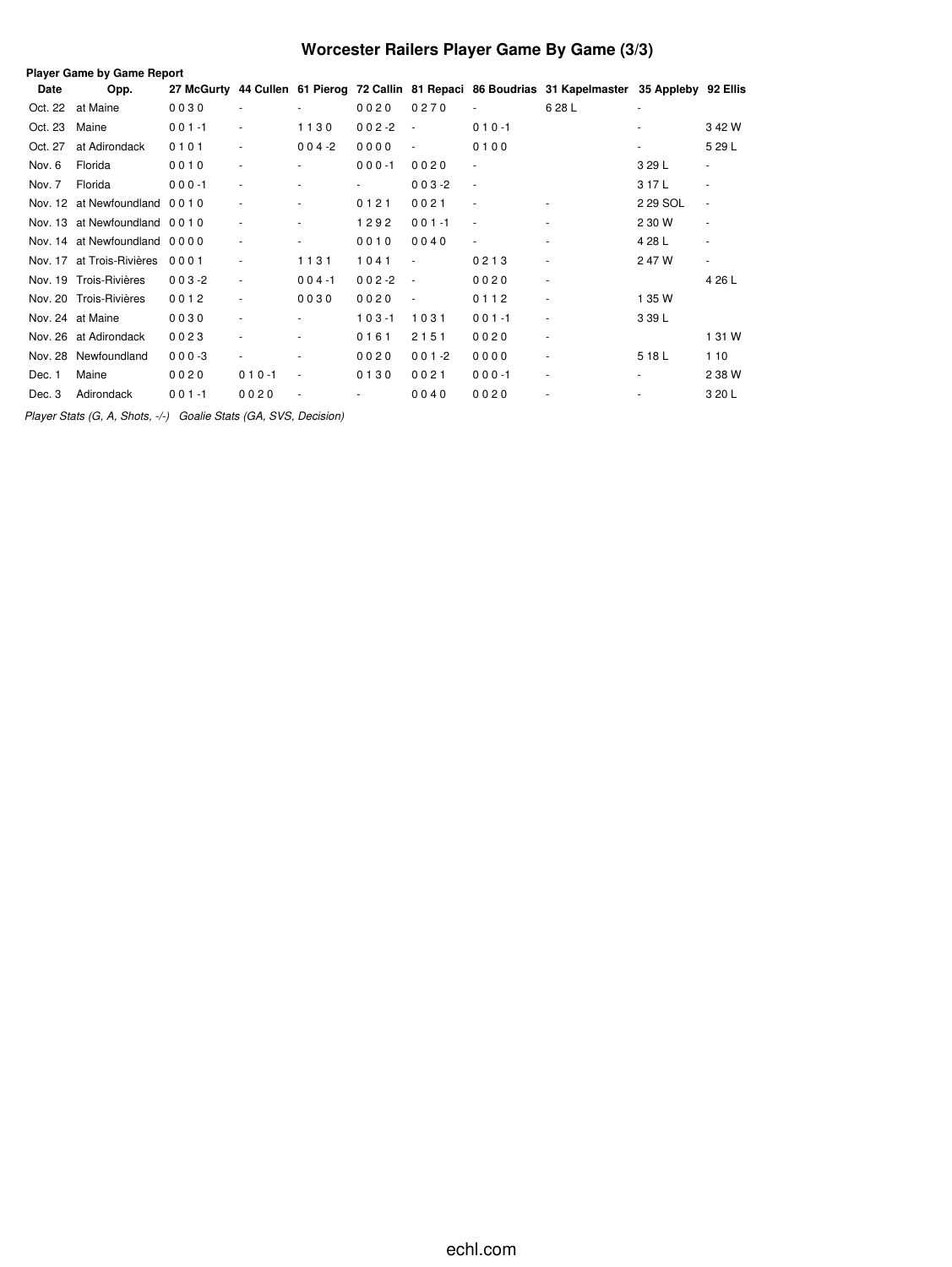# Worcester Railers Player Game By Game (3/3)

**Player Game by Game Report**

| Date | Opp. | 27 McGurty | 44 Cullen | 61 Pierog | 72 Callin | 81 Repaci | 86 Boudrias | 31 Kapelmaster | 35 Appleby | 92 Ellis |
|---|---|---|---|---|---|---|---|---|---|---|
| Oct. 22 | at Maine | 0 0 3 0 | - | - | 0 0 2 0 | 0 2 7 0 | - | 6 28 L | - | |
| Oct. 23 | Maine | 0 0 1 -1 | - | 1 1 3 0 | 0 0 2 -2 | - | 0 1 0 -1 | | - | 3 42 W |
| Oct. 27 | at Adirondack | 0 1 0 1 | - | 0 0 4 -2 | 0 0 0 0 | - | 0 1 0 0 | | - | 5 29 L |
| Nov. 6 | Florida | 0 0 1 0 | - | - | 0 0 0 -1 | 0 0 2 0 | - | | 3 29 L | - |
| Nov. 7 | Florida | 0 0 0 -1 | - | - | - | 0 0 3 -2 | - | | 3 17 L | - |
| Nov. 12 | at Newfoundland | 0 0 1 0 | - | - | 0 1 2 1 | 0 0 2 1 | - | - | 2 29 SOL | - |
| Nov. 13 | at Newfoundland | 0 0 1 0 | - | - | 1 2 9 2 | 0 0 1 -1 | - | - | 2 30 W | - |
| Nov. 14 | at Newfoundland | 0 0 0 0 | - | - | 0 0 1 0 | 0 0 4 0 | - | - | 4 28 L | - |
| Nov. 17 | at Trois-Rivières | 0 0 0 1 | - | 1 1 3 1 | 1 0 4 1 | - | 0 2 1 3 | - | 2 47 W | - |
| Nov. 19 | Trois-Rivières | 0 0 3 -2 | - | 0 0 4 -1 | 0 0 2 -2 | - | 0 0 2 0 | - | | 4 26 L |
| Nov. 20 | Trois-Rivières | 0 0 1 2 | - | 0 0 3 0 | 0 0 2 0 | - | 0 1 1 2 | - | 1 35 W | |
| Nov. 24 | at Maine | 0 0 3 0 | - | - | 1 0 3 -1 | 1 0 3 1 | 0 0 1 -1 | - | 3 39 L | |
| Nov. 26 | at Adirondack | 0 0 2 3 | - | - | 0 1 6 1 | 2 1 5 1 | 0 0 2 0 | - | | 1 31 W |
| Nov. 28 | Newfoundland | 0 0 0 -3 | - | - | 0 0 2 0 | 0 0 1 -2 | 0 0 0 0 | - | 5 18 L | 1 10 |
| Dec. 1 | Maine | 0 0 2 0 | 0 1 0 -1 | - | 0 1 3 0 | 0 0 2 1 | 0 0 0 -1 | - | - | 2 38 W |
| Dec. 3 | Adirondack | 0 0 1 -1 | 0 0 2 0 | - | - | 0 0 4 0 | 0 0 2 0 | - | - | 3 20 L |

*Player Stats (G, A, Shots, -/-)   Goalie Stats (GA, SVS, Decision)*

echl.com